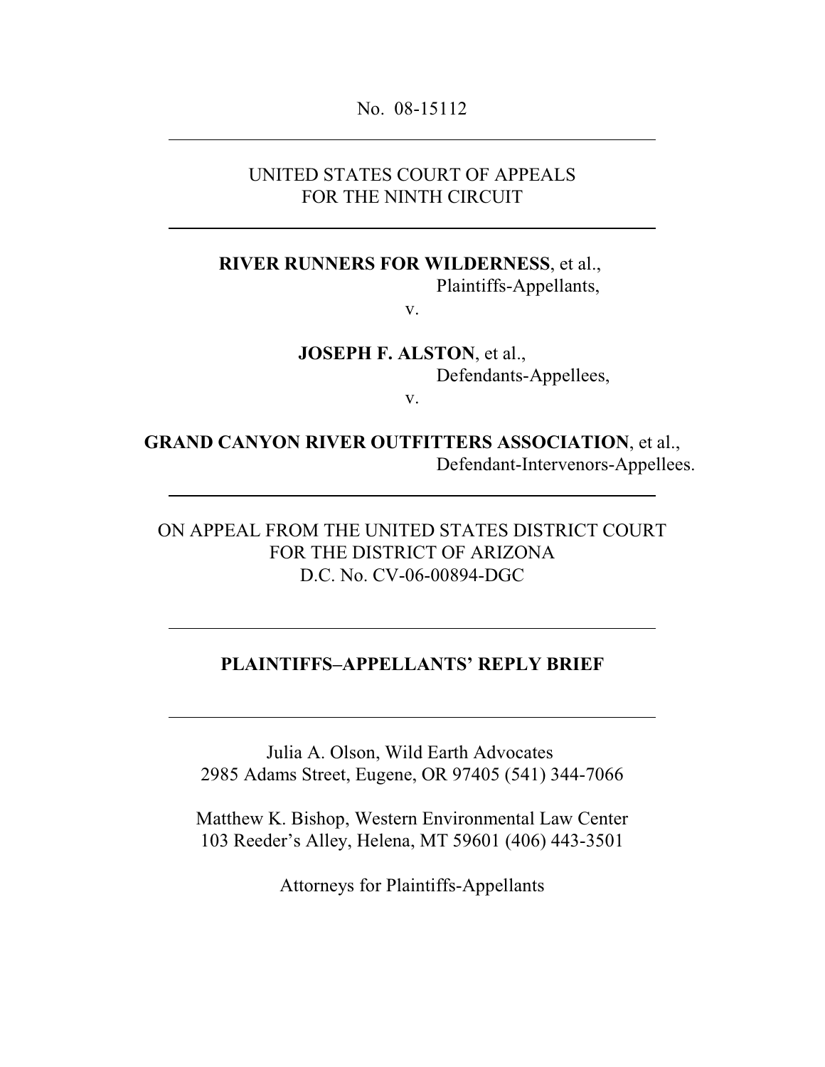No. 08-15112

---

UNITED STATES COURT OF APPEALS
FOR THE NINTH CIRCUIT

---

**RIVER RUNNERS FOR WILDERNESS**, et al.,
Plaintiffs-Appellants,

v.

**JOSEPH F. ALSTON**, et al.,
Defendants-Appellees,

v.

**GRAND CANYON RIVER OUTFITTERS ASSOCIATION**, et al.,
Defendant-Intervenors-Appellees.

---

ON APPEAL FROM THE UNITED STATES DISTRICT COURT
FOR THE DISTRICT OF ARIZONA
D.C. No. CV-06-00894-DGC

---

**PLAINTIFFS–APPELLANTS' REPLY BRIEF**

---

Julia A. Olson, Wild Earth Advocates
2985 Adams Street, Eugene, OR 97405 (541) 344-7066

Matthew K. Bishop, Western Environmental Law Center
103 Reeder's Alley, Helena, MT 59601 (406) 443-3501

Attorneys for Plaintiffs-Appellants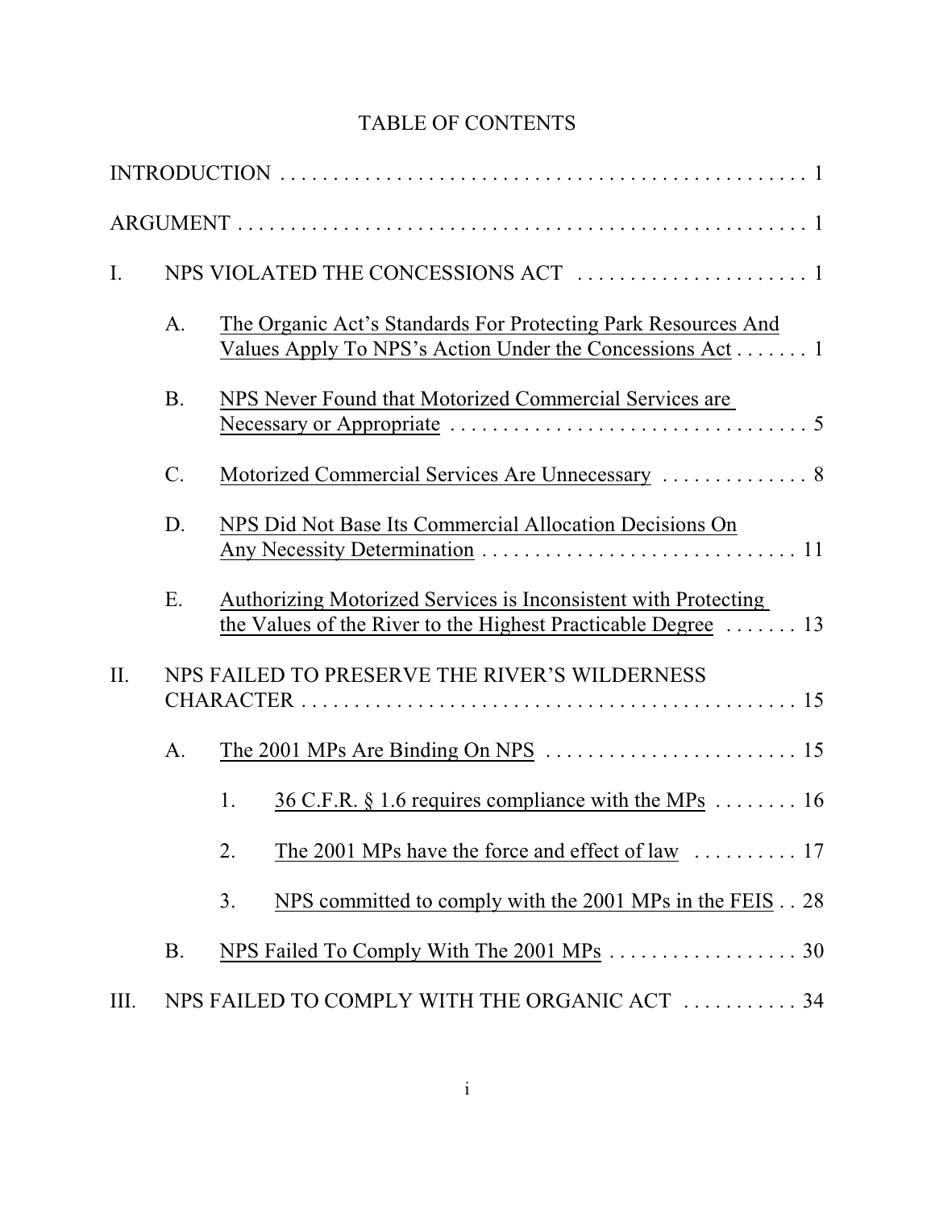# TABLE OF CONTENTS

INTRODUCTION . . . . . . . . . . . . . . . . . . . . . . . . . . . . . . . . . . . . . . . . . . . . . . . . . . 1

ARGUMENT . . . . . . . . . . . . . . . . . . . . . . . . . . . . . . . . . . . . . . . . . . . . . . . . . . . . . 1

I. NPS VIOLATED THE CONCESSIONS ACT . . . . . . . . . . . . . . . . . . . . . . 1

- A. The Organic Act's Standards For Protecting Park Resources And Values Apply To NPS's Action Under the Concessions Act . . . . . . . 1
- B. NPS Never Found that Motorized Commercial Services are Necessary or Appropriate . . . . . . . . . . . . . . . . . . . . . . . . . . . . . . . . . . 5
- C. Motorized Commercial Services Are Unnecessary . . . . . . . . . . . . . . 8
- D. NPS Did Not Base Its Commercial Allocation Decisions On Any Necessity Determination . . . . . . . . . . . . . . . . . . . . . . . . . . . . . . 11
- E. Authorizing Motorized Services is Inconsistent with Protecting the Values of the River to the Highest Practicable Degree . . . . . . . 13

II. NPS FAILED TO PRESERVE THE RIVER'S WILDERNESS CHARACTER . . . . . . . . . . . . . . . . . . . . . . . . . . . . . . . . . . . . . . . . . . . . . . . . 15

- A. The 2001 MPs Are Binding On NPS . . . . . . . . . . . . . . . . . . . . . . . . 15
  1. 36 C.F.R. § 1.6 requires compliance with the MPs . . . . . . . . 16
  2. The 2001 MPs have the force and effect of law . . . . . . . . . . 17
  3. NPS committed to comply with the 2001 MPs in the FEIS . . 28
- B. NPS Failed To Comply With The 2001 MPs . . . . . . . . . . . . . . . . . . 30

III. NPS FAILED TO COMPLY WITH THE ORGANIC ACT . . . . . . . . . . . 34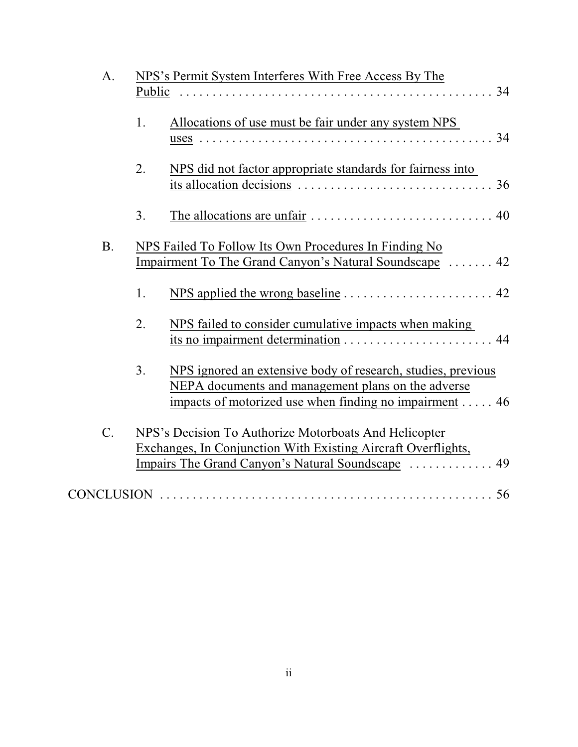A. NPS's Permit System Interferes With Free Access By The Public . . . . . . . . . . . . . . . . . . . . . . . . . . . . . . . . . . . . . . . . . . . . . . . . . 34

1. Allocations of use must be fair under any system NPS uses . . . . . . . . . . . . . . . . . . . . . . . . . . . . . . . . . . . . . . . . . . . . . . . 34

2. NPS did not factor appropriate standards for fairness into its allocation decisions . . . . . . . . . . . . . . . . . . . . . . . . . . . . . . 36

3. The allocations are unfair . . . . . . . . . . . . . . . . . . . . . . . . . . . . 40

B. NPS Failed To Follow Its Own Procedures In Finding No Impairment To The Grand Canyon's Natural Soundscape . . . . . . . 42

1. NPS applied the wrong baseline . . . . . . . . . . . . . . . . . . . . . . . 42

2. NPS failed to consider cumulative impacts when making its no impairment determination . . . . . . . . . . . . . . . . . . . . . . . 44

3. NPS ignored an extensive body of research, studies, previous NEPA documents and management plans on the adverse impacts of motorized use when finding no impairment . . . . . 46

C. NPS's Decision To Authorize Motorboats And Helicopter Exchanges, In Conjunction With Existing Aircraft Overflights, Impairs The Grand Canyon's Natural Soundscape . . . . . . . . . . . . . 49

CONCLUSION . . . . . . . . . . . . . . . . . . . . . . . . . . . . . . . . . . . . . . . . . . . . . . . . . . . 56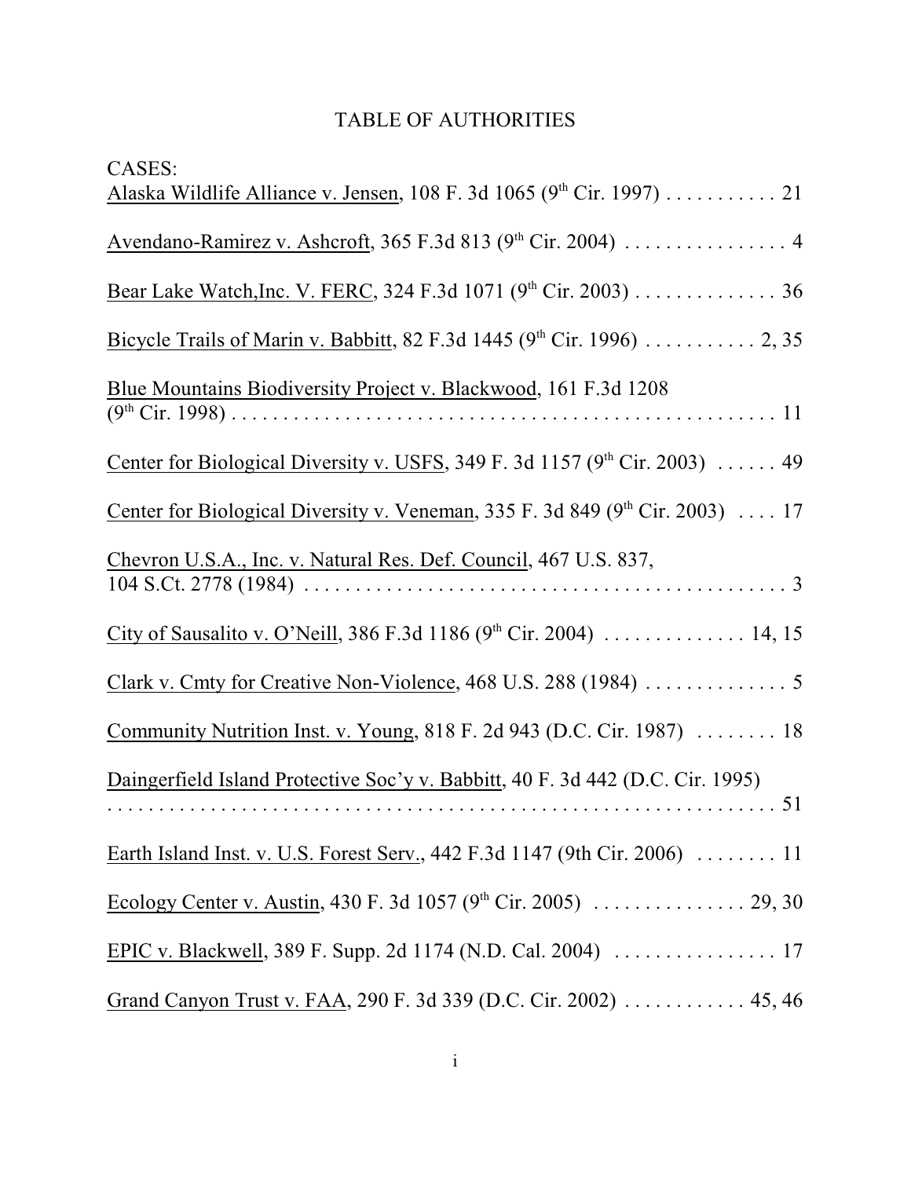# TABLE OF AUTHORITIES

CASES:

Alaska Wildlife Alliance v. Jensen, 108 F. 3d 1065 (9th Cir. 1997) . . . . . . . . . . . 21

Avendano-Ramirez v. Ashcroft, 365 F.3d 813 (9th Cir. 2004) . . . . . . . . . . . . . . . . 4

Bear Lake Watch,Inc. V. FERC, 324 F.3d 1071 (9th Cir. 2003) . . . . . . . . . . . . . . 36

Bicycle Trails of Marin v. Babbitt, 82 F.3d 1445 (9th Cir. 1996) . . . . . . . . . . . 2, 35

Blue Mountains Biodiversity Project v. Blackwood, 161 F.3d 1208 (9th Cir. 1998) . . . . . . . . . . . . . . . . . . . . . . . . . . . . . . . . . . . . . . . . . . . . . . . . . . . 11

Center for Biological Diversity v. USFS, 349 F. 3d 1157 (9th Cir. 2003) . . . . . . 49

Center for Biological Diversity v. Veneman, 335 F. 3d 849 (9th Cir. 2003) . . . . 17

Chevron U.S.A., Inc. v. Natural Res. Def. Council, 467 U.S. 837, 104 S.Ct. 2778 (1984) . . . . . . . . . . . . . . . . . . . . . . . . . . . . . . . . . . . . . . . . . . . . . . . . 3

City of Sausalito v. O'Neill, 386 F.3d 1186 (9th Cir. 2004) . . . . . . . . . . . . . . 14, 15

Clark v. Cmty for Creative Non-Violence, 468 U.S. 288 (1984) . . . . . . . . . . . . . . 5

Community Nutrition Inst. v. Young, 818 F. 2d 943 (D.C. Cir. 1987) . . . . . . . . 18

Daingerfield Island Protective Soc'y v. Babbitt, 40 F. 3d 442 (D.C. Cir. 1995) . . . . . . . . . . . . . . . . . . . . . . . . . . . . . . . . . . . . . . . . . . . . . . . . . . . . . . . . . . . . . 51

Earth Island Inst. v. U.S. Forest Serv., 442 F.3d 1147 (9th Cir. 2006) . . . . . . . . 11

Ecology Center v. Austin, 430 F. 3d 1057 (9th Cir. 2005) . . . . . . . . . . . . . . . 29, 30

EPIC v. Blackwell, 389 F. Supp. 2d 1174 (N.D. Cal. 2004) . . . . . . . . . . . . . . . . 17

Grand Canyon Trust v. FAA, 290 F. 3d 339 (D.C. Cir. 2002) . . . . . . . . . . . . 45, 46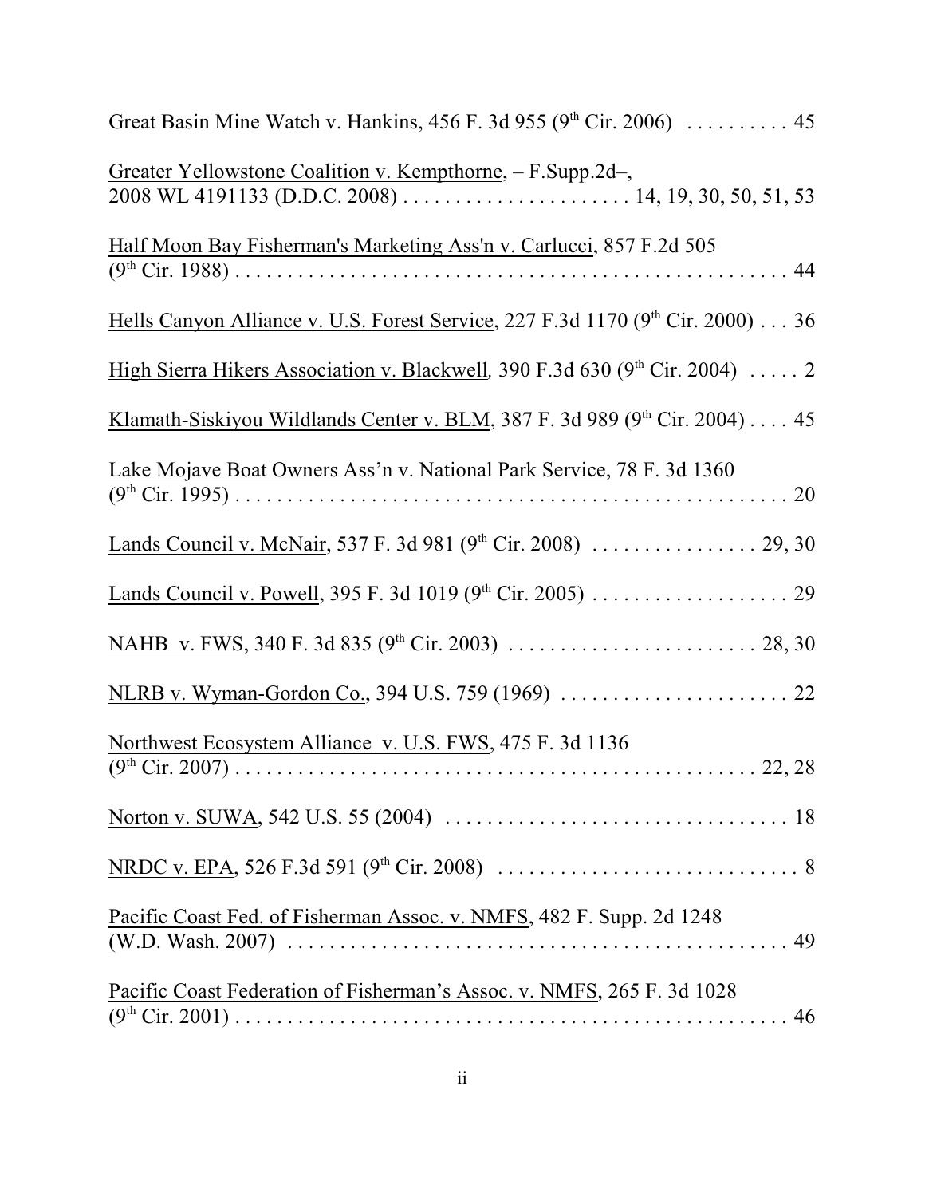Great Basin Mine Watch v. Hankins, 456 F. 3d 955 (9th Cir. 2006) . . . . . . . . . . 45

Greater Yellowstone Coalition v. Kempthorne, – F.Supp.2d–, 2008 WL 4191133 (D.D.C. 2008) . . . . . . . . . . . . . . . . . . . . . . 14, 19, 30, 50, 51, 53

Half Moon Bay Fisherman's Marketing Ass'n v. Carlucci, 857 F.2d 505 (9th Cir. 1988) . . . . . . . . . . . . . . . . . . . . . . . . . . . . . . . . . . . . . . . . . . . . . . . 44

Hells Canyon Alliance v. U.S. Forest Service, 227 F.3d 1170 (9th Cir. 2000) . . . 36

High Sierra Hikers Association v. Blackwell, 390 F.3d 630 (9th Cir. 2004) . . . . . 2

Klamath-Siskiyou Wildlands Center v. BLM, 387 F. 3d 989 (9th Cir. 2004) . . . . 45

Lake Mojave Boat Owners Ass'n v. National Park Service, 78 F. 3d 1360 (9th Cir. 1995) . . . . . . . . . . . . . . . . . . . . . . . . . . . . . . . . . . . . . . . . . . . . . . . 20

Lands Council v. McNair, 537 F. 3d 981 (9th Cir. 2008) . . . . . . . . . . . . . . . . 29, 30

Lands Council v. Powell, 395 F. 3d 1019 (9th Cir. 2005) . . . . . . . . . . . . . . . . . . . 29

NAHB v. FWS, 340 F. 3d 835 (9th Cir. 2003) . . . . . . . . . . . . . . . . . . . . . . . . . 28, 30

NLRB v. Wyman-Gordon Co., 394 U.S. 759 (1969) . . . . . . . . . . . . . . . . . . . . . . 22

Northwest Ecosystem Alliance v. U.S. FWS, 475 F. 3d 1136 (9th Cir. 2007) . . . . . . . . . . . . . . . . . . . . . . . . . . . . . . . . . . . . . . . . . . . . . . . 22, 28

Norton v. SUWA, 542 U.S. 55 (2004) . . . . . . . . . . . . . . . . . . . . . . . . . . . . . . . . . 18

NRDC v. EPA, 526 F.3d 591 (9th Cir. 2008) . . . . . . . . . . . . . . . . . . . . . . . . . . . . . 8

Pacific Coast Fed. of Fisherman Assoc. v. NMFS, 482 F. Supp. 2d 1248 (W.D. Wash. 2007) . . . . . . . . . . . . . . . . . . . . . . . . . . . . . . . . . . . . . . . . . . . . . . 49

Pacific Coast Federation of Fisherman's Assoc. v. NMFS, 265 F. 3d 1028 (9th Cir. 2001) . . . . . . . . . . . . . . . . . . . . . . . . . . . . . . . . . . . . . . . . . . . . . . . 46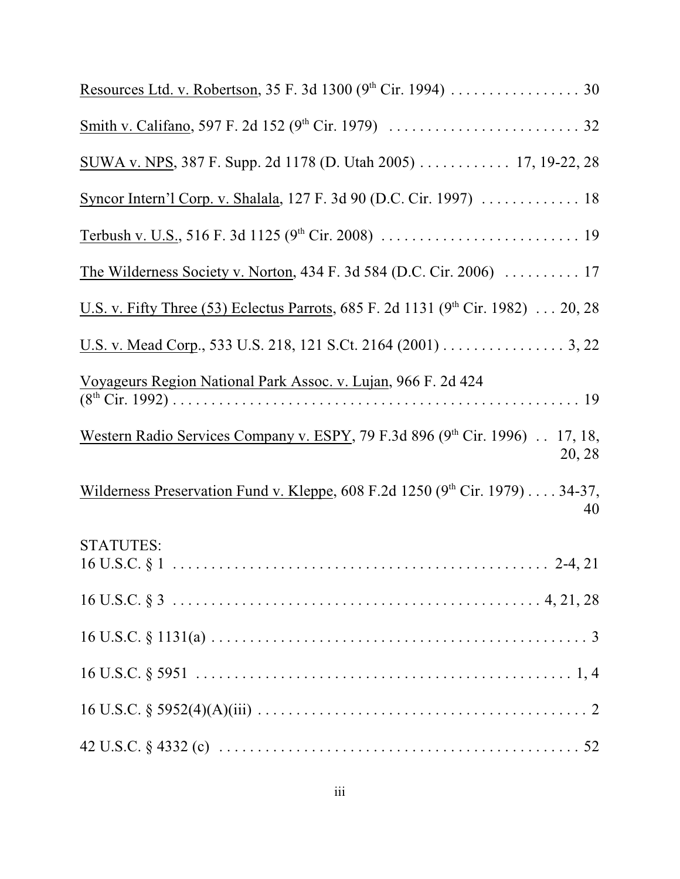Resources Ltd. v. Robertson, 35 F. 3d 1300 (9th Cir. 1994) . . . . . . . . . . . . . . . . . 30

Smith v. Califano, 597 F. 2d 152 (9th Cir. 1979) . . . . . . . . . . . . . . . . . . . . . . . . . 32

SUWA v. NPS, 387 F. Supp. 2d 1178 (D. Utah 2005) . . . . . . . . . . . . 17, 19-22, 28

Syncor Intern'l Corp. v. Shalala, 127 F. 3d 90 (D.C. Cir. 1997) . . . . . . . . . . . . . 18

Terbush v. U.S., 516 F. 3d 1125 (9th Cir. 2008) . . . . . . . . . . . . . . . . . . . . . . . . . . 19

The Wilderness Society v. Norton, 434 F. 3d 584 (D.C. Cir. 2006) . . . . . . . . . . 17

U.S. v. Fifty Three (53) Eclectus Parrots, 685 F. 2d 1131 (9th Cir. 1982) . . . 20, 28

U.S. v. Mead Corp., 533 U.S. 218, 121 S.Ct. 2164 (2001) . . . . . . . . . . . . . . . . 3, 22

Voyageurs Region National Park Assoc. v. Lujan, 966 F. 2d 424 (8th Cir. 1992) . . . . . . . . . . . . . . . . . . . . . . . . . . . . . . . . . . . . . . . . . . . . . . . . . . . . 19

Western Radio Services Company v. ESPY, 79 F.3d 896 (9th Cir. 1996) . . 17, 18, 20, 28

Wilderness Preservation Fund v. Kleppe, 608 F.2d 1250 (9th Cir. 1979) . . . . 34-37, 40

STATUTES:

16 U.S.C. § 1 . . . . . . . . . . . . . . . . . . . . . . . . . . . . . . . . . . . . . . . . . . . . . . . . . 2-4, 21

16 U.S.C. § 3 . . . . . . . . . . . . . . . . . . . . . . . . . . . . . . . . . . . . . . . . . . . . . . . . 4, 21, 28

16 U.S.C. § 1131(a) . . . . . . . . . . . . . . . . . . . . . . . . . . . . . . . . . . . . . . . . . . . . . . . . . 3

16 U.S.C. § 5951 . . . . . . . . . . . . . . . . . . . . . . . . . . . . . . . . . . . . . . . . . . . . . . . . . 1, 4

16 U.S.C. § 5952(4)(A)(iii) . . . . . . . . . . . . . . . . . . . . . . . . . . . . . . . . . . . . . . . . . . . 2

42 U.S.C. § 4332 (c) . . . . . . . . . . . . . . . . . . . . . . . . . . . . . . . . . . . . . . . . . . . . . . . 52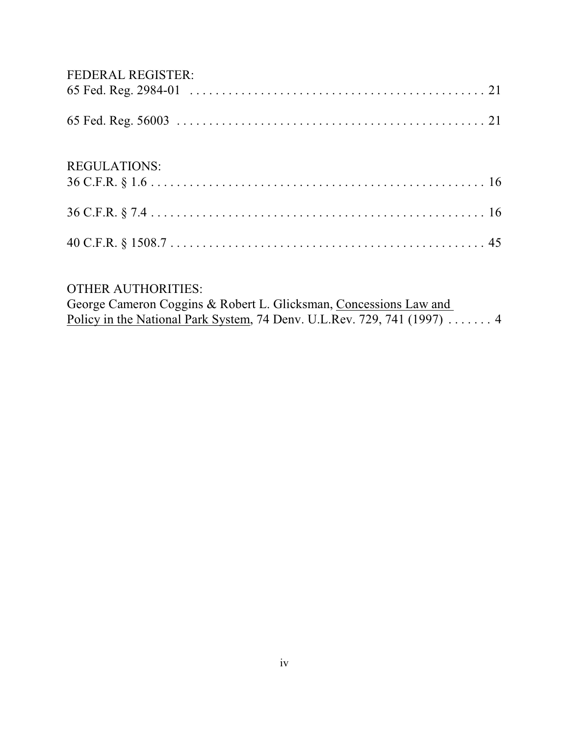FEDERAL REGISTER:

65 Fed. Reg. 2984-01 . . . . . . . . . . . . . . . . . . . . . . . . . . . . . . . . . . . . . . . . . . . . . . . 21

65 Fed. Reg. 56003 . . . . . . . . . . . . . . . . . . . . . . . . . . . . . . . . . . . . . . . . . . . . . . . . . 21

REGULATIONS:

36 C.F.R. § 1.6 . . . . . . . . . . . . . . . . . . . . . . . . . . . . . . . . . . . . . . . . . . . . . . . . . . . . 16

36 C.F.R. § 7.4 . . . . . . . . . . . . . . . . . . . . . . . . . . . . . . . . . . . . . . . . . . . . . . . . . . . . 16

40 C.F.R. § 1508.7 . . . . . . . . . . . . . . . . . . . . . . . . . . . . . . . . . . . . . . . . . . . . . . . . . 45

OTHER AUTHORITIES:

George Cameron Coggins & Robert L. Glicksman, Concessions Law and Policy in the National Park System, 74 Denv. U.L.Rev. 729, 741 (1997) . . . . . . . 4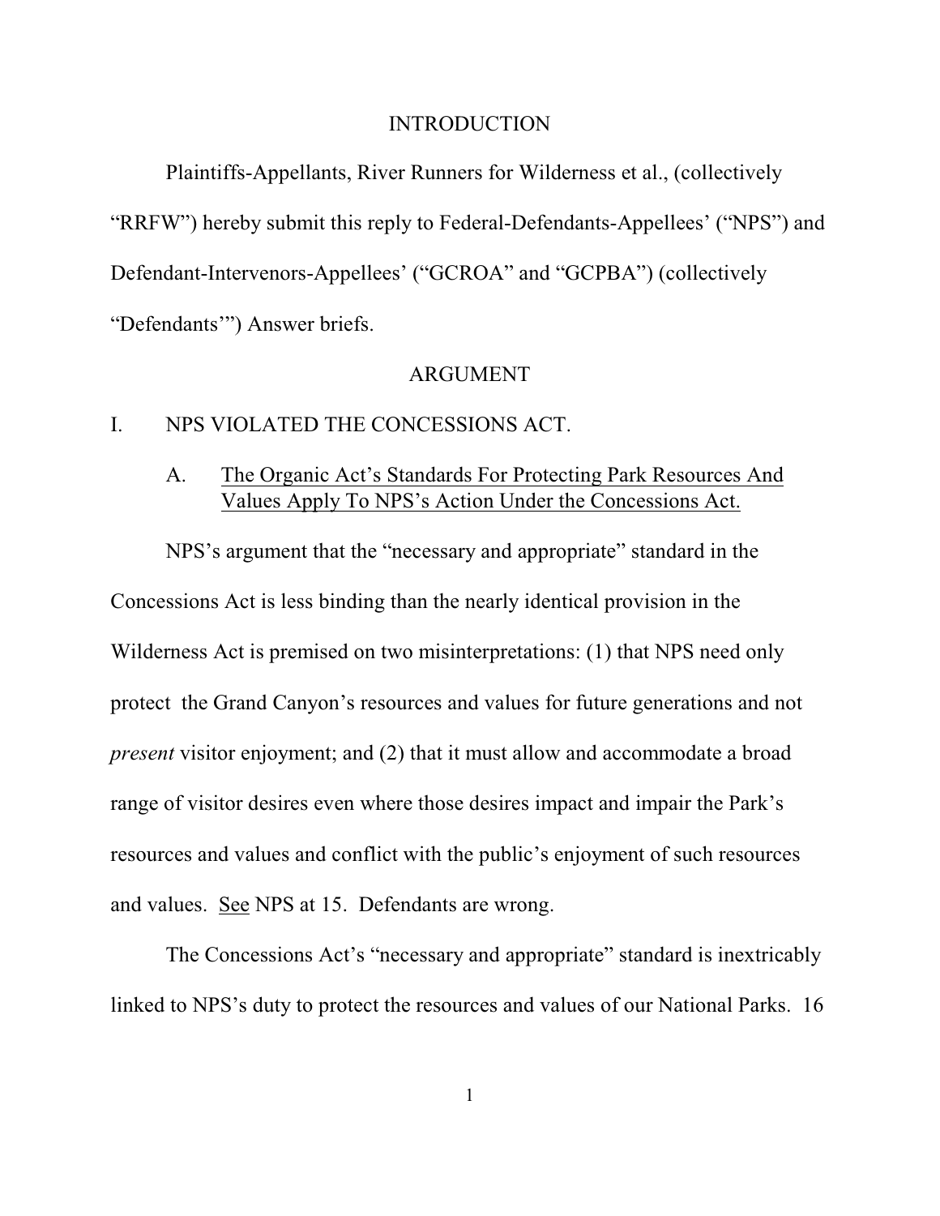## INTRODUCTION

Plaintiffs-Appellants, River Runners for Wilderness et al., (collectively "RRFW") hereby submit this reply to Federal-Defendants-Appellees' ("NPS") and Defendant-Intervenors-Appellees' ("GCROA" and "GCPBA") (collectively "Defendants'") Answer briefs.

## ARGUMENT

### I. NPS VIOLATED THE CONCESSIONS ACT.

#### A. The Organic Act's Standards For Protecting Park Resources And Values Apply To NPS's Action Under the Concessions Act.

NPS's argument that the "necessary and appropriate" standard in the Concessions Act is less binding than the nearly identical provision in the Wilderness Act is premised on two misinterpretations: (1) that NPS need only protect the Grand Canyon's resources and values for future generations and not *present* visitor enjoyment; and (2) that it must allow and accommodate a broad range of visitor desires even where those desires impact and impair the Park's resources and values and conflict with the public's enjoyment of such resources and values. See NPS at 15. Defendants are wrong.

The Concessions Act's "necessary and appropriate" standard is inextricably linked to NPS's duty to protect the resources and values of our National Parks. 16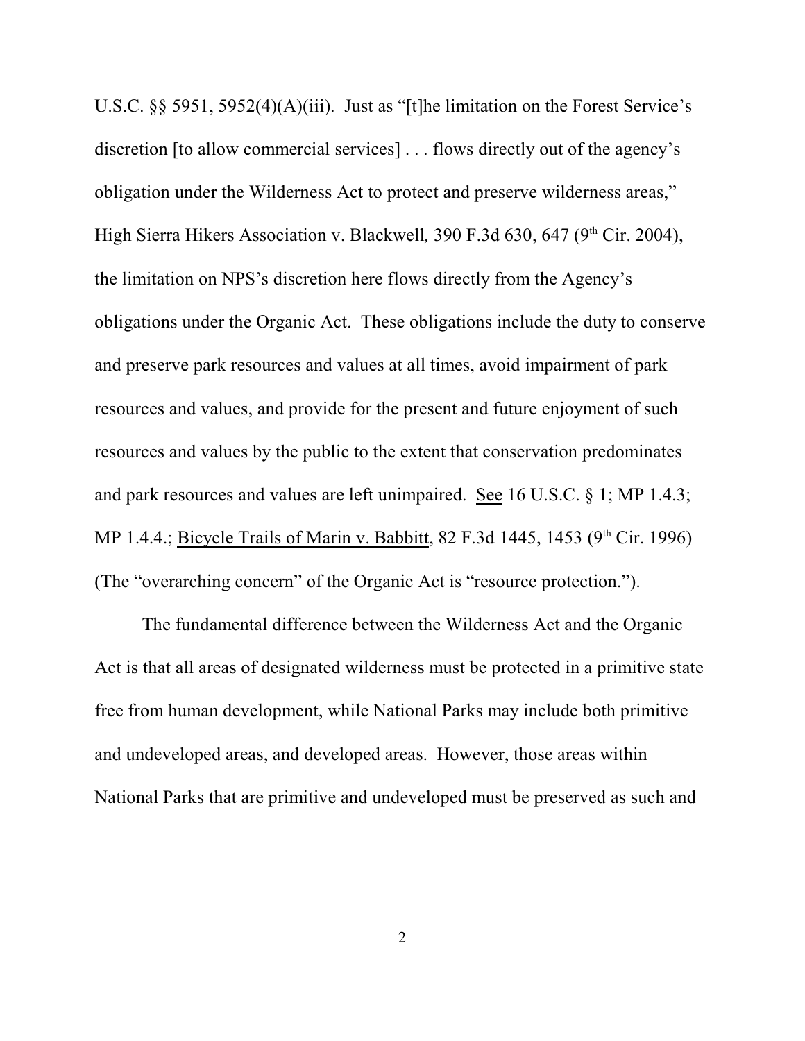U.S.C. §§ 5951, 5952(4)(A)(iii). Just as "[t]he limitation on the Forest Service's discretion [to allow commercial services] . . . flows directly out of the agency's obligation under the Wilderness Act to protect and preserve wilderness areas," High Sierra Hikers Association v. Blackwell, 390 F.3d 630, 647 (9th Cir. 2004), the limitation on NPS's discretion here flows directly from the Agency's obligations under the Organic Act. These obligations include the duty to conserve and preserve park resources and values at all times, avoid impairment of park resources and values, and provide for the present and future enjoyment of such resources and values by the public to the extent that conservation predominates and park resources and values are left unimpaired. See 16 U.S.C. § 1; MP 1.4.3; MP 1.4.4.; Bicycle Trails of Marin v. Babbitt, 82 F.3d 1445, 1453 (9th Cir. 1996) (The "overarching concern" of the Organic Act is "resource protection.").

The fundamental difference between the Wilderness Act and the Organic Act is that all areas of designated wilderness must be protected in a primitive state free from human development, while National Parks may include both primitive and undeveloped areas, and developed areas. However, those areas within National Parks that are primitive and undeveloped must be preserved as such and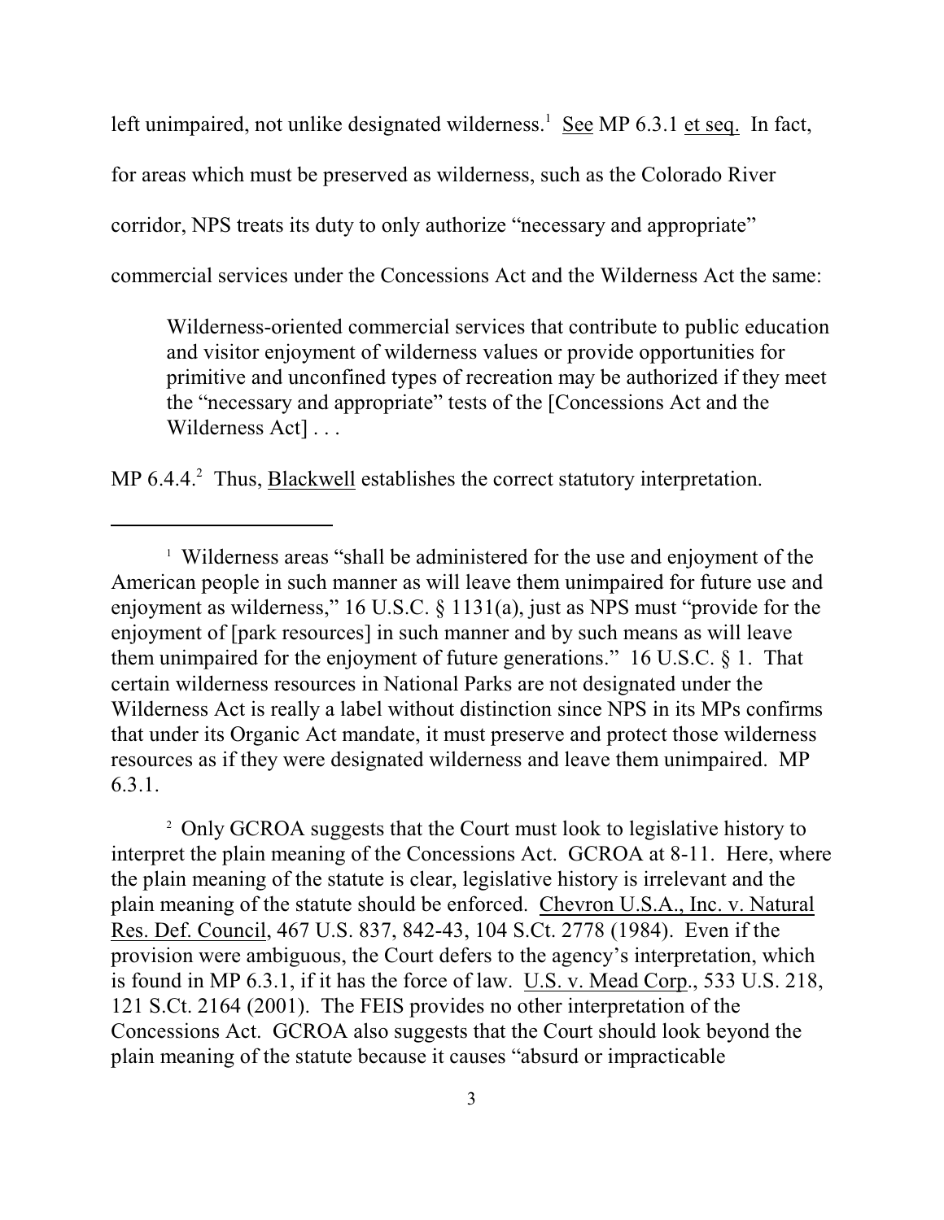left unimpaired, not unlike designated wilderness.[1] See MP 6.3.1 et seq. In fact, for areas which must be preserved as wilderness, such as the Colorado River corridor, NPS treats its duty to only authorize "necessary and appropriate" commercial services under the Concessions Act and the Wilderness Act the same:

> Wilderness-oriented commercial services that contribute to public education and visitor enjoyment of wilderness values or provide opportunities for primitive and unconfined types of recreation may be authorized if they meet the "necessary and appropriate" tests of the [Concessions Act and the Wilderness Act] . . .

MP 6.4.4.[2] Thus, Blackwell establishes the correct statutory interpretation.

---

[1] Wilderness areas "shall be administered for the use and enjoyment of the American people in such manner as will leave them unimpaired for future use and enjoyment as wilderness," 16 U.S.C. § 1131(a), just as NPS must "provide for the enjoyment of [park resources] in such manner and by such means as will leave them unimpaired for the enjoyment of future generations." 16 U.S.C. § 1. That certain wilderness resources in National Parks are not designated under the Wilderness Act is really a label without distinction since NPS in its MPs confirms that under its Organic Act mandate, it must preserve and protect those wilderness resources as if they were designated wilderness and leave them unimpaired. MP 6.3.1.

[2] Only GCROA suggests that the Court must look to legislative history to interpret the plain meaning of the Concessions Act. GCROA at 8-11. Here, where the plain meaning of the statute is clear, legislative history is irrelevant and the plain meaning of the statute should be enforced. Chevron U.S.A., Inc. v. Natural Res. Def. Council, 467 U.S. 837, 842-43, 104 S.Ct. 2778 (1984). Even if the provision were ambiguous, the Court defers to the agency's interpretation, which is found in MP 6.3.1, if it has the force of law. U.S. v. Mead Corp., 533 U.S. 218, 121 S.Ct. 2164 (2001). The FEIS provides no other interpretation of the Concessions Act. GCROA also suggests that the Court should look beyond the plain meaning of the statute because it causes "absurd or impracticable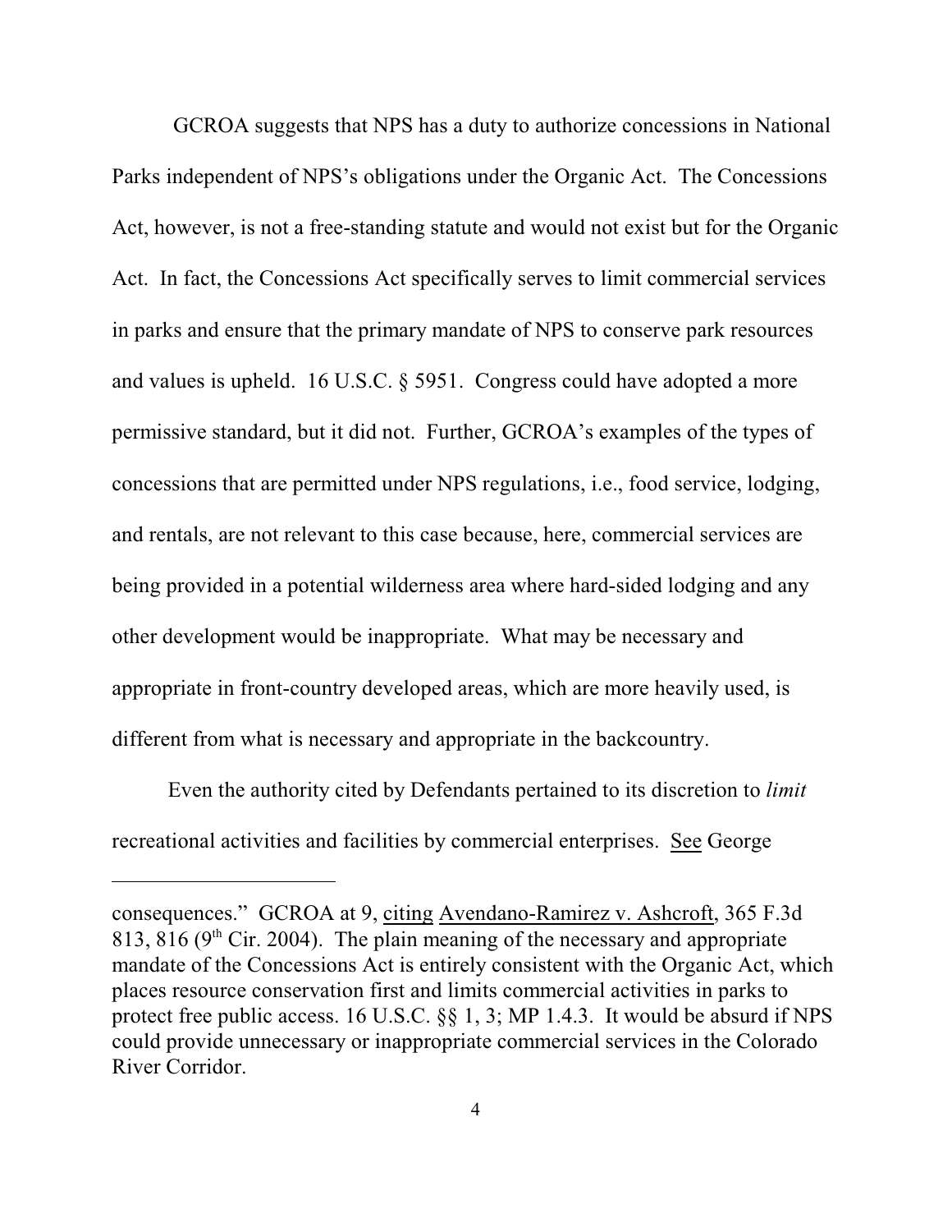GCROA suggests that NPS has a duty to authorize concessions in National Parks independent of NPS's obligations under the Organic Act. The Concessions Act, however, is not a free-standing statute and would not exist but for the Organic Act. In fact, the Concessions Act specifically serves to limit commercial services in parks and ensure that the primary mandate of NPS to conserve park resources and values is upheld. 16 U.S.C. § 5951. Congress could have adopted a more permissive standard, but it did not. Further, GCROA's examples of the types of concessions that are permitted under NPS regulations, i.e., food service, lodging, and rentals, are not relevant to this case because, here, commercial services are being provided in a potential wilderness area where hard-sided lodging and any other development would be inappropriate. What may be necessary and appropriate in front-country developed areas, which are more heavily used, is different from what is necessary and appropriate in the backcountry.

Even the authority cited by Defendants pertained to its discretion to *limit* recreational activities and facilities by commercial enterprises. See George

---

consequences." GCROA at 9, citing Avendano-Ramirez v. Ashcroft, 365 F.3d 813, 816 (9th Cir. 2004). The plain meaning of the necessary and appropriate mandate of the Concessions Act is entirely consistent with the Organic Act, which places resource conservation first and limits commercial activities in parks to protect free public access. 16 U.S.C. §§ 1, 3; MP 1.4.3. It would be absurd if NPS could provide unnecessary or inappropriate commercial services in the Colorado River Corridor.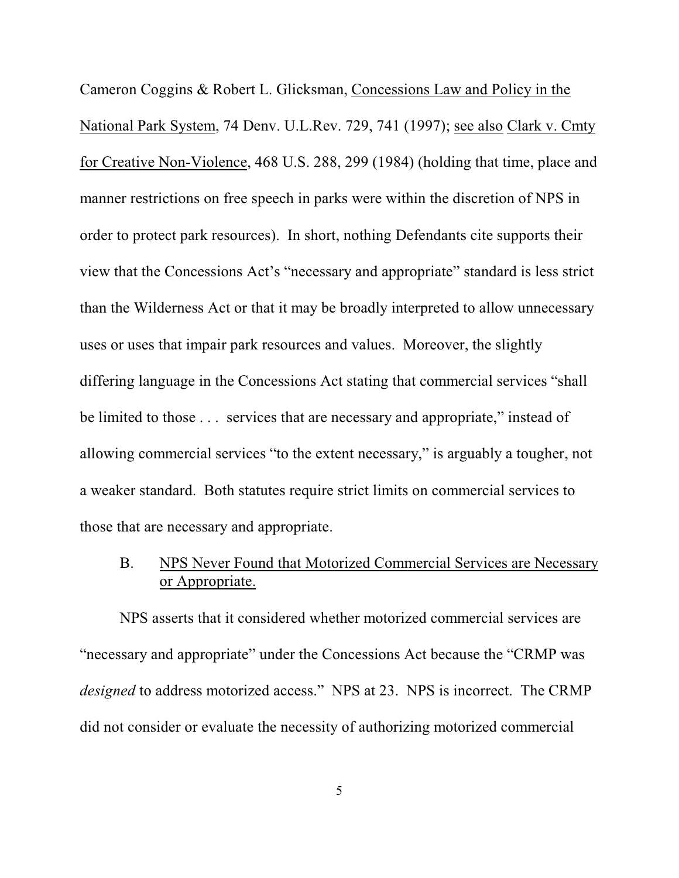Cameron Coggins & Robert L. Glicksman, Concessions Law and Policy in the National Park System, 74 Denv. U.L.Rev. 729, 741 (1997); see also Clark v. Cmty for Creative Non-Violence, 468 U.S. 288, 299 (1984) (holding that time, place and manner restrictions on free speech in parks were within the discretion of NPS in order to protect park resources). In short, nothing Defendants cite supports their view that the Concessions Act's "necessary and appropriate" standard is less strict than the Wilderness Act or that it may be broadly interpreted to allow unnecessary uses or uses that impair park resources and values. Moreover, the slightly differing language in the Concessions Act stating that commercial services "shall be limited to those . . . services that are necessary and appropriate," instead of allowing commercial services "to the extent necessary," is arguably a tougher, not a weaker standard. Both statutes require strict limits on commercial services to those that are necessary and appropriate.

### B. NPS Never Found that Motorized Commercial Services are Necessary or Appropriate.

NPS asserts that it considered whether motorized commercial services are "necessary and appropriate" under the Concessions Act because the "CRMP was *designed* to address motorized access." NPS at 23. NPS is incorrect. The CRMP did not consider or evaluate the necessity of authorizing motorized commercial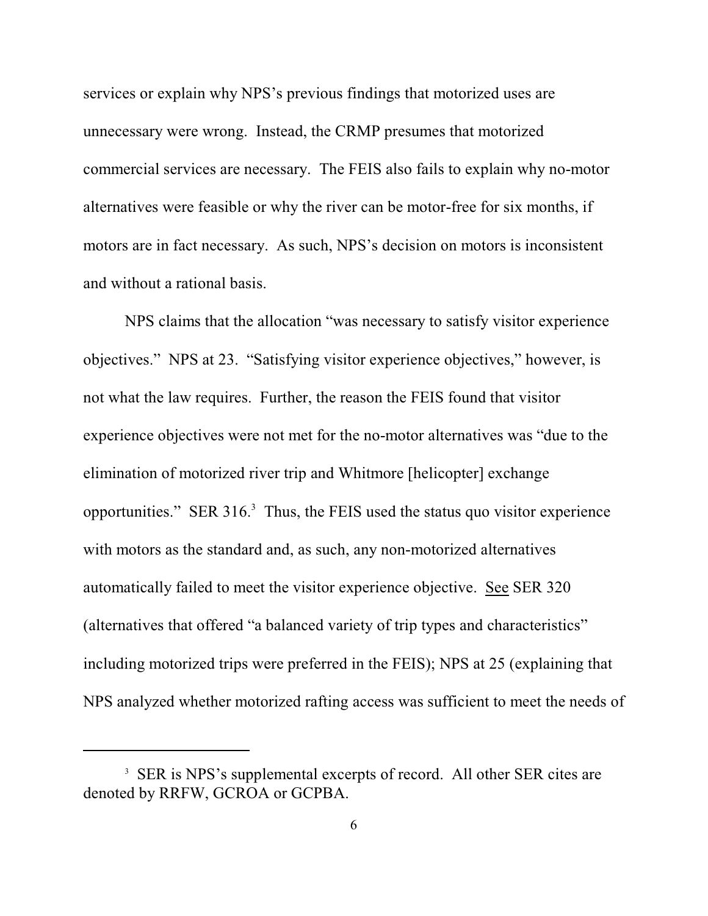services or explain why NPS's previous findings that motorized uses are unnecessary were wrong. Instead, the CRMP presumes that motorized commercial services are necessary. The FEIS also fails to explain why no-motor alternatives were feasible or why the river can be motor-free for six months, if motors are in fact necessary. As such, NPS's decision on motors is inconsistent and without a rational basis.

NPS claims that the allocation "was necessary to satisfy visitor experience objectives." NPS at 23. "Satisfying visitor experience objectives," however, is not what the law requires. Further, the reason the FEIS found that visitor experience objectives were not met for the no-motor alternatives was "due to the elimination of motorized river trip and Whitmore [helicopter] exchange opportunities." SER 316.[3] Thus, the FEIS used the status quo visitor experience with motors as the standard and, as such, any non-motorized alternatives automatically failed to meet the visitor experience objective. See SER 320 (alternatives that offered "a balanced variety of trip types and characteristics" including motorized trips were preferred in the FEIS); NPS at 25 (explaining that NPS analyzed whether motorized rafting access was sufficient to meet the needs of

[3] SER is NPS's supplemental excerpts of record. All other SER cites are denoted by RRFW, GCROA or GCPBA.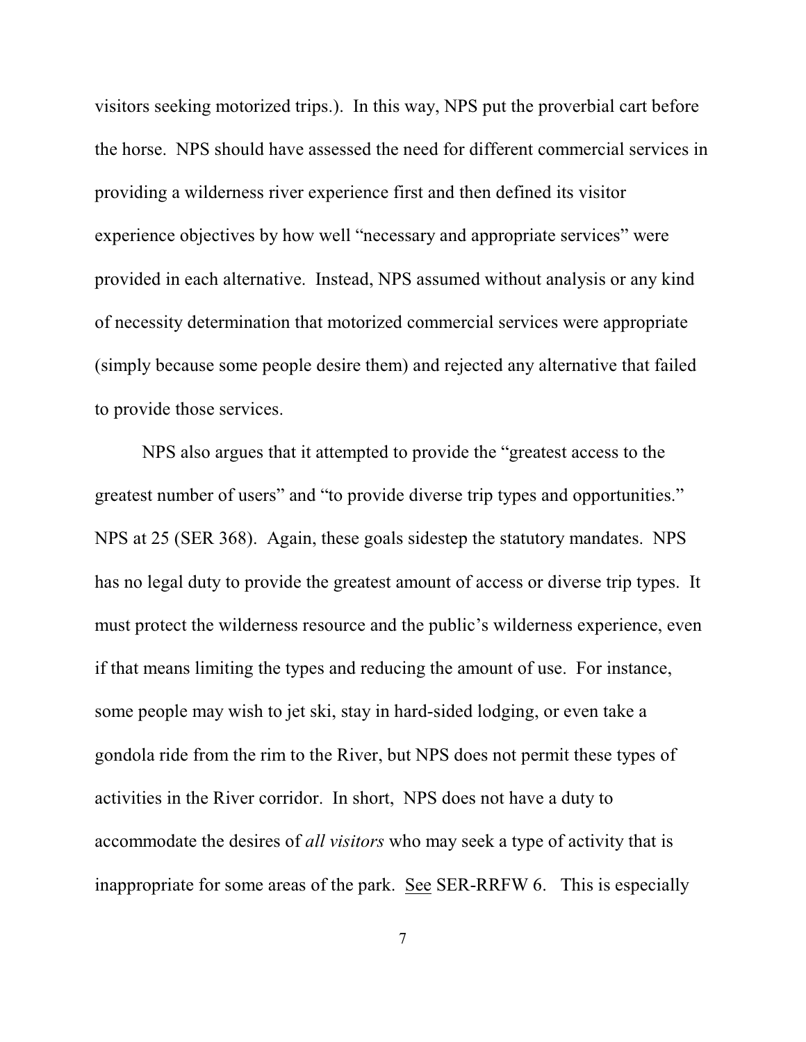visitors seeking motorized trips.). In this way, NPS put the proverbial cart before the horse. NPS should have assessed the need for different commercial services in providing a wilderness river experience first and then defined its visitor experience objectives by how well "necessary and appropriate services" were provided in each alternative. Instead, NPS assumed without analysis or any kind of necessity determination that motorized commercial services were appropriate (simply because some people desire them) and rejected any alternative that failed to provide those services.

NPS also argues that it attempted to provide the "greatest access to the greatest number of users" and "to provide diverse trip types and opportunities." NPS at 25 (SER 368). Again, these goals sidestep the statutory mandates. NPS has no legal duty to provide the greatest amount of access or diverse trip types. It must protect the wilderness resource and the public's wilderness experience, even if that means limiting the types and reducing the amount of use. For instance, some people may wish to jet ski, stay in hard-sided lodging, or even take a gondola ride from the rim to the River, but NPS does not permit these types of activities in the River corridor. In short, NPS does not have a duty to accommodate the desires of *all visitors* who may seek a type of activity that is inappropriate for some areas of the park. See SER-RRFW 6. This is especially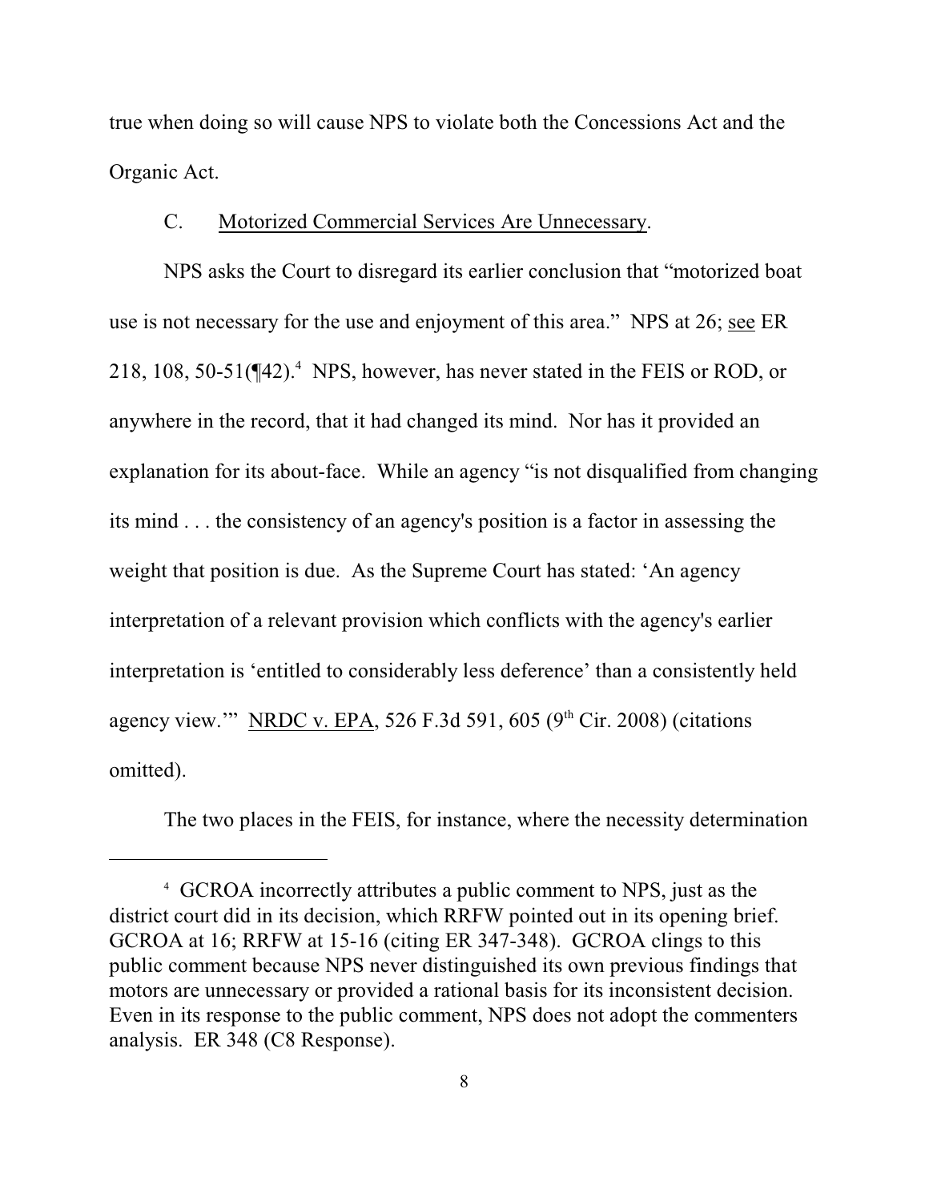true when doing so will cause NPS to violate both the Concessions Act and the Organic Act.

C. Motorized Commercial Services Are Unnecessary.

NPS asks the Court to disregard its earlier conclusion that "motorized boat use is not necessary for the use and enjoyment of this area." NPS at 26; see ER 218, 108, 50-51(¶42).[4] NPS, however, has never stated in the FEIS or ROD, or anywhere in the record, that it had changed its mind. Nor has it provided an explanation for its about-face. While an agency "is not disqualified from changing its mind . . . the consistency of an agency's position is a factor in assessing the weight that position is due. As the Supreme Court has stated: 'An agency interpretation of a relevant provision which conflicts with the agency's earlier interpretation is 'entitled to considerably less deference' than a consistently held agency view.'" NRDC v. EPA, 526 F.3d 591, 605 (9th Cir. 2008) (citations omitted).

The two places in the FEIS, for instance, where the necessity determination

[4] GCROA incorrectly attributes a public comment to NPS, just as the district court did in its decision, which RRFW pointed out in its opening brief. GCROA at 16; RRFW at 15-16 (citing ER 347-348). GCROA clings to this public comment because NPS never distinguished its own previous findings that motors are unnecessary or provided a rational basis for its inconsistent decision. Even in its response to the public comment, NPS does not adopt the commenters analysis. ER 348 (C8 Response).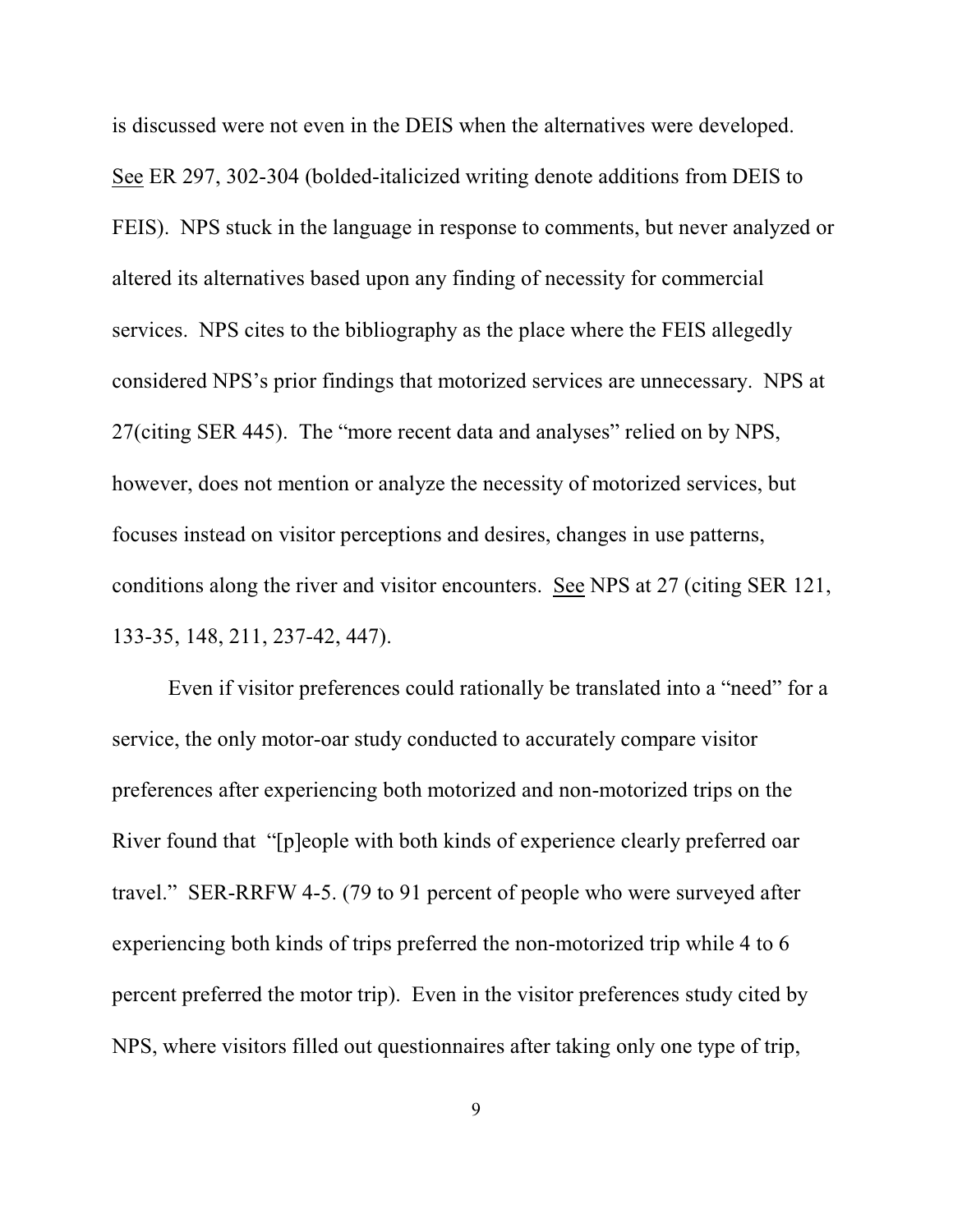is discussed were not even in the DEIS when the alternatives were developed. See ER 297, 302-304 (bolded-italicized writing denote additions from DEIS to FEIS). NPS stuck in the language in response to comments, but never analyzed or altered its alternatives based upon any finding of necessity for commercial services. NPS cites to the bibliography as the place where the FEIS allegedly considered NPS's prior findings that motorized services are unnecessary. NPS at 27(citing SER 445). The "more recent data and analyses" relied on by NPS, however, does not mention or analyze the necessity of motorized services, but focuses instead on visitor perceptions and desires, changes in use patterns, conditions along the river and visitor encounters. See NPS at 27 (citing SER 121, 133-35, 148, 211, 237-42, 447).

Even if visitor preferences could rationally be translated into a "need" for a service, the only motor-oar study conducted to accurately compare visitor preferences after experiencing both motorized and non-motorized trips on the River found that "[p]eople with both kinds of experience clearly preferred oar travel." SER-RRFW 4-5. (79 to 91 percent of people who were surveyed after experiencing both kinds of trips preferred the non-motorized trip while 4 to 6 percent preferred the motor trip). Even in the visitor preferences study cited by NPS, where visitors filled out questionnaires after taking only one type of trip,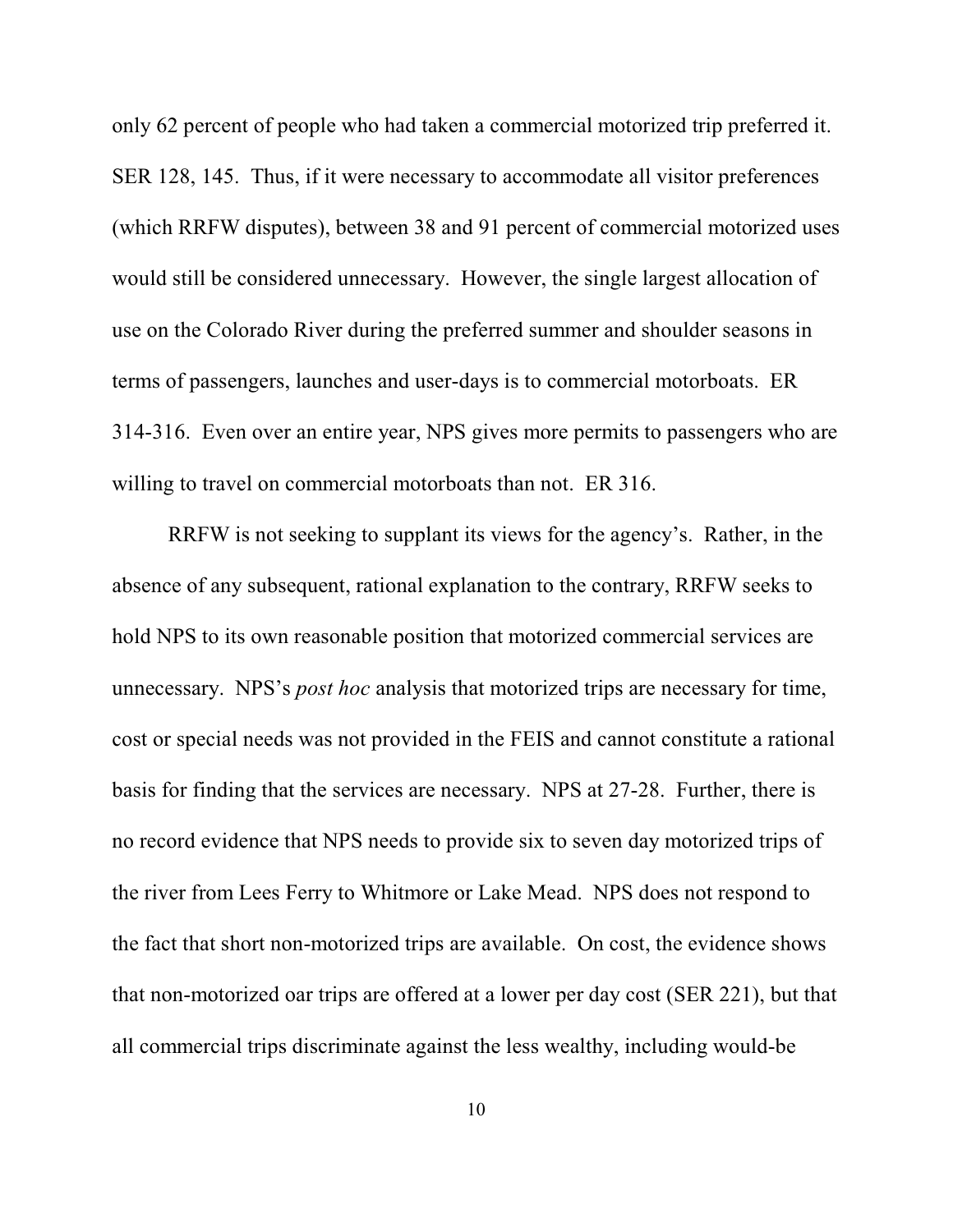only 62 percent of people who had taken a commercial motorized trip preferred it. SER 128, 145. Thus, if it were necessary to accommodate all visitor preferences (which RRFW disputes), between 38 and 91 percent of commercial motorized uses would still be considered unnecessary. However, the single largest allocation of use on the Colorado River during the preferred summer and shoulder seasons in terms of passengers, launches and user-days is to commercial motorboats. ER 314-316. Even over an entire year, NPS gives more permits to passengers who are willing to travel on commercial motorboats than not. ER 316.

RRFW is not seeking to supplant its views for the agency's. Rather, in the absence of any subsequent, rational explanation to the contrary, RRFW seeks to hold NPS to its own reasonable position that motorized commercial services are unnecessary. NPS's *post hoc* analysis that motorized trips are necessary for time, cost or special needs was not provided in the FEIS and cannot constitute a rational basis for finding that the services are necessary. NPS at 27-28. Further, there is no record evidence that NPS needs to provide six to seven day motorized trips of the river from Lees Ferry to Whitmore or Lake Mead. NPS does not respond to the fact that short non-motorized trips are available. On cost, the evidence shows that non-motorized oar trips are offered at a lower per day cost (SER 221), but that all commercial trips discriminate against the less wealthy, including would-be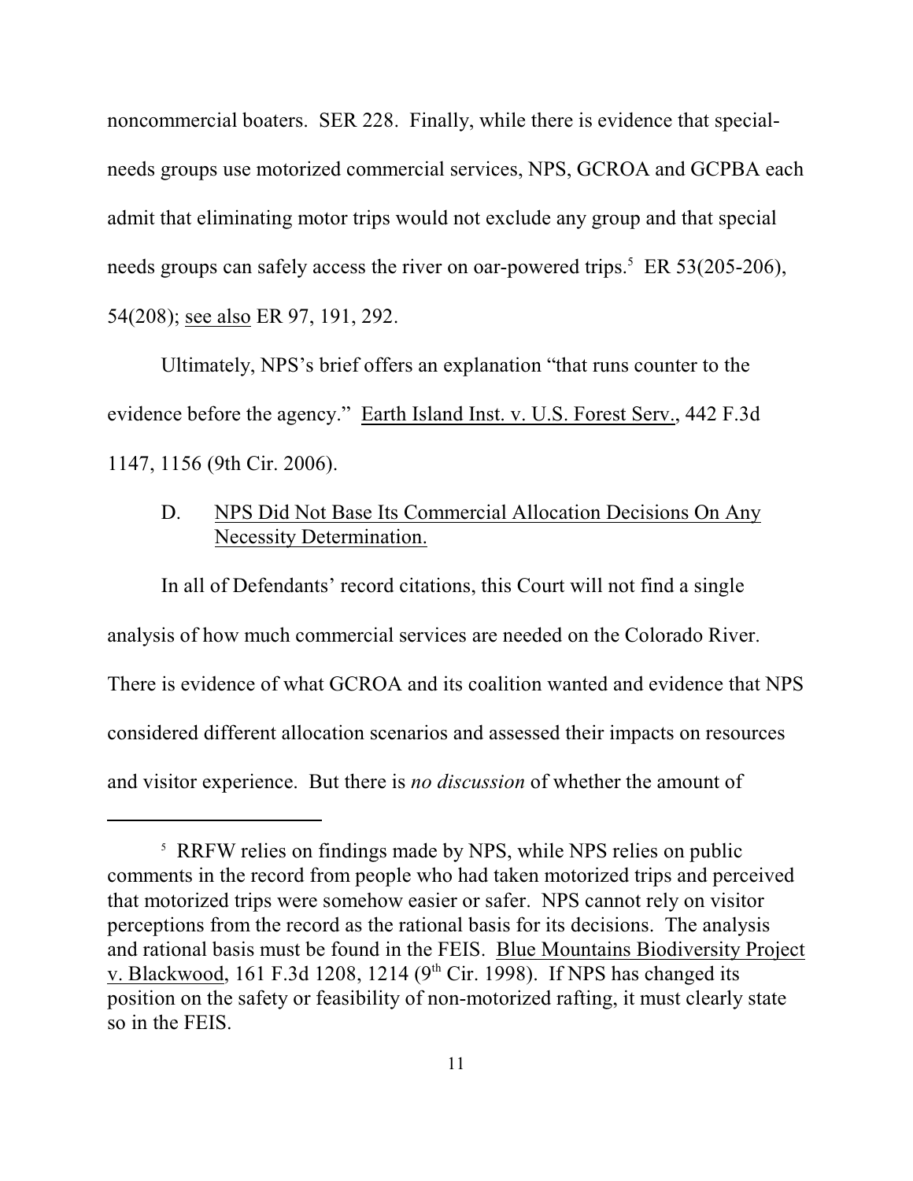noncommercial boaters. SER 228. Finally, while there is evidence that special-needs groups use motorized commercial services, NPS, GCROA and GCPBA each admit that eliminating motor trips would not exclude any group and that special needs groups can safely access the river on oar-powered trips.[5] ER 53(205-206), 54(208); see also ER 97, 191, 292.

Ultimately, NPS's brief offers an explanation "that runs counter to the evidence before the agency." Earth Island Inst. v. U.S. Forest Serv., 442 F.3d 1147, 1156 (9th Cir. 2006).

D. NPS Did Not Base Its Commercial Allocation Decisions On Any Necessity Determination.

In all of Defendants' record citations, this Court will not find a single analysis of how much commercial services are needed on the Colorado River. There is evidence of what GCROA and its coalition wanted and evidence that NPS considered different allocation scenarios and assessed their impacts on resources and visitor experience. But there is *no discussion* of whether the amount of

---

[5] RRFW relies on findings made by NPS, while NPS relies on public comments in the record from people who had taken motorized trips and perceived that motorized trips were somehow easier or safer. NPS cannot rely on visitor perceptions from the record as the rational basis for its decisions. The analysis and rational basis must be found in the FEIS. Blue Mountains Biodiversity Project v. Blackwood, 161 F.3d 1208, 1214 (9th Cir. 1998). If NPS has changed its position on the safety or feasibility of non-motorized rafting, it must clearly state so in the FEIS.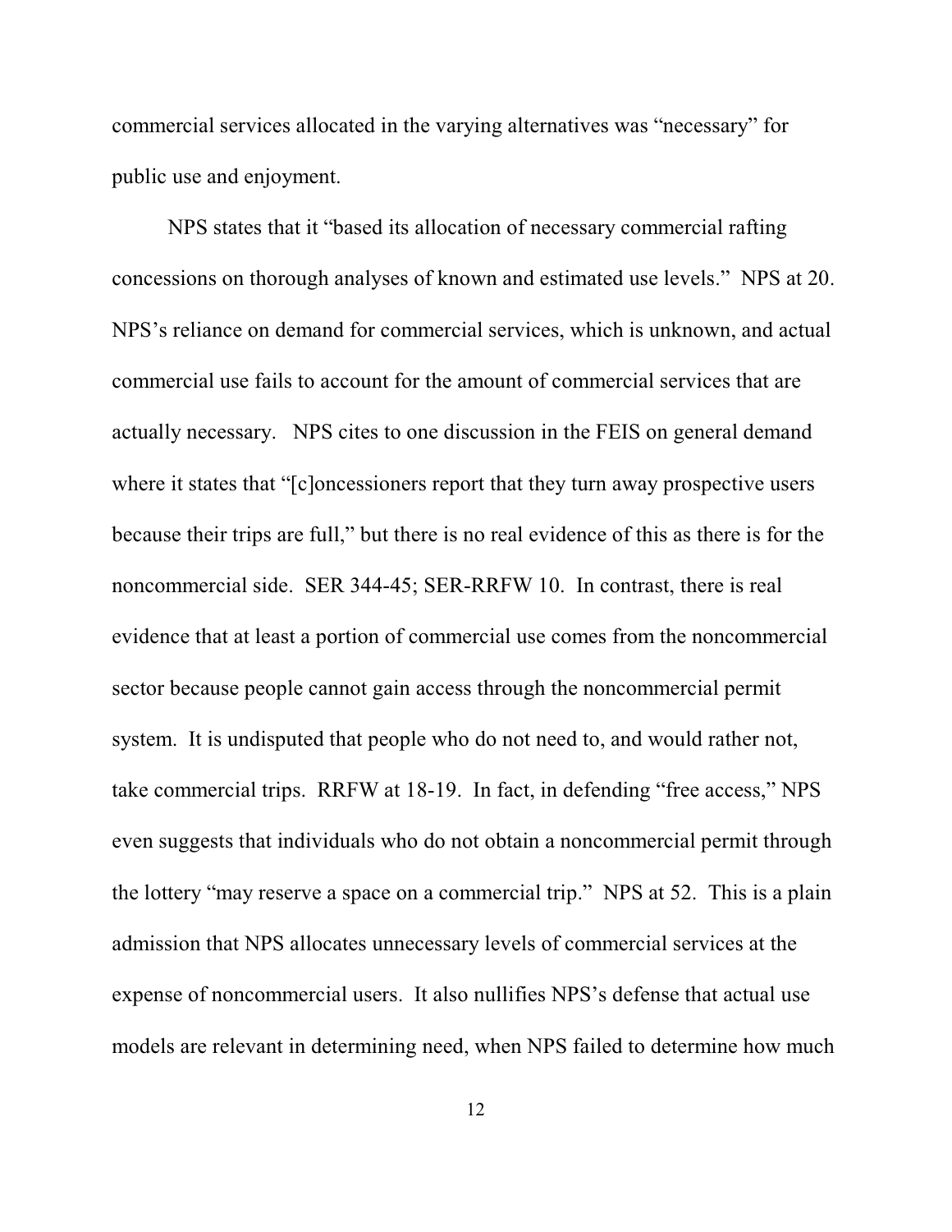commercial services allocated in the varying alternatives was "necessary" for public use and enjoyment.

NPS states that it "based its allocation of necessary commercial rafting concessions on thorough analyses of known and estimated use levels." NPS at 20. NPS's reliance on demand for commercial services, which is unknown, and actual commercial use fails to account for the amount of commercial services that are actually necessary. NPS cites to one discussion in the FEIS on general demand where it states that "[c]oncessioners report that they turn away prospective users because their trips are full," but there is no real evidence of this as there is for the noncommercial side. SER 344-45; SER-RRFW 10. In contrast, there is real evidence that at least a portion of commercial use comes from the noncommercial sector because people cannot gain access through the noncommercial permit system. It is undisputed that people who do not need to, and would rather not, take commercial trips. RRFW at 18-19. In fact, in defending "free access," NPS even suggests that individuals who do not obtain a noncommercial permit through the lottery "may reserve a space on a commercial trip." NPS at 52. This is a plain admission that NPS allocates unnecessary levels of commercial services at the expense of noncommercial users. It also nullifies NPS's defense that actual use models are relevant in determining need, when NPS failed to determine how much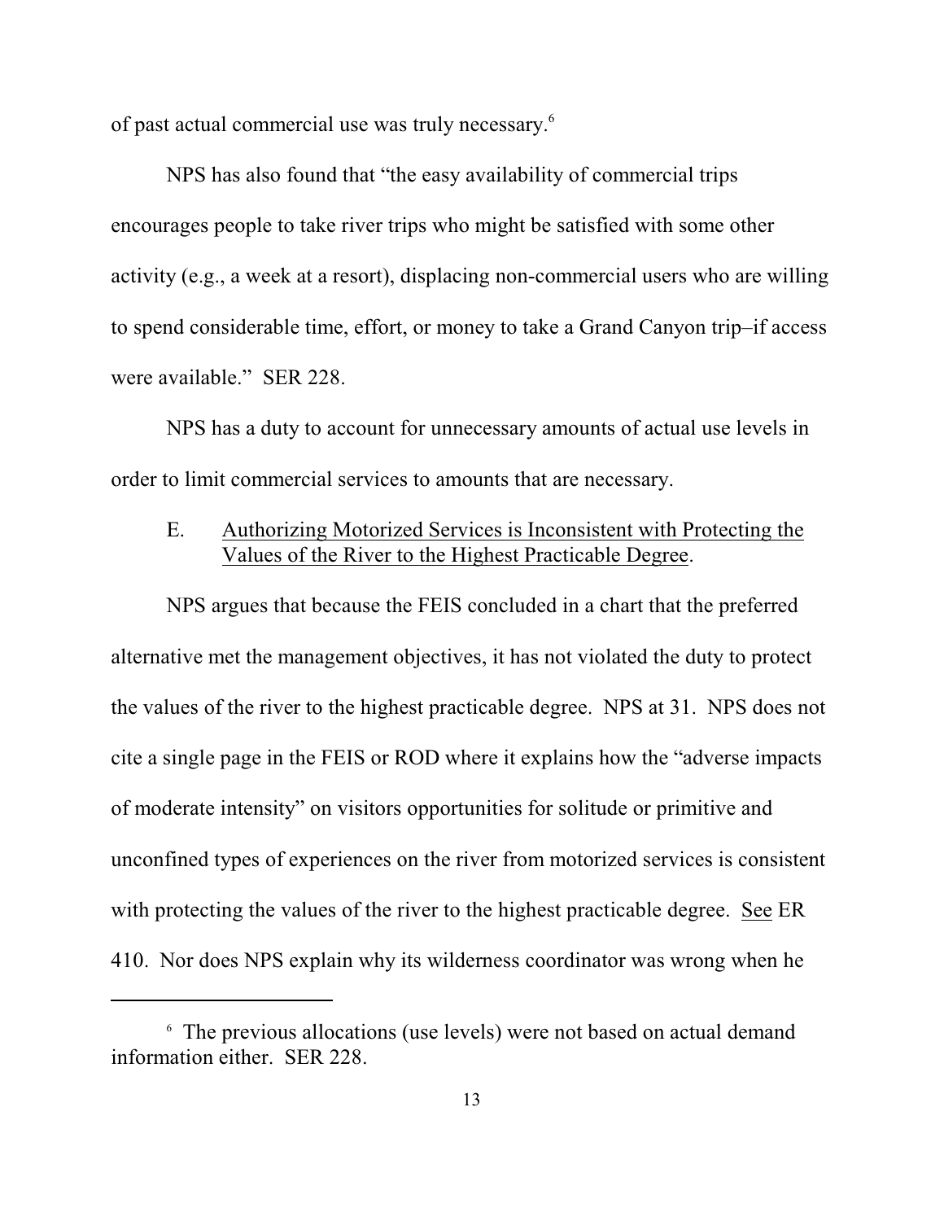of past actual commercial use was truly necessary.[6]

NPS has also found that "the easy availability of commercial trips encourages people to take river trips who might be satisfied with some other activity (e.g., a week at a resort), displacing non-commercial users who are willing to spend considerable time, effort, or money to take a Grand Canyon trip–if access were available." SER 228.

NPS has a duty to account for unnecessary amounts of actual use levels in order to limit commercial services to amounts that are necessary.

### E. Authorizing Motorized Services is Inconsistent with Protecting the Values of the River to the Highest Practicable Degree.

NPS argues that because the FEIS concluded in a chart that the preferred alternative met the management objectives, it has not violated the duty to protect the values of the river to the highest practicable degree. NPS at 31. NPS does not cite a single page in the FEIS or ROD where it explains how the "adverse impacts of moderate intensity" on visitors opportunities for solitude or primitive and unconfined types of experiences on the river from motorized services is consistent with protecting the values of the river to the highest practicable degree. See ER 410. Nor does NPS explain why its wilderness coordinator was wrong when he

---

[6] The previous allocations (use levels) were not based on actual demand information either. SER 228.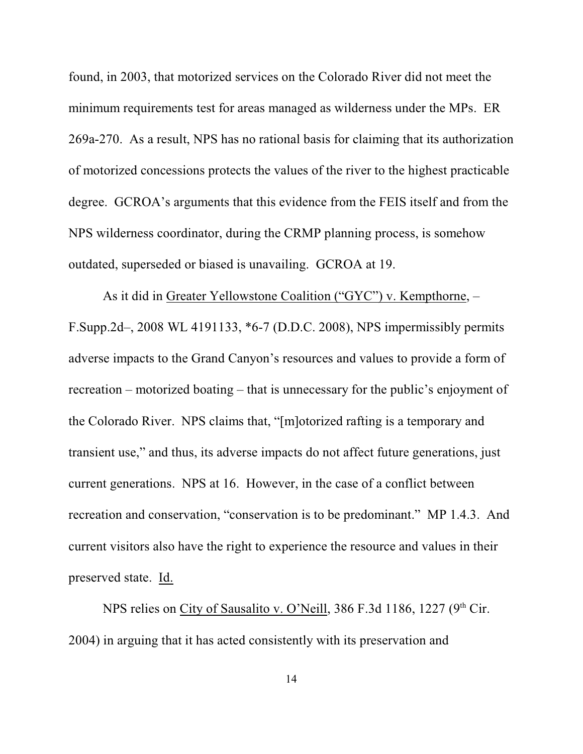found, in 2003, that motorized services on the Colorado River did not meet the minimum requirements test for areas managed as wilderness under the MPs. ER 269a-270. As a result, NPS has no rational basis for claiming that its authorization of motorized concessions protects the values of the river to the highest practicable degree. GCROA's arguments that this evidence from the FEIS itself and from the NPS wilderness coordinator, during the CRMP planning process, is somehow outdated, superseded or biased is unavailing. GCROA at 19.

As it did in Greater Yellowstone Coalition ("GYC") v. Kempthorne, – F.Supp.2d–, 2008 WL 4191133, *6-7 (D.D.C. 2008), NPS impermissibly permits adverse impacts to the Grand Canyon's resources and values to provide a form of recreation – motorized boating – that is unnecessary for the public's enjoyment of the Colorado River. NPS claims that, "[m]otorized rafting is a temporary and transient use," and thus, its adverse impacts do not affect future generations, just current generations. NPS at 16. However, in the case of a conflict between recreation and conservation, "conservation is to be predominant." MP 1.4.3. And current visitors also have the right to experience the resource and values in their preserved state. Id.

NPS relies on City of Sausalito v. O'Neill, 386 F.3d 1186, 1227 (9th Cir. 2004) in arguing that it has acted consistently with its preservation and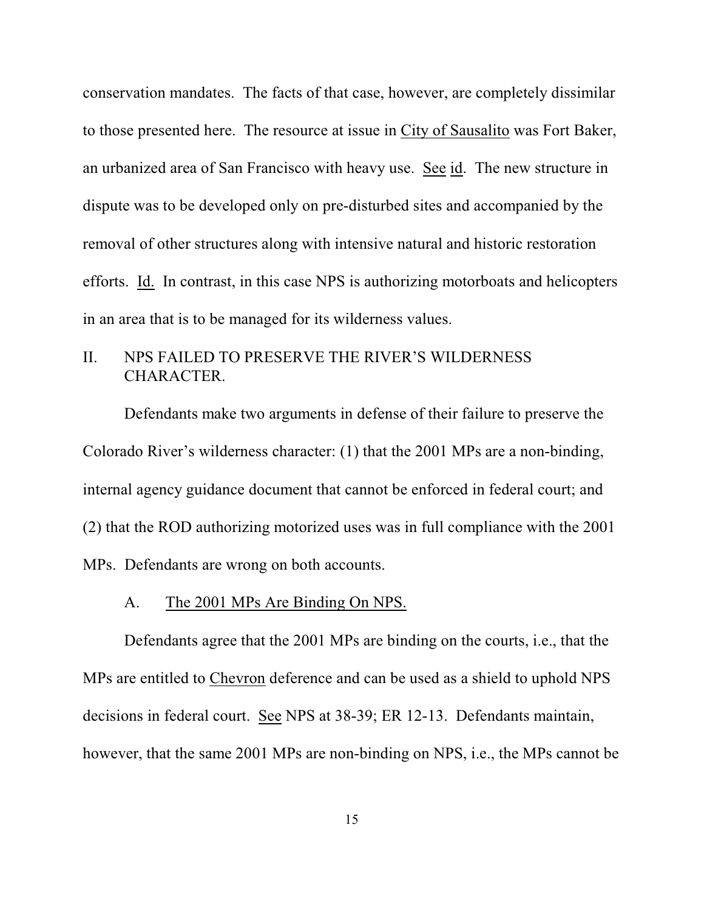conservation mandates. The facts of that case, however, are completely dissimilar to those presented here. The resource at issue in City of Sausalito was Fort Baker, an urbanized area of San Francisco with heavy use. See id. The new structure in dispute was to be developed only on pre-disturbed sites and accompanied by the removal of other structures along with intensive natural and historic restoration efforts. Id. In contrast, in this case NPS is authorizing motorboats and helicopters in an area that is to be managed for its wilderness values.

## II. NPS FAILED TO PRESERVE THE RIVER'S WILDERNESS CHARACTER.

Defendants make two arguments in defense of their failure to preserve the Colorado River's wilderness character: (1) that the 2001 MPs are a non-binding, internal agency guidance document that cannot be enforced in federal court; and (2) that the ROD authorizing motorized uses was in full compliance with the 2001 MPs. Defendants are wrong on both accounts.

### A. The 2001 MPs Are Binding On NPS.

Defendants agree that the 2001 MPs are binding on the courts, i.e., that the MPs are entitled to Chevron deference and can be used as a shield to uphold NPS decisions in federal court. See NPS at 38-39; ER 12-13. Defendants maintain, however, that the same 2001 MPs are non-binding on NPS, i.e., the MPs cannot be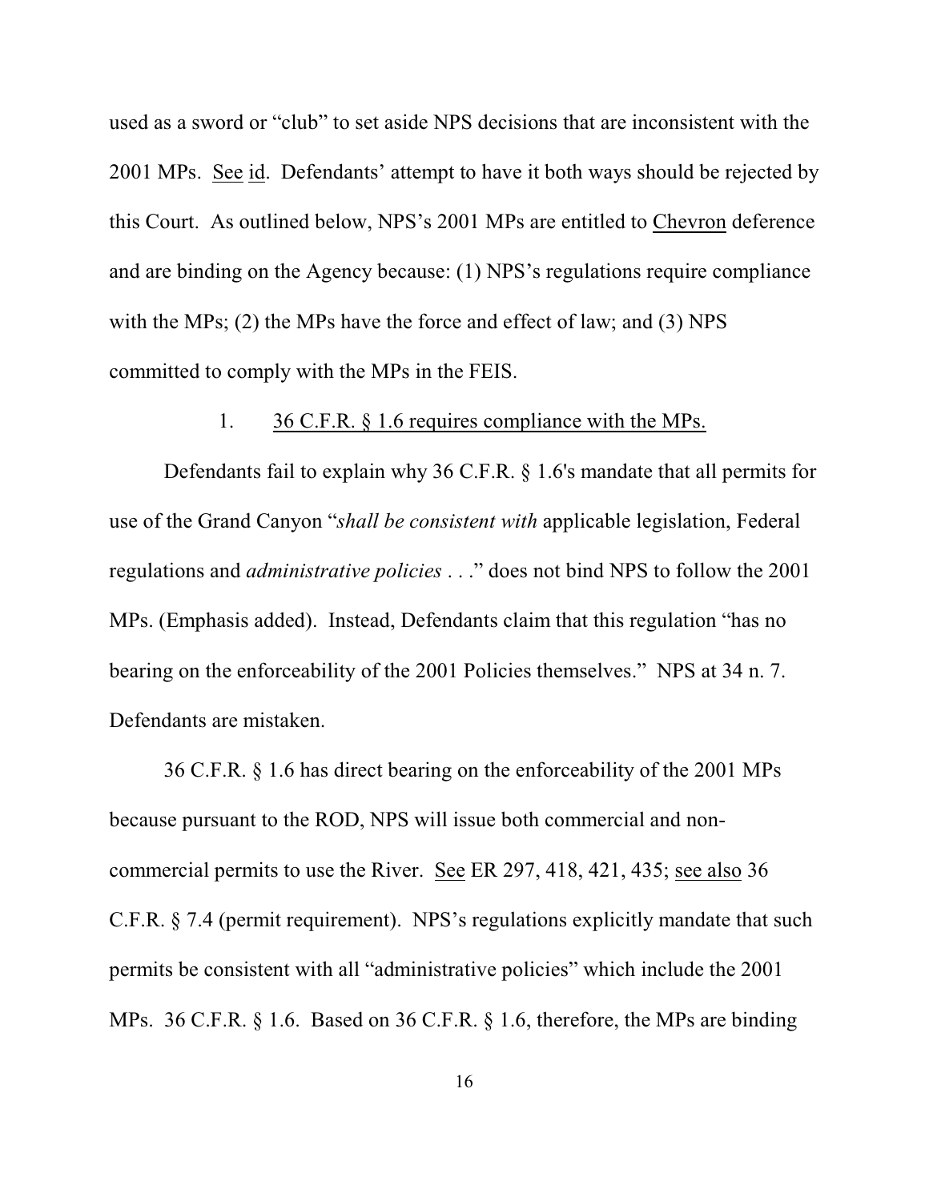used as a sword or "club" to set aside NPS decisions that are inconsistent with the 2001 MPs. See id. Defendants' attempt to have it both ways should be rejected by this Court. As outlined below, NPS's 2001 MPs are entitled to Chevron deference and are binding on the Agency because: (1) NPS's regulations require compliance with the MPs; (2) the MPs have the force and effect of law; and (3) NPS committed to comply with the MPs in the FEIS.

1. 36 C.F.R. § 1.6 requires compliance with the MPs.

Defendants fail to explain why 36 C.F.R. § 1.6's mandate that all permits for use of the Grand Canyon "*shall be consistent with* applicable legislation, Federal regulations and *administrative policies* . . ." does not bind NPS to follow the 2001 MPs. (Emphasis added). Instead, Defendants claim that this regulation "has no bearing on the enforceability of the 2001 Policies themselves." NPS at 34 n. 7. Defendants are mistaken.

36 C.F.R. § 1.6 has direct bearing on the enforceability of the 2001 MPs because pursuant to the ROD, NPS will issue both commercial and non-commercial permits to use the River. See ER 297, 418, 421, 435; see also 36 C.F.R. § 7.4 (permit requirement). NPS's regulations explicitly mandate that such permits be consistent with all "administrative policies" which include the 2001 MPs. 36 C.F.R. § 1.6. Based on 36 C.F.R. § 1.6, therefore, the MPs are binding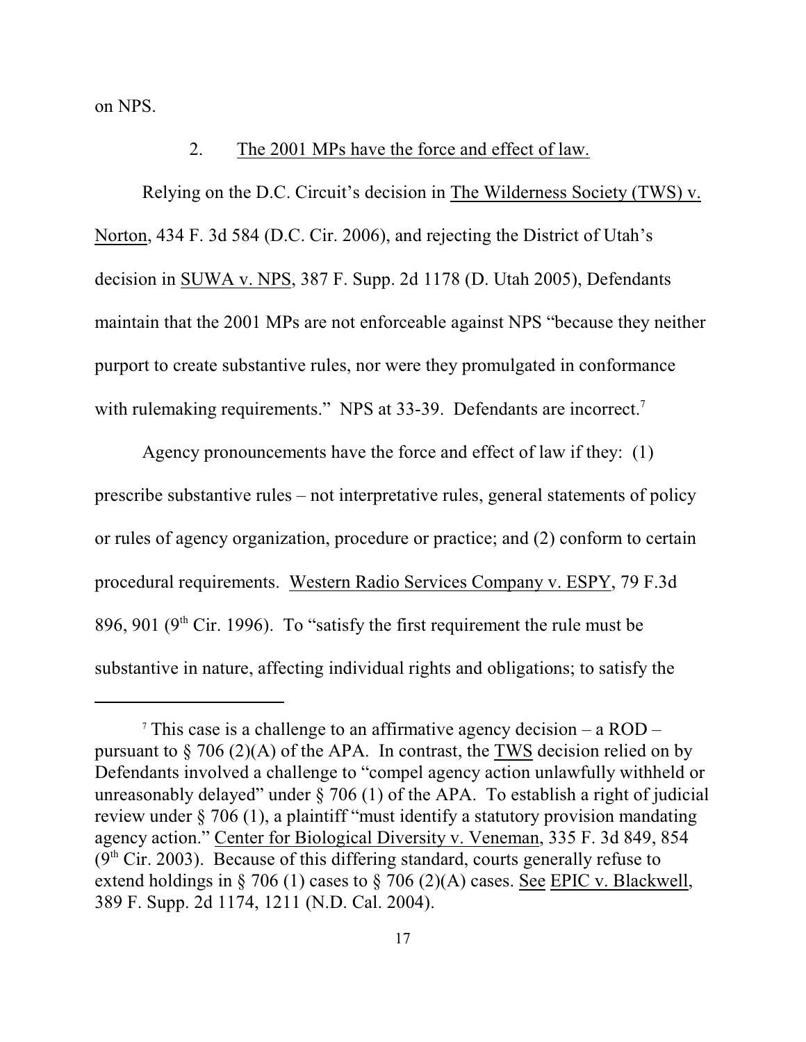on NPS.

2. The 2001 MPs have the force and effect of law.

Relying on the D.C. Circuit's decision in The Wilderness Society (TWS) v. Norton, 434 F. 3d 584 (D.C. Cir. 2006), and rejecting the District of Utah's decision in SUWA v. NPS, 387 F. Supp. 2d 1178 (D. Utah 2005), Defendants maintain that the 2001 MPs are not enforceable against NPS "because they neither purport to create substantive rules, nor were they promulgated in conformance with rulemaking requirements." NPS at 33-39. Defendants are incorrect.[7]

Agency pronouncements have the force and effect of law if they: (1) prescribe substantive rules – not interpretative rules, general statements of policy or rules of agency organization, procedure or practice; and (2) conform to certain procedural requirements. Western Radio Services Company v. ESPY, 79 F.3d 896, 901 (9th Cir. 1996). To "satisfy the first requirement the rule must be substantive in nature, affecting individual rights and obligations; to satisfy the

[7] This case is a challenge to an affirmative agency decision – a ROD – pursuant to § 706 (2)(A) of the APA. In contrast, the TWS decision relied on by Defendants involved a challenge to "compel agency action unlawfully withheld or unreasonably delayed" under § 706 (1) of the APA. To establish a right of judicial review under § 706 (1), a plaintiff "must identify a statutory provision mandating agency action." Center for Biological Diversity v. Veneman, 335 F. 3d 849, 854 (9th Cir. 2003). Because of this differing standard, courts generally refuse to extend holdings in § 706 (1) cases to § 706 (2)(A) cases. See EPIC v. Blackwell, 389 F. Supp. 2d 1174, 1211 (N.D. Cal. 2004).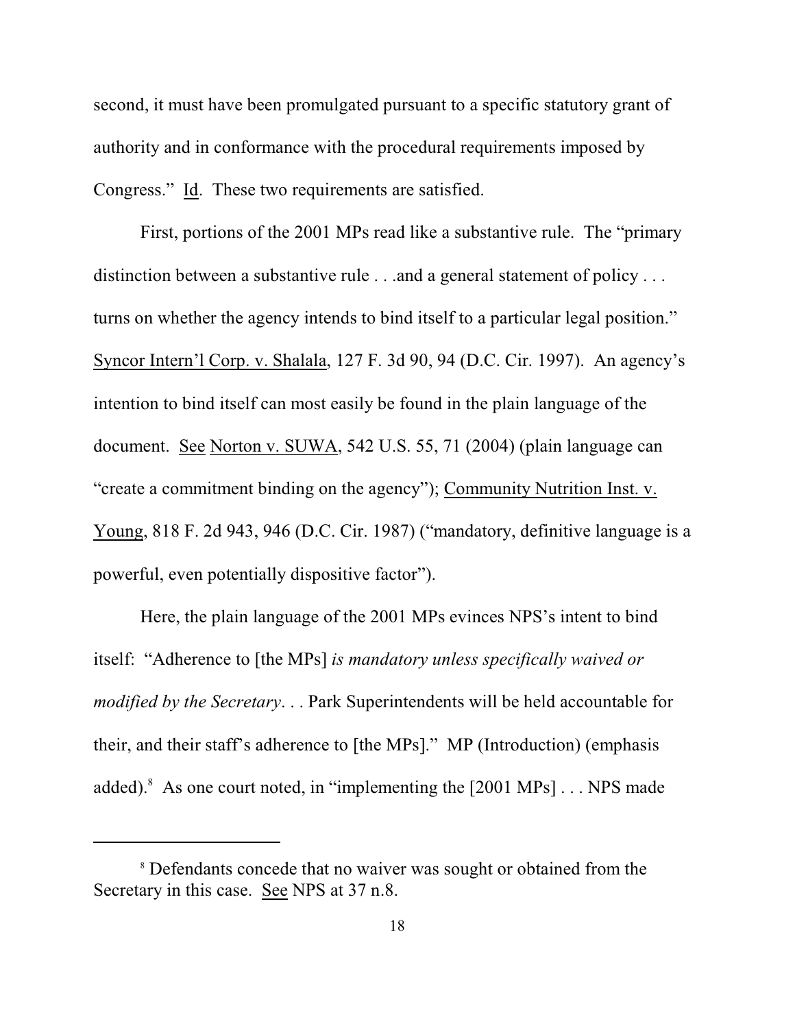second, it must have been promulgated pursuant to a specific statutory grant of authority and in conformance with the procedural requirements imposed by Congress." Id. These two requirements are satisfied.

First, portions of the 2001 MPs read like a substantive rule. The "primary distinction between a substantive rule . . .and a general statement of policy . . . turns on whether the agency intends to bind itself to a particular legal position." Syncor Intern'l Corp. v. Shalala, 127 F. 3d 90, 94 (D.C. Cir. 1997). An agency's intention to bind itself can most easily be found in the plain language of the document. See Norton v. SUWA, 542 U.S. 55, 71 (2004) (plain language can "create a commitment binding on the agency"); Community Nutrition Inst. v. Young, 818 F. 2d 943, 946 (D.C. Cir. 1987) ("mandatory, definitive language is a powerful, even potentially dispositive factor").

Here, the plain language of the 2001 MPs evinces NPS's intent to bind itself: "Adherence to [the MPs] *is mandatory unless specifically waived or modified by the Secretary*. . . Park Superintendents will be held accountable for their, and their staff's adherence to [the MPs]." MP (Introduction) (emphasis added).[8] As one court noted, in "implementing the [2001 MPs] . . . NPS made

---

[8] Defendants concede that no waiver was sought or obtained from the Secretary in this case. See NPS at 37 n.8.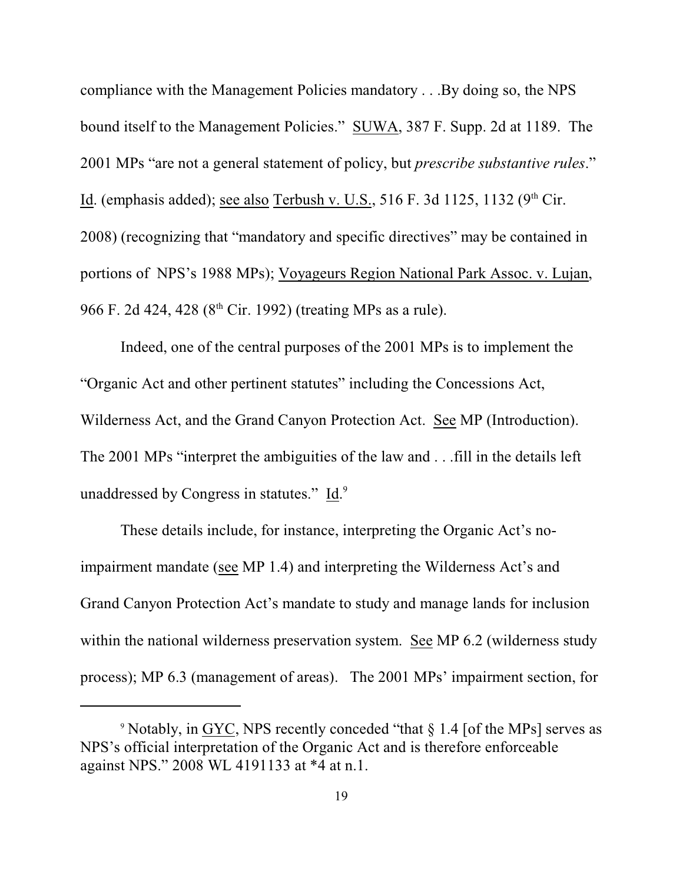compliance with the Management Policies mandatory . . .By doing so, the NPS bound itself to the Management Policies." SUWA, 387 F. Supp. 2d at 1189. The 2001 MPs "are not a general statement of policy, but *prescribe substantive rules*." Id. (emphasis added); see also Terbush v. U.S., 516 F. 3d 1125, 1132 (9th Cir. 2008) (recognizing that "mandatory and specific directives" may be contained in portions of NPS's 1988 MPs); Voyageurs Region National Park Assoc. v. Lujan, 966 F. 2d 424, 428 (8th Cir. 1992) (treating MPs as a rule).

Indeed, one of the central purposes of the 2001 MPs is to implement the "Organic Act and other pertinent statutes" including the Concessions Act, Wilderness Act, and the Grand Canyon Protection Act. See MP (Introduction). The 2001 MPs "interpret the ambiguities of the law and . . .fill in the details left unaddressed by Congress in statutes." Id.[9]

These details include, for instance, interpreting the Organic Act's no-impairment mandate (see MP 1.4) and interpreting the Wilderness Act's and Grand Canyon Protection Act's mandate to study and manage lands for inclusion within the national wilderness preservation system. See MP 6.2 (wilderness study process); MP 6.3 (management of areas). The 2001 MPs' impairment section, for

[9] Notably, in GYC, NPS recently conceded "that § 1.4 [of the MPs] serves as NPS's official interpretation of the Organic Act and is therefore enforceable against NPS." 2008 WL 4191133 at *4 at n.1.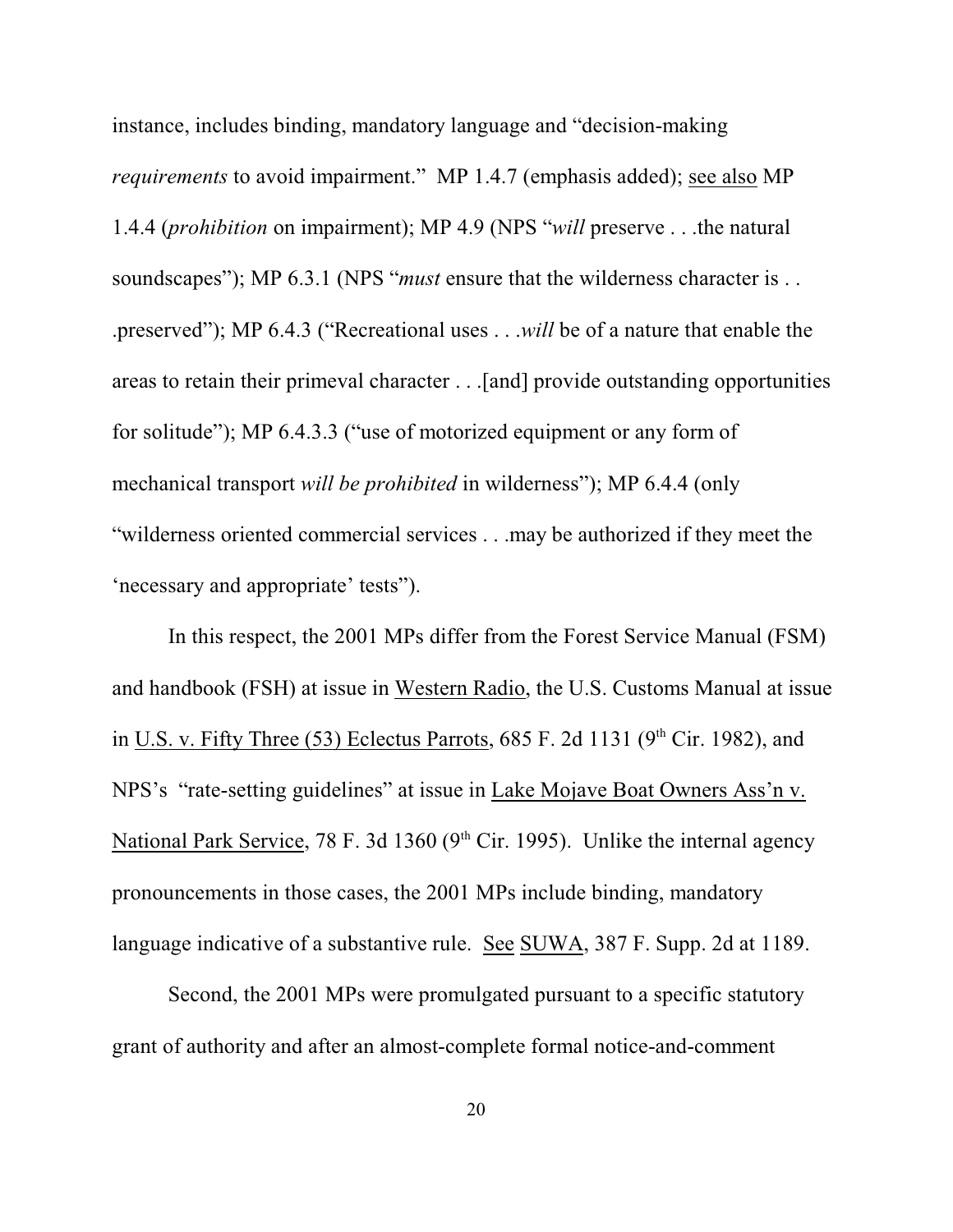instance, includes binding, mandatory language and "decision-making *requirements* to avoid impairment." MP 1.4.7 (emphasis added); see also MP 1.4.4 (*prohibition* on impairment); MP 4.9 (NPS "*will* preserve . . .the natural soundscapes"); MP 6.3.1 (NPS "*must* ensure that the wilderness character is . . .preserved"); MP 6.4.3 ("Recreational uses . . .*will* be of a nature that enable the areas to retain their primeval character . . .[and] provide outstanding opportunities for solitude"); MP 6.4.3.3 ("use of motorized equipment or any form of mechanical transport *will be prohibited* in wilderness"); MP 6.4.4 (only "wilderness oriented commercial services . . .may be authorized if they meet the 'necessary and appropriate' tests").

In this respect, the 2001 MPs differ from the Forest Service Manual (FSM) and handbook (FSH) at issue in Western Radio, the U.S. Customs Manual at issue in U.S. v. Fifty Three (53) Eclectus Parrots, 685 F. 2d 1131 (9th Cir. 1982), and NPS's "rate-setting guidelines" at issue in Lake Mojave Boat Owners Ass'n v. National Park Service, 78 F. 3d 1360 (9th Cir. 1995). Unlike the internal agency pronouncements in those cases, the 2001 MPs include binding, mandatory language indicative of a substantive rule. See SUWA, 387 F. Supp. 2d at 1189.

Second, the 2001 MPs were promulgated pursuant to a specific statutory grant of authority and after an almost-complete formal notice-and-comment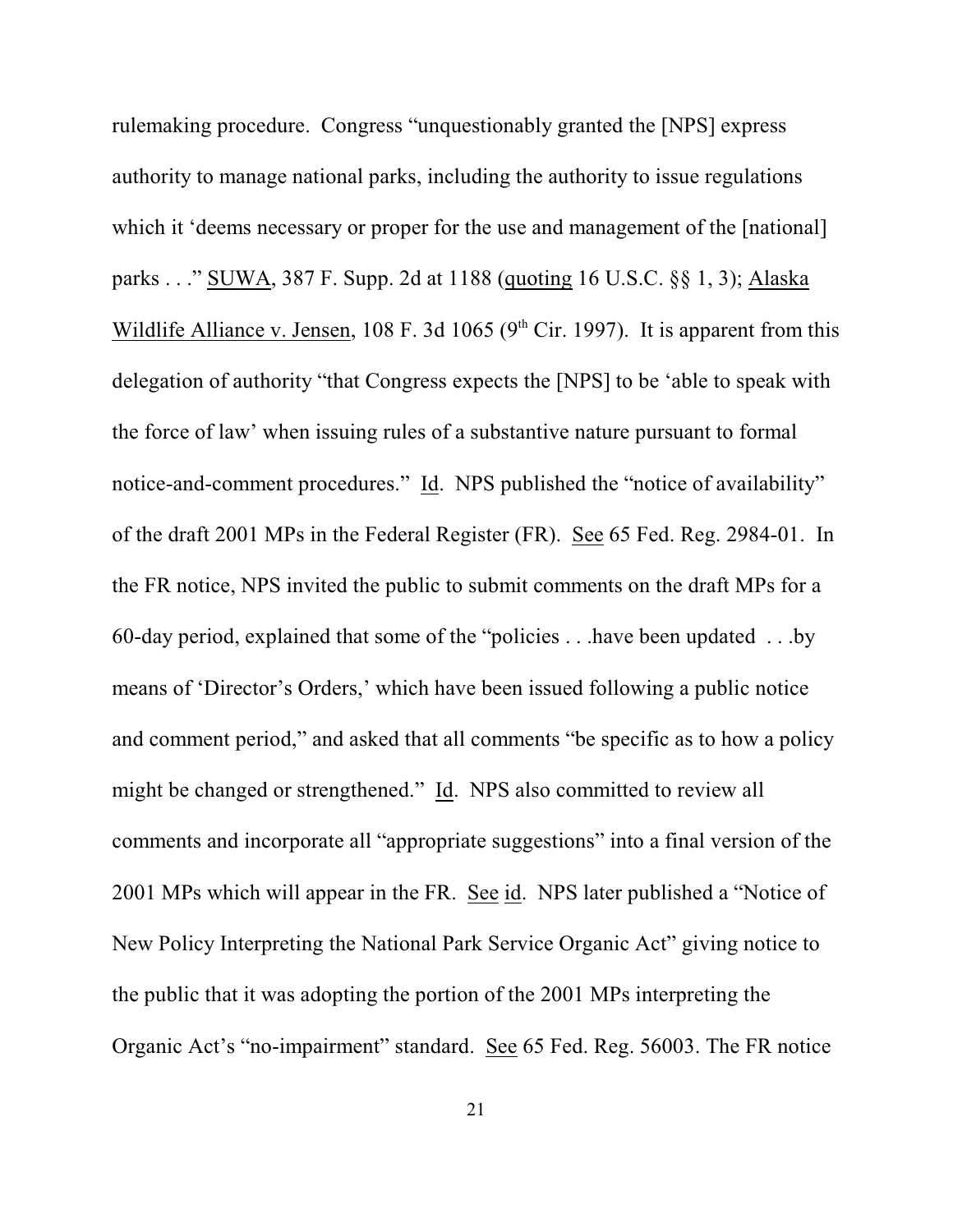rulemaking procedure. Congress "unquestionably granted the [NPS] express authority to manage national parks, including the authority to issue regulations which it 'deems necessary or proper for the use and management of the [national] parks . . ." SUWA, 387 F. Supp. 2d at 1188 (quoting 16 U.S.C. §§ 1, 3); Alaska Wildlife Alliance v. Jensen, 108 F. 3d 1065 (9th Cir. 1997). It is apparent from this delegation of authority "that Congress expects the [NPS] to be 'able to speak with the force of law' when issuing rules of a substantive nature pursuant to formal notice-and-comment procedures." Id. NPS published the "notice of availability" of the draft 2001 MPs in the Federal Register (FR). See 65 Fed. Reg. 2984-01. In the FR notice, NPS invited the public to submit comments on the draft MPs for a 60-day period, explained that some of the "policies . . .have been updated . . .by means of 'Director's Orders,' which have been issued following a public notice and comment period," and asked that all comments "be specific as to how a policy might be changed or strengthened." Id. NPS also committed to review all comments and incorporate all "appropriate suggestions" into a final version of the 2001 MPs which will appear in the FR. See id. NPS later published a "Notice of New Policy Interpreting the National Park Service Organic Act" giving notice to the public that it was adopting the portion of the 2001 MPs interpreting the Organic Act's "no-impairment" standard. See 65 Fed. Reg. 56003. The FR notice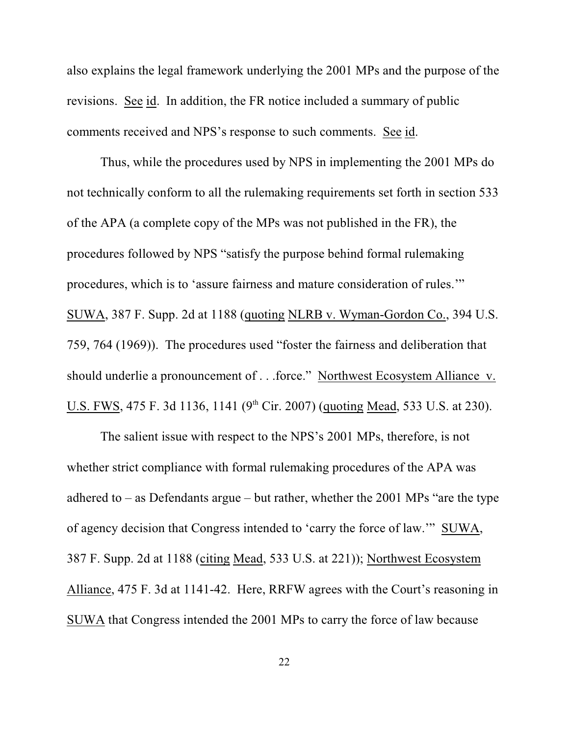also explains the legal framework underlying the 2001 MPs and the purpose of the revisions. See id. In addition, the FR notice included a summary of public comments received and NPS's response to such comments. See id.

Thus, while the procedures used by NPS in implementing the 2001 MPs do not technically conform to all the rulemaking requirements set forth in section 533 of the APA (a complete copy of the MPs was not published in the FR), the procedures followed by NPS "satisfy the purpose behind formal rulemaking procedures, which is to 'assure fairness and mature consideration of rules.'" SUWA, 387 F. Supp. 2d at 1188 (quoting NLRB v. Wyman-Gordon Co., 394 U.S. 759, 764 (1969)). The procedures used "foster the fairness and deliberation that should underlie a pronouncement of . . .force." Northwest Ecosystem Alliance v. U.S. FWS, 475 F. 3d 1136, 1141 (9th Cir. 2007) (quoting Mead, 533 U.S. at 230).

The salient issue with respect to the NPS's 2001 MPs, therefore, is not whether strict compliance with formal rulemaking procedures of the APA was adhered to – as Defendants argue – but rather, whether the 2001 MPs "are the type of agency decision that Congress intended to 'carry the force of law.'" SUWA, 387 F. Supp. 2d at 1188 (citing Mead, 533 U.S. at 221)); Northwest Ecosystem Alliance, 475 F. 3d at 1141-42. Here, RRFW agrees with the Court's reasoning in SUWA that Congress intended the 2001 MPs to carry the force of law because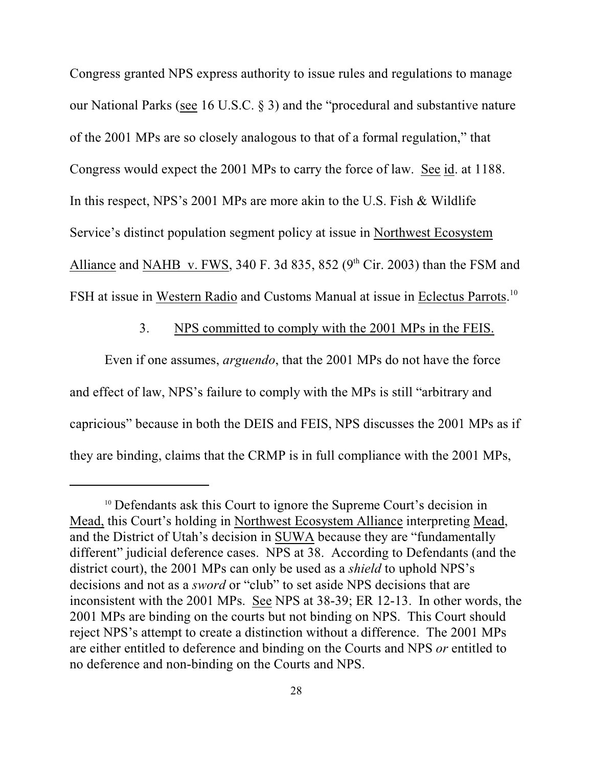Congress granted NPS express authority to issue rules and regulations to manage our National Parks (see 16 U.S.C. § 3) and the "procedural and substantive nature of the 2001 MPs are so closely analogous to that of a formal regulation," that Congress would expect the 2001 MPs to carry the force of law. See id. at 1188. In this respect, NPS's 2001 MPs are more akin to the U.S. Fish & Wildlife Service's distinct population segment policy at issue in Northwest Ecosystem Alliance and NAHB v. FWS, 340 F. 3d 835, 852 (9th Cir. 2003) than the FSM and FSH at issue in Western Radio and Customs Manual at issue in Eclectus Parrots.[10]

3. NPS committed to comply with the 2001 MPs in the FEIS.

Even if one assumes, *arguendo*, that the 2001 MPs do not have the force and effect of law, NPS's failure to comply with the MPs is still "arbitrary and capricious" because in both the DEIS and FEIS, NPS discusses the 2001 MPs as if they are binding, claims that the CRMP is in full compliance with the 2001 MPs,

---

[10] Defendants ask this Court to ignore the Supreme Court's decision in Mead, this Court's holding in Northwest Ecosystem Alliance interpreting Mead, and the District of Utah's decision in SUWA because they are "fundamentally different" judicial deference cases. NPS at 38. According to Defendants (and the district court), the 2001 MPs can only be used as a *shield* to uphold NPS's decisions and not as a *sword* or "club" to set aside NPS decisions that are inconsistent with the 2001 MPs. See NPS at 38-39; ER 12-13. In other words, the 2001 MPs are binding on the courts but not binding on NPS. This Court should reject NPS's attempt to create a distinction without a difference. The 2001 MPs are either entitled to deference and binding on the Courts and NPS *or* entitled to no deference and non-binding on the Courts and NPS.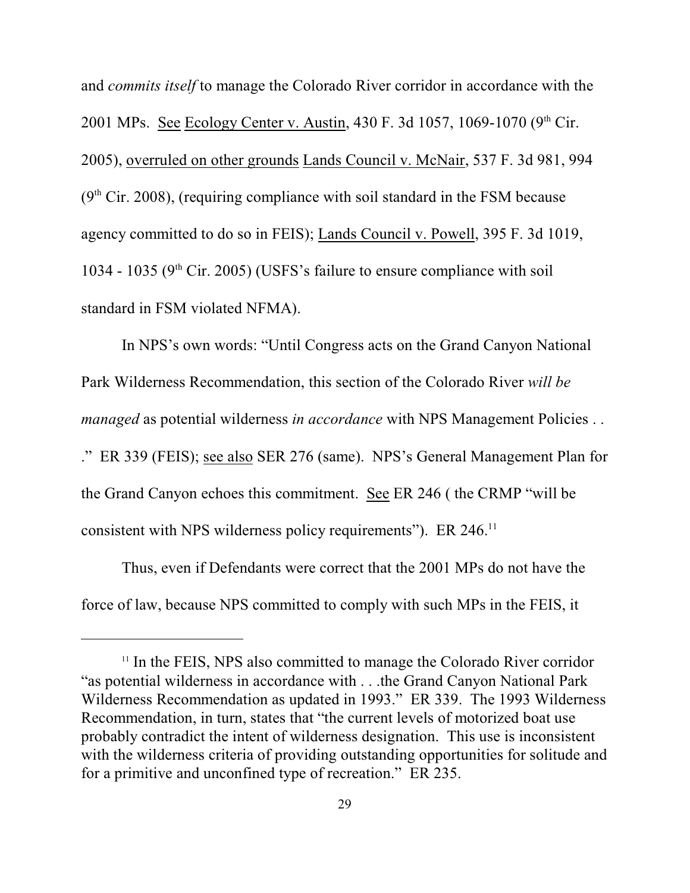and *commits itself* to manage the Colorado River corridor in accordance with the 2001 MPs. See Ecology Center v. Austin, 430 F. 3d 1057, 1069-1070 (9th Cir. 2005), overruled on other grounds Lands Council v. McNair, 537 F. 3d 981, 994 (9th Cir. 2008), (requiring compliance with soil standard in the FSM because agency committed to do so in FEIS); Lands Council v. Powell, 395 F. 3d 1019, 1034 - 1035 (9th Cir. 2005) (USFS's failure to ensure compliance with soil standard in FSM violated NFMA).

In NPS's own words: "Until Congress acts on the Grand Canyon National Park Wilderness Recommendation, this section of the Colorado River *will be managed* as potential wilderness *in accordance* with NPS Management Policies . . ." ER 339 (FEIS); see also SER 276 (same). NPS's General Management Plan for the Grand Canyon echoes this commitment. See ER 246 ( the CRMP "will be consistent with NPS wilderness policy requirements"). ER 246.[11]

Thus, even if Defendants were correct that the 2001 MPs do not have the force of law, because NPS committed to comply with such MPs in the FEIS, it

[11] In the FEIS, NPS also committed to manage the Colorado River corridor "as potential wilderness in accordance with . . .the Grand Canyon National Park Wilderness Recommendation as updated in 1993." ER 339. The 1993 Wilderness Recommendation, in turn, states that "the current levels of motorized boat use probably contradict the intent of wilderness designation. This use is inconsistent with the wilderness criteria of providing outstanding opportunities for solitude and for a primitive and unconfined type of recreation." ER 235.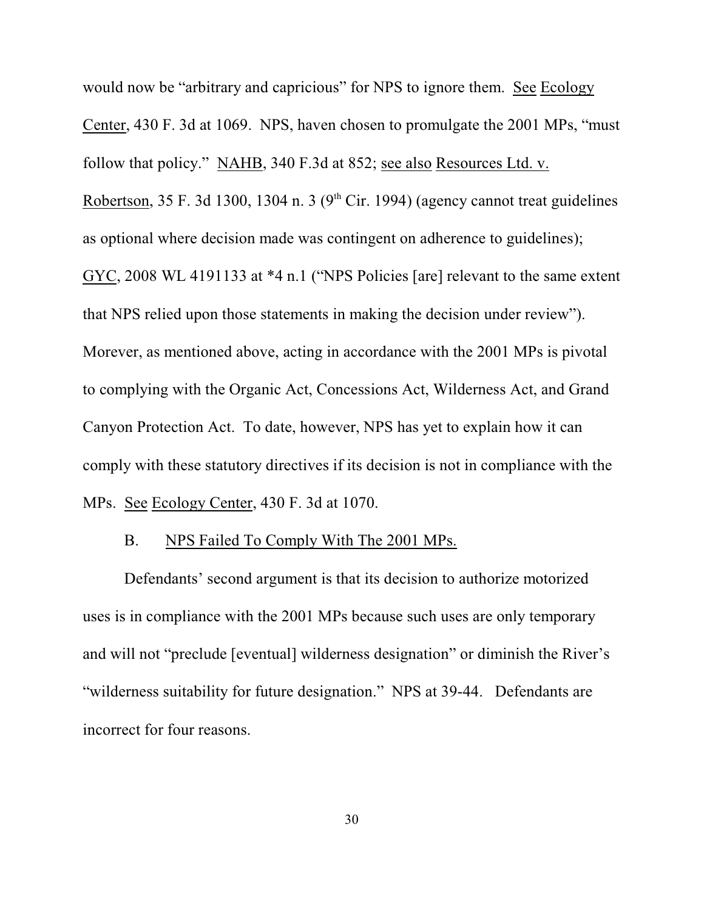would now be "arbitrary and capricious" for NPS to ignore them. See Ecology Center, 430 F. 3d at 1069. NPS, haven chosen to promulgate the 2001 MPs, "must follow that policy." NAHB, 340 F.3d at 852; see also Resources Ltd. v. Robertson, 35 F. 3d 1300, 1304 n. 3 (9th Cir. 1994) (agency cannot treat guidelines as optional where decision made was contingent on adherence to guidelines); GYC, 2008 WL 4191133 at *4 n.1 ("NPS Policies [are] relevant to the same extent that NPS relied upon those statements in making the decision under review"). Morever, as mentioned above, acting in accordance with the 2001 MPs is pivotal to complying with the Organic Act, Concessions Act, Wilderness Act, and Grand Canyon Protection Act. To date, however, NPS has yet to explain how it can comply with these statutory directives if its decision is not in compliance with the MPs. See Ecology Center, 430 F. 3d at 1070.

### B. NPS Failed To Comply With The 2001 MPs.

Defendants' second argument is that its decision to authorize motorized uses is in compliance with the 2001 MPs because such uses are only temporary and will not "preclude [eventual] wilderness designation" or diminish the River's "wilderness suitability for future designation." NPS at 39-44. Defendants are incorrect for four reasons.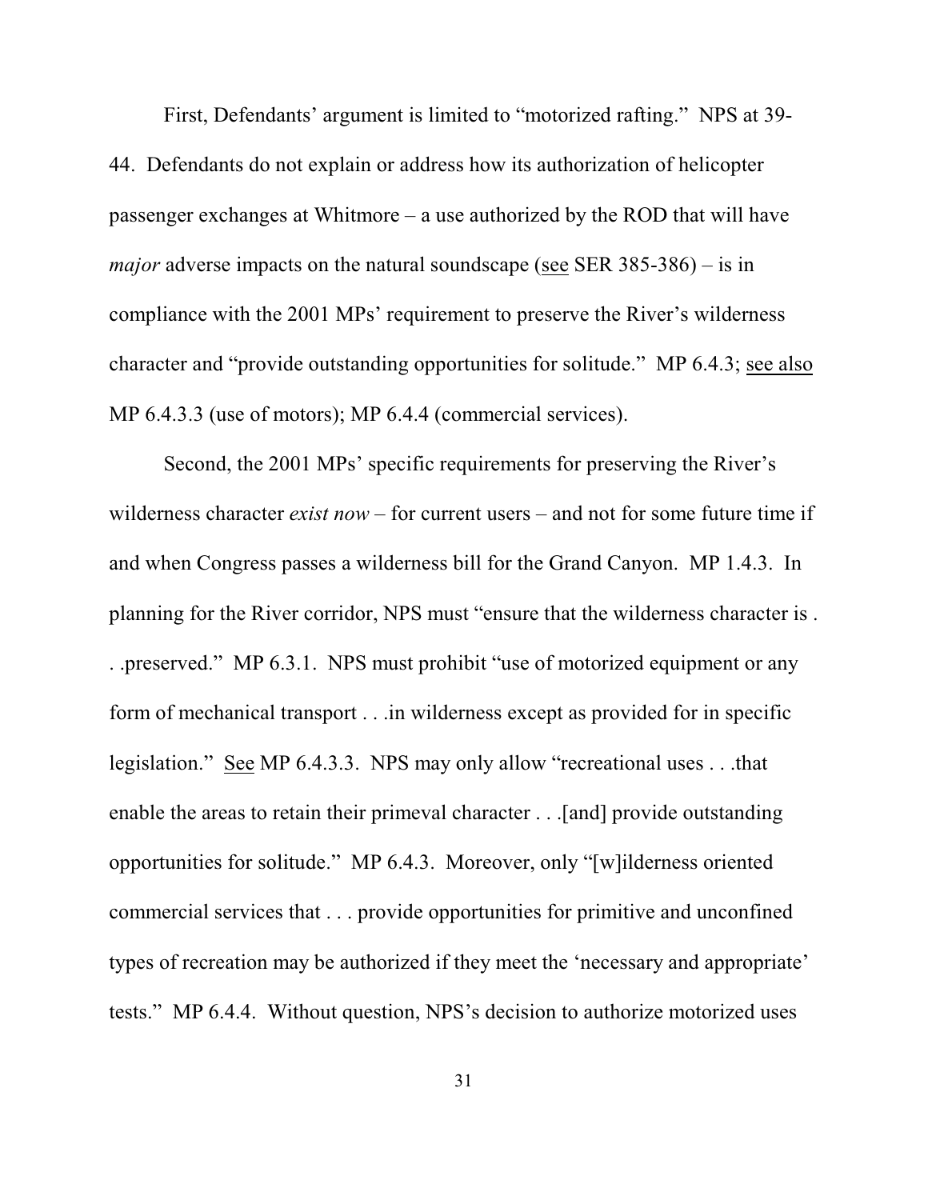First, Defendants' argument is limited to "motorized rafting." NPS at 39-44. Defendants do not explain or address how its authorization of helicopter passenger exchanges at Whitmore – a use authorized by the ROD that will have *major* adverse impacts on the natural soundscape (see SER 385-386) – is in compliance with the 2001 MPs' requirement to preserve the River's wilderness character and "provide outstanding opportunities for solitude." MP 6.4.3; see also MP 6.4.3.3 (use of motors); MP 6.4.4 (commercial services).

Second, the 2001 MPs' specific requirements for preserving the River's wilderness character *exist now* – for current users – and not for some future time if and when Congress passes a wilderness bill for the Grand Canyon. MP 1.4.3. In planning for the River corridor, NPS must "ensure that the wilderness character is . . .preserved." MP 6.3.1. NPS must prohibit "use of motorized equipment or any form of mechanical transport . . .in wilderness except as provided for in specific legislation." See MP 6.4.3.3. NPS may only allow "recreational uses . . .that enable the areas to retain their primeval character . . .[and] provide outstanding opportunities for solitude." MP 6.4.3. Moreover, only "[w]ilderness oriented commercial services that . . . provide opportunities for primitive and unconfined types of recreation may be authorized if they meet the 'necessary and appropriate' tests." MP 6.4.4. Without question, NPS's decision to authorize motorized uses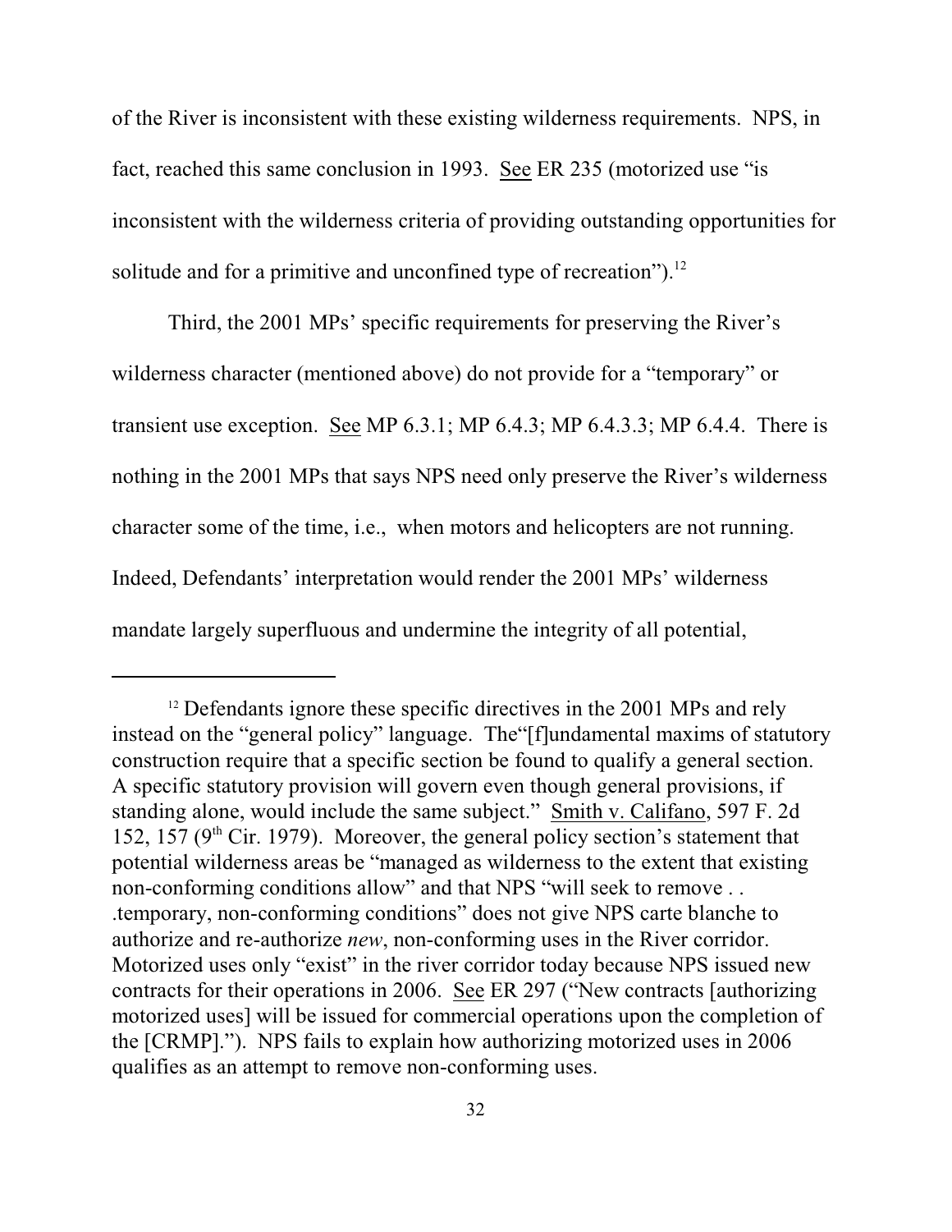of the River is inconsistent with these existing wilderness requirements. NPS, in fact, reached this same conclusion in 1993. See ER 235 (motorized use "is inconsistent with the wilderness criteria of providing outstanding opportunities for solitude and for a primitive and unconfined type of recreation").[12]

Third, the 2001 MPs' specific requirements for preserving the River's wilderness character (mentioned above) do not provide for a "temporary" or transient use exception. See MP 6.3.1; MP 6.4.3; MP 6.4.3.3; MP 6.4.4. There is nothing in the 2001 MPs that says NPS need only preserve the River's wilderness character some of the time, i.e., when motors and helicopters are not running. Indeed, Defendants' interpretation would render the 2001 MPs' wilderness mandate largely superfluous and undermine the integrity of all potential,

---

[12] Defendants ignore these specific directives in the 2001 MPs and rely instead on the "general policy" language. The"[f]undamental maxims of statutory construction require that a specific section be found to qualify a general section. A specific statutory provision will govern even though general provisions, if standing alone, would include the same subject." Smith v. Califano, 597 F. 2d 152, 157 (9th Cir. 1979). Moreover, the general policy section's statement that potential wilderness areas be "managed as wilderness to the extent that existing non-conforming conditions allow" and that NPS "will seek to remove . . .temporary, non-conforming conditions" does not give NPS carte blanche to authorize and re-authorize *new*, non-conforming uses in the River corridor. Motorized uses only "exist" in the river corridor today because NPS issued new contracts for their operations in 2006. See ER 297 ("New contracts [authorizing motorized uses] will be issued for commercial operations upon the completion of the [CRMP]."). NPS fails to explain how authorizing motorized uses in 2006 qualifies as an attempt to remove non-conforming uses.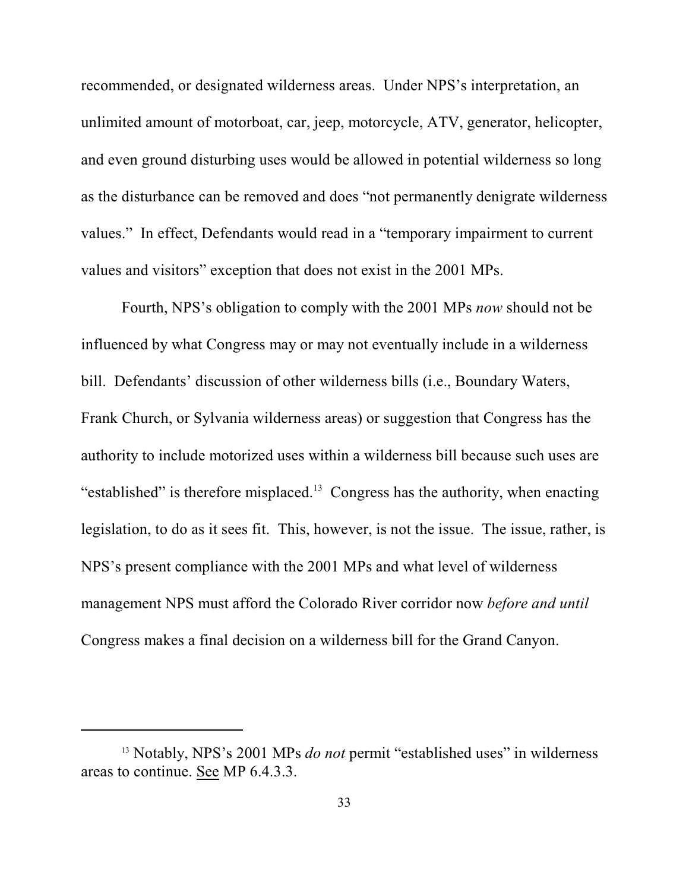recommended, or designated wilderness areas. Under NPS's interpretation, an unlimited amount of motorboat, car, jeep, motorcycle, ATV, generator, helicopter, and even ground disturbing uses would be allowed in potential wilderness so long as the disturbance can be removed and does "not permanently denigrate wilderness values." In effect, Defendants would read in a "temporary impairment to current values and visitors" exception that does not exist in the 2001 MPs.

Fourth, NPS's obligation to comply with the 2001 MPs *now* should not be influenced by what Congress may or may not eventually include in a wilderness bill. Defendants' discussion of other wilderness bills (i.e., Boundary Waters, Frank Church, or Sylvania wilderness areas) or suggestion that Congress has the authority to include motorized uses within a wilderness bill because such uses are "established" is therefore misplaced.[13] Congress has the authority, when enacting legislation, to do as it sees fit. This, however, is not the issue. The issue, rather, is NPS's present compliance with the 2001 MPs and what level of wilderness management NPS must afford the Colorado River corridor now *before and until* Congress makes a final decision on a wilderness bill for the Grand Canyon.

---

[13] Notably, NPS's 2001 MPs *do not* permit "established uses" in wilderness areas to continue. See MP 6.4.3.3.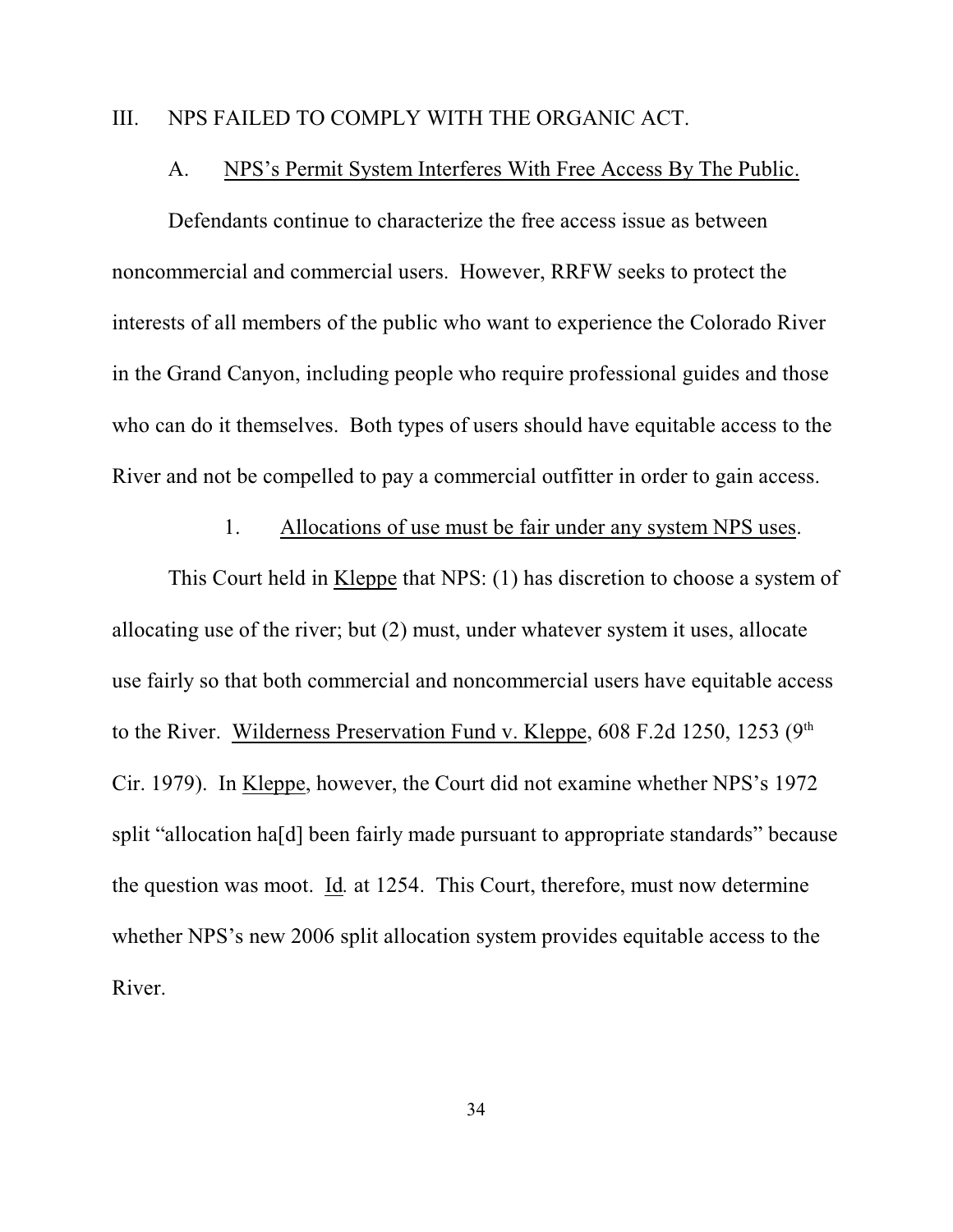III. NPS FAILED TO COMPLY WITH THE ORGANIC ACT.

A. NPS's Permit System Interferes With Free Access By The Public.

Defendants continue to characterize the free access issue as between noncommercial and commercial users. However, RRFW seeks to protect the interests of all members of the public who want to experience the Colorado River in the Grand Canyon, including people who require professional guides and those who can do it themselves. Both types of users should have equitable access to the River and not be compelled to pay a commercial outfitter in order to gain access.

1. Allocations of use must be fair under any system NPS uses.

This Court held in Kleppe that NPS: (1) has discretion to choose a system of allocating use of the river; but (2) must, under whatever system it uses, allocate use fairly so that both commercial and noncommercial users have equitable access to the River. Wilderness Preservation Fund v. Kleppe, 608 F.2d 1250, 1253 (9th Cir. 1979). In Kleppe, however, the Court did not examine whether NPS's 1972 split "allocation ha[d] been fairly made pursuant to appropriate standards" because the question was moot. Id. at 1254. This Court, therefore, must now determine whether NPS's new 2006 split allocation system provides equitable access to the River.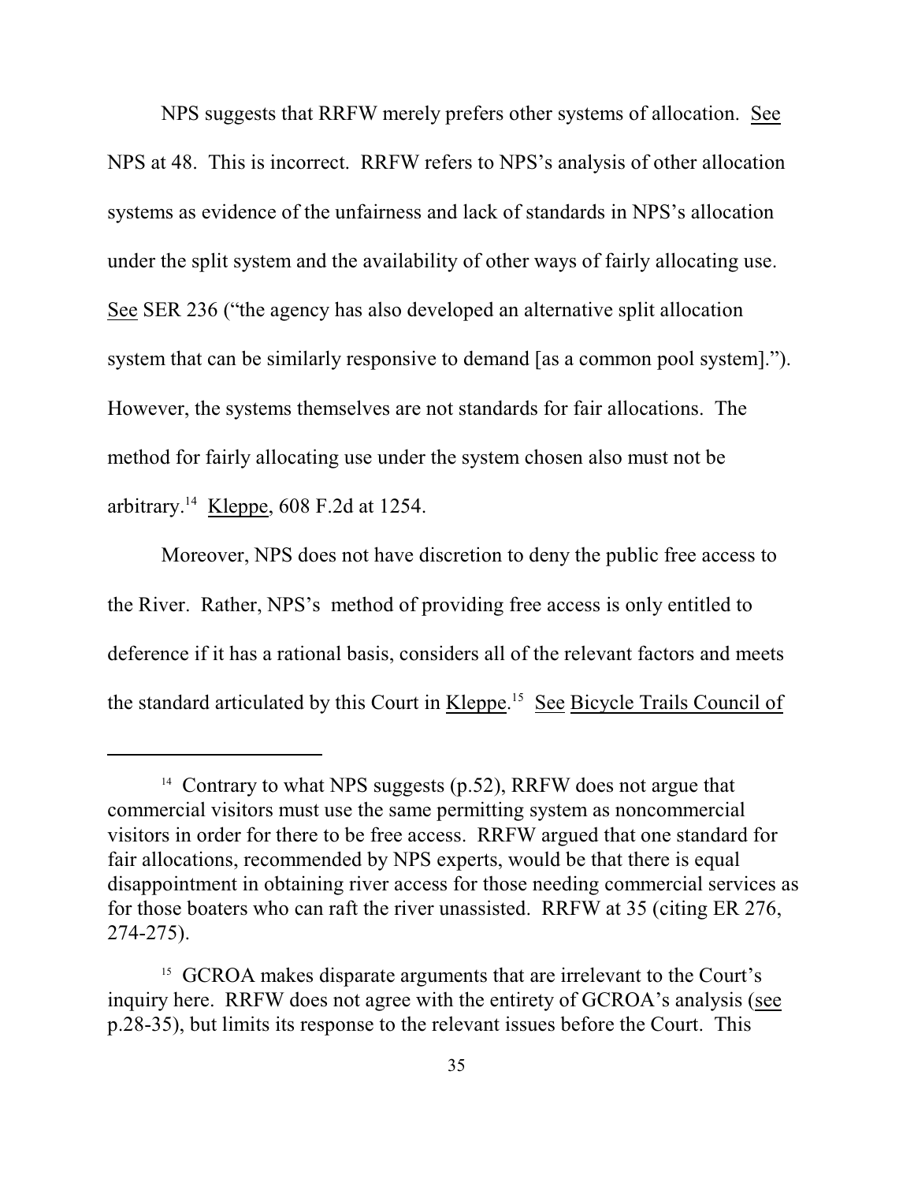NPS suggests that RRFW merely prefers other systems of allocation. See NPS at 48. This is incorrect. RRFW refers to NPS's analysis of other allocation systems as evidence of the unfairness and lack of standards in NPS's allocation under the split system and the availability of other ways of fairly allocating use. See SER 236 ("the agency has also developed an alternative split allocation system that can be similarly responsive to demand [as a common pool system]."). However, the systems themselves are not standards for fair allocations. The method for fairly allocating use under the system chosen also must not be arbitrary.[14] Kleppe, 608 F.2d at 1254.

Moreover, NPS does not have discretion to deny the public free access to the River. Rather, NPS's method of providing free access is only entitled to deference if it has a rational basis, considers all of the relevant factors and meets the standard articulated by this Court in Kleppe.[15] See Bicycle Trails Council of

---

[14] Contrary to what NPS suggests (p.52), RRFW does not argue that commercial visitors must use the same permitting system as noncommercial visitors in order for there to be free access. RRFW argued that one standard for fair allocations, recommended by NPS experts, would be that there is equal disappointment in obtaining river access for those needing commercial services as for those boaters who can raft the river unassisted. RRFW at 35 (citing ER 276, 274-275).

[15] GCROA makes disparate arguments that are irrelevant to the Court's inquiry here. RRFW does not agree with the entirety of GCROA's analysis (see p.28-35), but limits its response to the relevant issues before the Court. This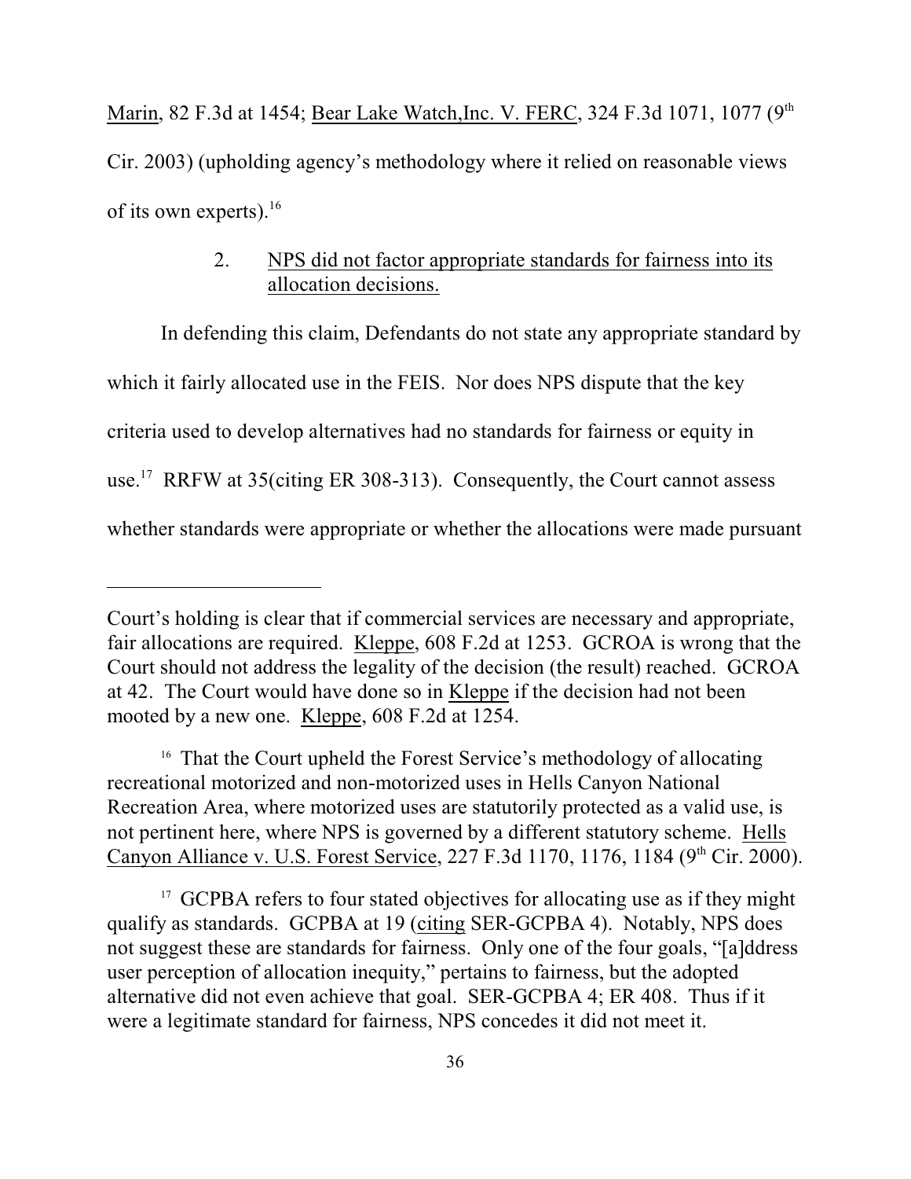Marin, 82 F.3d at 1454; Bear Lake Watch,Inc. V. FERC, 324 F.3d 1071, 1077 (9th Cir. 2003) (upholding agency's methodology where it relied on reasonable views of its own experts).[16]

2. NPS did not factor appropriate standards for fairness into its allocation decisions.

In defending this claim, Defendants do not state any appropriate standard by which it fairly allocated use in the FEIS. Nor does NPS dispute that the key criteria used to develop alternatives had no standards for fairness or equity in use.[17] RRFW at 35(citing ER 308-313). Consequently, the Court cannot assess whether standards were appropriate or whether the allocations were made pursuant

---

Court's holding is clear that if commercial services are necessary and appropriate, fair allocations are required. Kleppe, 608 F.2d at 1253. GCROA is wrong that the Court should not address the legality of the decision (the result) reached. GCROA at 42. The Court would have done so in Kleppe if the decision had not been mooted by a new one. Kleppe, 608 F.2d at 1254.

[16] That the Court upheld the Forest Service's methodology of allocating recreational motorized and non-motorized uses in Hells Canyon National Recreation Area, where motorized uses are statutorily protected as a valid use, is not pertinent here, where NPS is governed by a different statutory scheme. Hells Canyon Alliance v. U.S. Forest Service, 227 F.3d 1170, 1176, 1184 (9th Cir. 2000).

[17] GCPBA refers to four stated objectives for allocating use as if they might qualify as standards. GCPBA at 19 (citing SER-GCPBA 4). Notably, NPS does not suggest these are standards for fairness. Only one of the four goals, "[a]ddress user perception of allocation inequity," pertains to fairness, but the adopted alternative did not even achieve that goal. SER-GCPBA 4; ER 408. Thus if it were a legitimate standard for fairness, NPS concedes it did not meet it.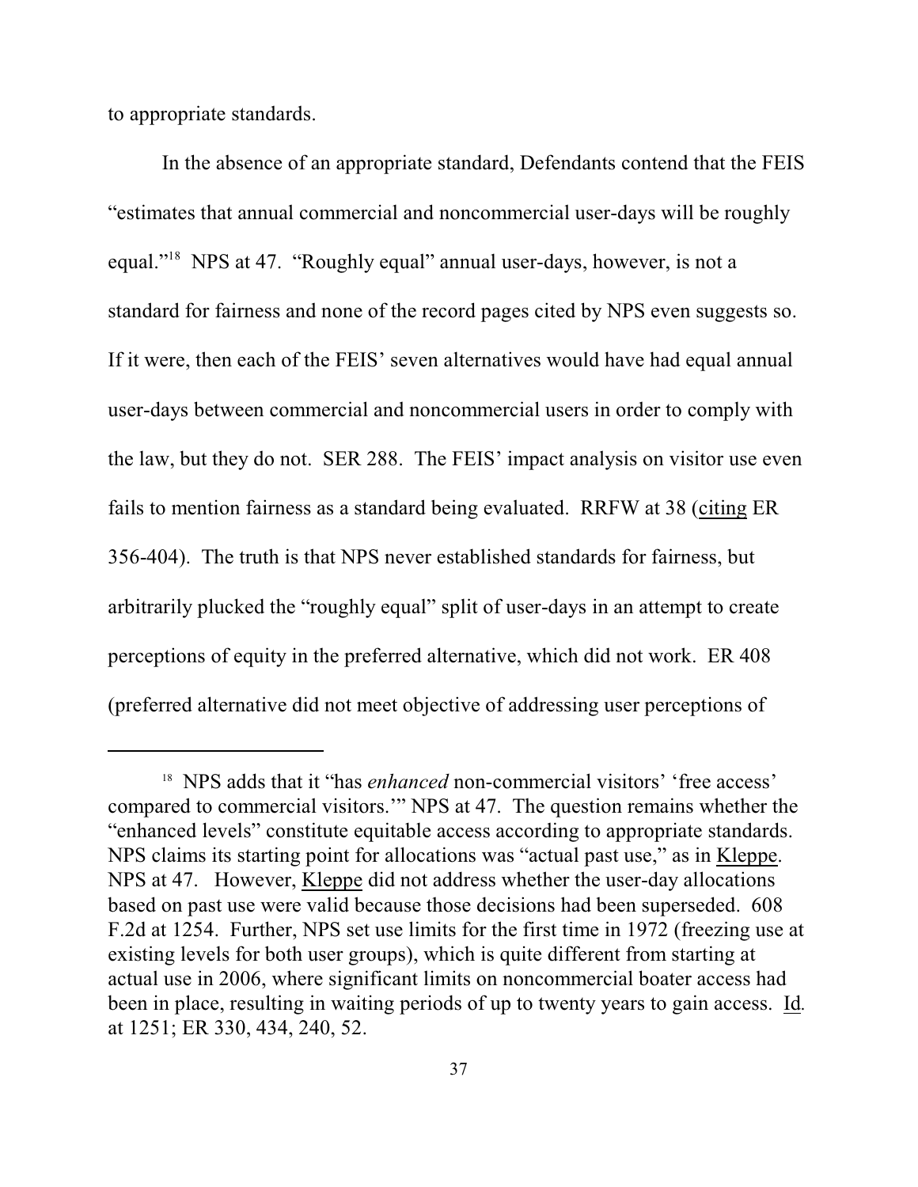to appropriate standards.

In the absence of an appropriate standard, Defendants contend that the FEIS "estimates that annual commercial and noncommercial user-days will be roughly equal."[18] NPS at 47. "Roughly equal" annual user-days, however, is not a standard for fairness and none of the record pages cited by NPS even suggests so. If it were, then each of the FEIS' seven alternatives would have had equal annual user-days between commercial and noncommercial users in order to comply with the law, but they do not. SER 288. The FEIS' impact analysis on visitor use even fails to mention fairness as a standard being evaluated. RRFW at 38 (citing ER 356-404). The truth is that NPS never established standards for fairness, but arbitrarily plucked the "roughly equal" split of user-days in an attempt to create perceptions of equity in the preferred alternative, which did not work. ER 408 (preferred alternative did not meet objective of addressing user perceptions of

---

[18] NPS adds that it "has *enhanced* non-commercial visitors' 'free access' compared to commercial visitors.'" NPS at 47. The question remains whether the "enhanced levels" constitute equitable access according to appropriate standards. NPS claims its starting point for allocations was "actual past use," as in Kleppe. NPS at 47. However, Kleppe did not address whether the user-day allocations based on past use were valid because those decisions had been superseded. 608 F.2d at 1254. Further, NPS set use limits for the first time in 1972 (freezing use at existing levels for both user groups), which is quite different from starting at actual use in 2006, where significant limits on noncommercial boater access had been in place, resulting in waiting periods of up to twenty years to gain access. Id. at 1251; ER 330, 434, 240, 52.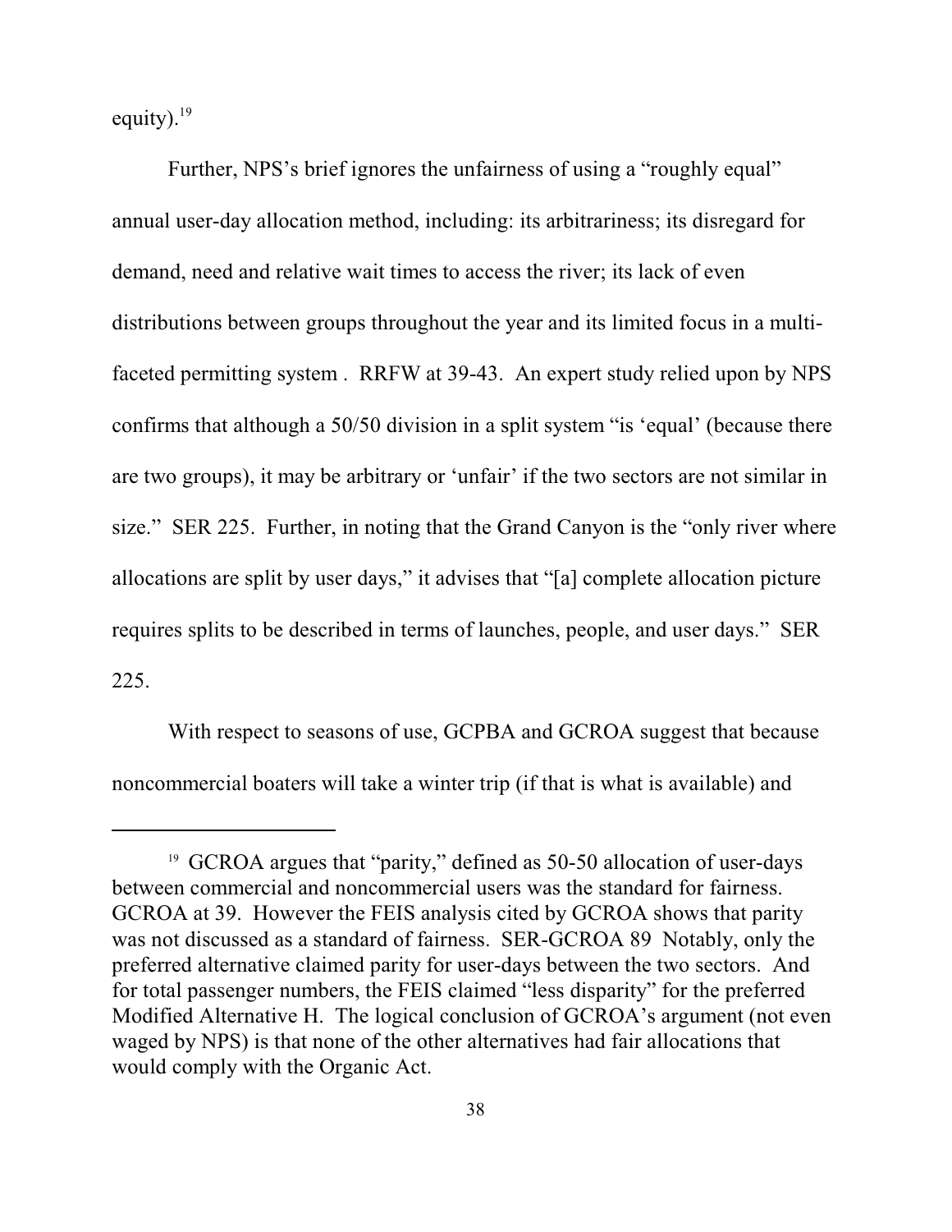equity).[19]

Further, NPS's brief ignores the unfairness of using a "roughly equal" annual user-day allocation method, including: its arbitrariness; its disregard for demand, need and relative wait times to access the river; its lack of even distributions between groups throughout the year and its limited focus in a multi-faceted permitting system . RRFW at 39-43. An expert study relied upon by NPS confirms that although a 50/50 division in a split system "is 'equal' (because there are two groups), it may be arbitrary or 'unfair' if the two sectors are not similar in size." SER 225. Further, in noting that the Grand Canyon is the "only river where allocations are split by user days," it advises that "[a] complete allocation picture requires splits to be described in terms of launches, people, and user days." SER 225.

With respect to seasons of use, GCPBA and GCROA suggest that because noncommercial boaters will take a winter trip (if that is what is available) and

---

[19] GCROA argues that "parity," defined as 50-50 allocation of user-days between commercial and noncommercial users was the standard for fairness. GCROA at 39. However the FEIS analysis cited by GCROA shows that parity was not discussed as a standard of fairness. SER-GCROA 89 Notably, only the preferred alternative claimed parity for user-days between the two sectors. And for total passenger numbers, the FEIS claimed "less disparity" for the preferred Modified Alternative H. The logical conclusion of GCROA's argument (not even waged by NPS) is that none of the other alternatives had fair allocations that would comply with the Organic Act.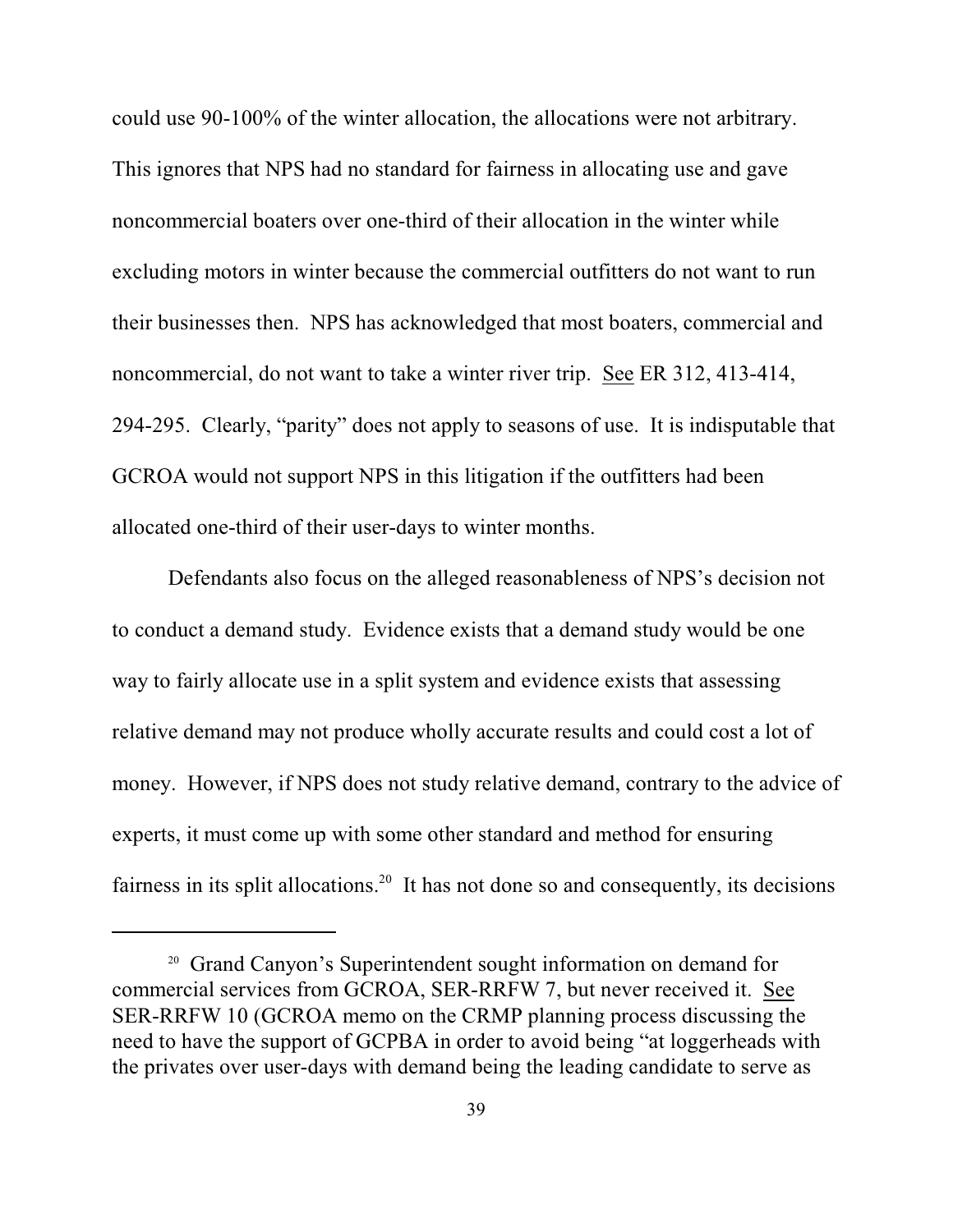could use 90-100% of the winter allocation, the allocations were not arbitrary. This ignores that NPS had no standard for fairness in allocating use and gave noncommercial boaters over one-third of their allocation in the winter while excluding motors in winter because the commercial outfitters do not want to run their businesses then. NPS has acknowledged that most boaters, commercial and noncommercial, do not want to take a winter river trip. See ER 312, 413-414, 294-295. Clearly, "parity" does not apply to seasons of use. It is indisputable that GCROA would not support NPS in this litigation if the outfitters had been allocated one-third of their user-days to winter months.

Defendants also focus on the alleged reasonableness of NPS's decision not to conduct a demand study. Evidence exists that a demand study would be one way to fairly allocate use in a split system and evidence exists that assessing relative demand may not produce wholly accurate results and could cost a lot of money. However, if NPS does not study relative demand, contrary to the advice of experts, it must come up with some other standard and method for ensuring fairness in its split allocations.[20] It has not done so and consequently, its decisions

---

[20] Grand Canyon's Superintendent sought information on demand for commercial services from GCROA, SER-RRFW 7, but never received it. See SER-RRFW 10 (GCROA memo on the CRMP planning process discussing the need to have the support of GCPBA in order to avoid being "at loggerheads with the privates over user-days with demand being the leading candidate to serve as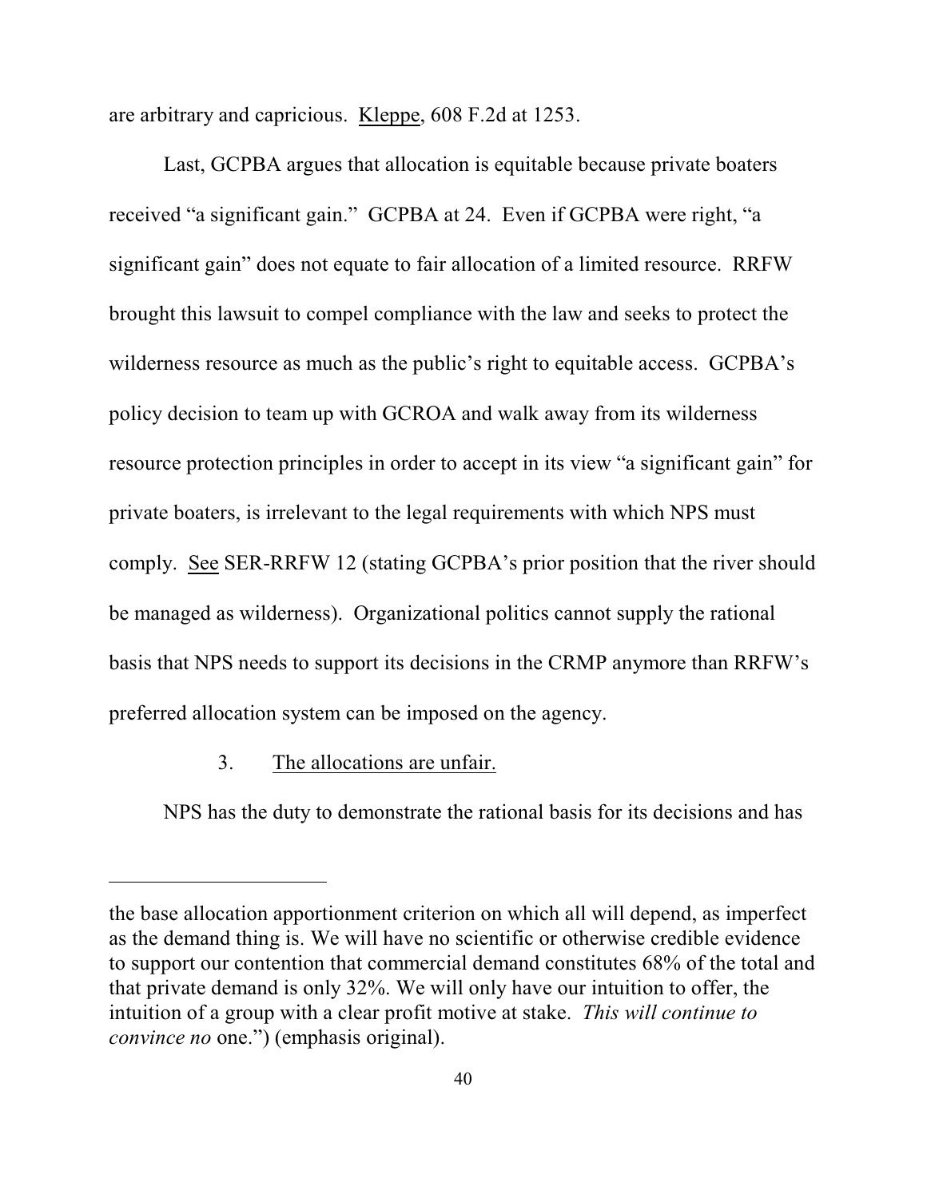are arbitrary and capricious. Kleppe, 608 F.2d at 1253.

Last, GCPBA argues that allocation is equitable because private boaters received "a significant gain." GCPBA at 24. Even if GCPBA were right, "a significant gain" does not equate to fair allocation of a limited resource. RRFW brought this lawsuit to compel compliance with the law and seeks to protect the wilderness resource as much as the public's right to equitable access. GCPBA's policy decision to team up with GCROA and walk away from its wilderness resource protection principles in order to accept in its view "a significant gain" for private boaters, is irrelevant to the legal requirements with which NPS must comply. See SER-RRFW 12 (stating GCPBA's prior position that the river should be managed as wilderness). Organizational politics cannot supply the rational basis that NPS needs to support its decisions in the CRMP anymore than RRFW's preferred allocation system can be imposed on the agency.

### 3. The allocations are unfair.

NPS has the duty to demonstrate the rational basis for its decisions and has

---

the base allocation apportionment criterion on which all will depend, as imperfect as the demand thing is. We will have no scientific or otherwise credible evidence to support our contention that commercial demand constitutes 68% of the total and that private demand is only 32%. We will only have our intuition to offer, the intuition of a group with a clear profit motive at stake. *This will continue to convince no* one.") (emphasis original).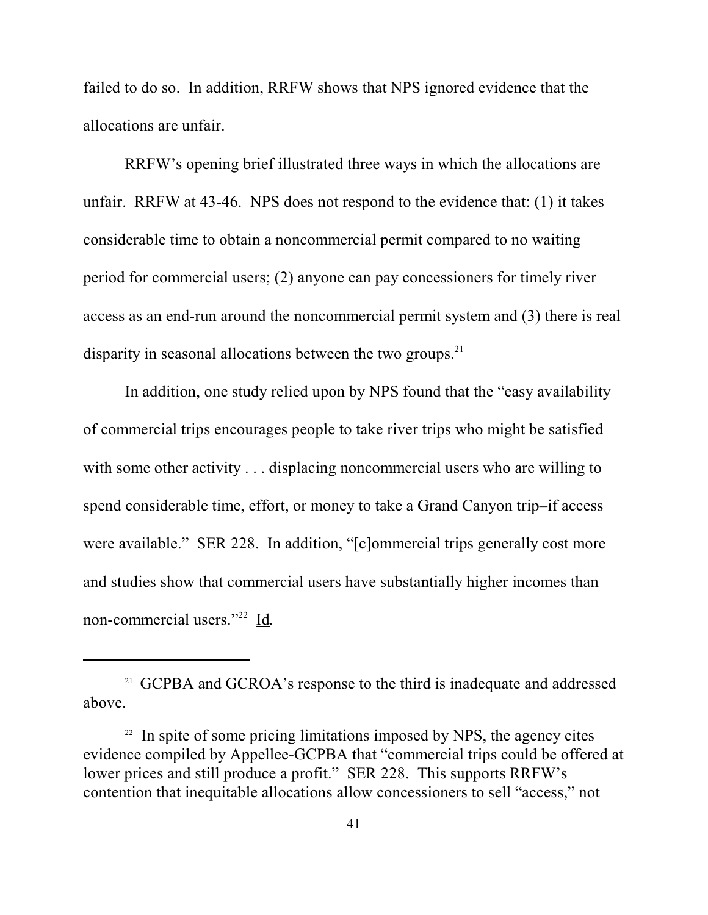failed to do so. In addition, RRFW shows that NPS ignored evidence that the allocations are unfair.

RRFW's opening brief illustrated three ways in which the allocations are unfair. RRFW at 43-46. NPS does not respond to the evidence that: (1) it takes considerable time to obtain a noncommercial permit compared to no waiting period for commercial users; (2) anyone can pay concessioners for timely river access as an end-run around the noncommercial permit system and (3) there is real disparity in seasonal allocations between the two groups.[21]

In addition, one study relied upon by NPS found that the "easy availability of commercial trips encourages people to take river trips who might be satisfied with some other activity . . . displacing noncommercial users who are willing to spend considerable time, effort, or money to take a Grand Canyon trip–if access were available." SER 228. In addition, "[c]ommercial trips generally cost more and studies show that commercial users have substantially higher incomes than non-commercial users."[22] Id.

---

[21] GCPBA and GCROA's response to the third is inadequate and addressed above.

[22] In spite of some pricing limitations imposed by NPS, the agency cites evidence compiled by Appellee-GCPBA that "commercial trips could be offered at lower prices and still produce a profit." SER 228. This supports RRFW's contention that inequitable allocations allow concessioners to sell "access," not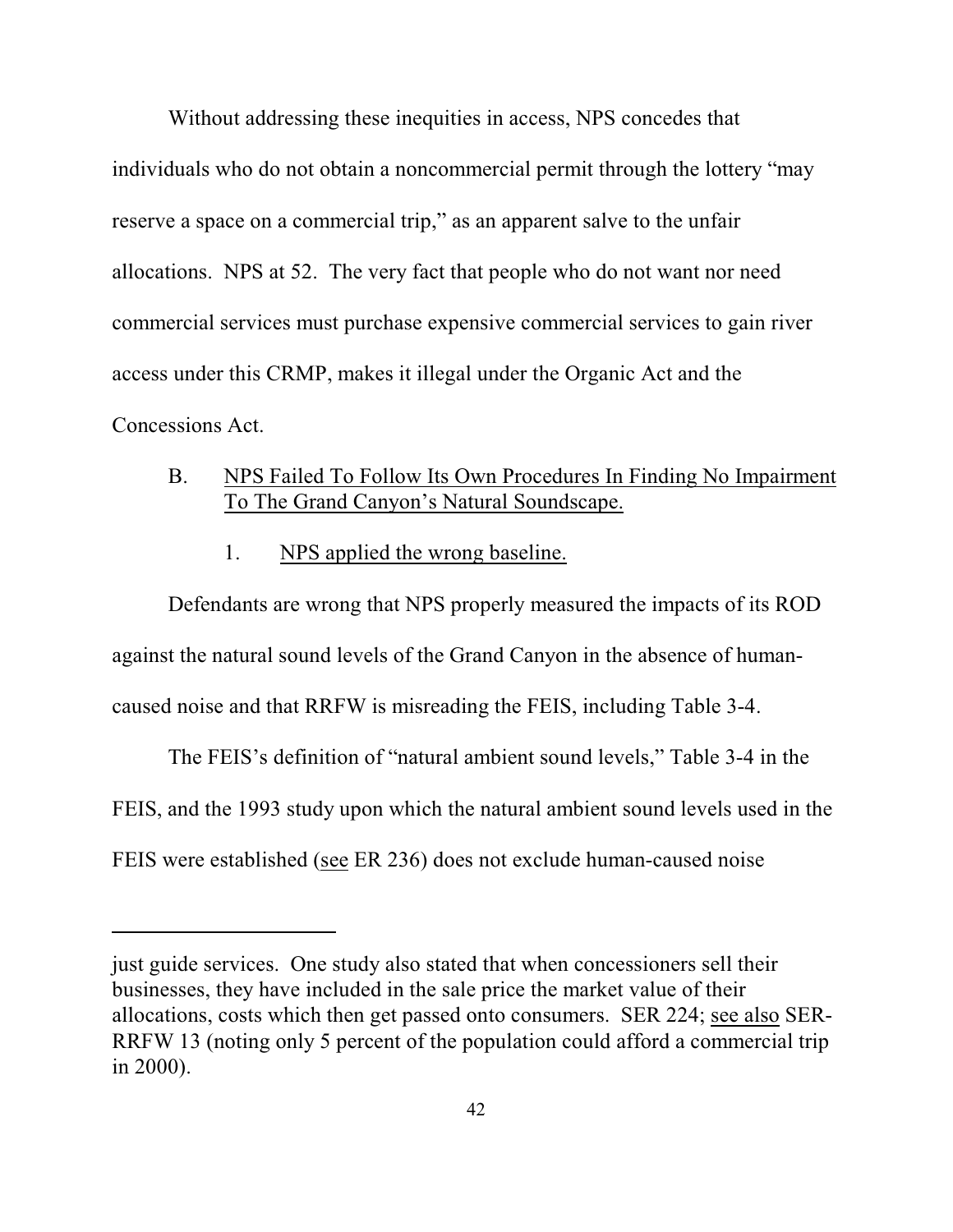Without addressing these inequities in access, NPS concedes that individuals who do not obtain a noncommercial permit through the lottery "may reserve a space on a commercial trip," as an apparent salve to the unfair allocations. NPS at 52. The very fact that people who do not want nor need commercial services must purchase expensive commercial services to gain river access under this CRMP, makes it illegal under the Organic Act and the Concessions Act.

### B. NPS Failed To Follow Its Own Procedures In Finding No Impairment To The Grand Canyon's Natural Soundscape.

#### 1. NPS applied the wrong baseline.

Defendants are wrong that NPS properly measured the impacts of its ROD against the natural sound levels of the Grand Canyon in the absence of human-caused noise and that RRFW is misreading the FEIS, including Table 3-4.

The FEIS's definition of "natural ambient sound levels," Table 3-4 in the FEIS, and the 1993 study upon which the natural ambient sound levels used in the FEIS were established (see ER 236) does not exclude human-caused noise

---

just guide services. One study also stated that when concessioners sell their businesses, they have included in the sale price the market value of their allocations, costs which then get passed onto consumers. SER 224; see also SER-RRFW 13 (noting only 5 percent of the population could afford a commercial trip in 2000).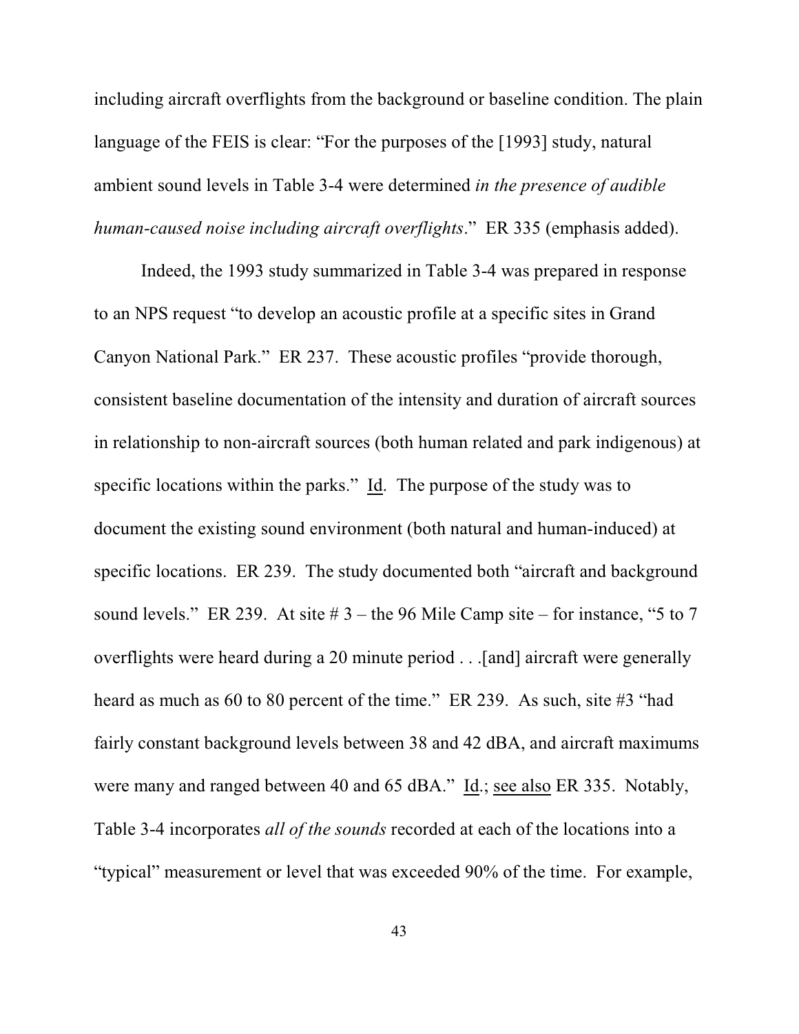including aircraft overflights from the background or baseline condition. The plain language of the FEIS is clear: "For the purposes of the [1993] study, natural ambient sound levels in Table 3-4 were determined *in the presence of audible human-caused noise including aircraft overflights*." ER 335 (emphasis added).

Indeed, the 1993 study summarized in Table 3-4 was prepared in response to an NPS request "to develop an acoustic profile at a specific sites in Grand Canyon National Park." ER 237. These acoustic profiles "provide thorough, consistent baseline documentation of the intensity and duration of aircraft sources in relationship to non-aircraft sources (both human related and park indigenous) at specific locations within the parks." Id. The purpose of the study was to document the existing sound environment (both natural and human-induced) at specific locations. ER 239. The study documented both "aircraft and background sound levels." ER 239. At site # 3 – the 96 Mile Camp site – for instance, "5 to 7 overflights were heard during a 20 minute period . . .[and] aircraft were generally heard as much as 60 to 80 percent of the time." ER 239. As such, site #3 "had fairly constant background levels between 38 and 42 dBA, and aircraft maximums were many and ranged between 40 and 65 dBA." Id.; see also ER 335. Notably, Table 3-4 incorporates *all of the sounds* recorded at each of the locations into a "typical" measurement or level that was exceeded 90% of the time. For example,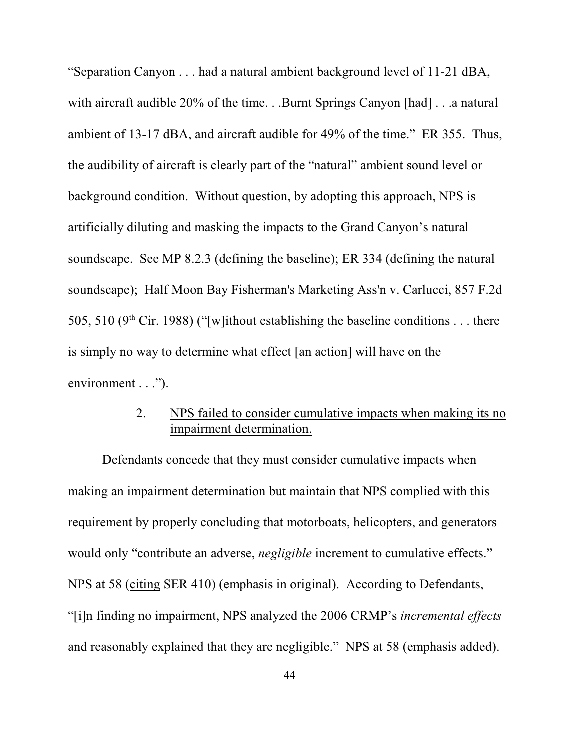"Separation Canyon . . . had a natural ambient background level of 11-21 dBA, with aircraft audible 20% of the time. . .Burnt Springs Canyon [had] . . .a natural ambient of 13-17 dBA, and aircraft audible for 49% of the time." ER 355. Thus, the audibility of aircraft is clearly part of the "natural" ambient sound level or background condition. Without question, by adopting this approach, NPS is artificially diluting and masking the impacts to the Grand Canyon's natural soundscape. See MP 8.2.3 (defining the baseline); ER 334 (defining the natural soundscape); Half Moon Bay Fisherman's Marketing Ass'n v. Carlucci, 857 F.2d 505, 510 (9th Cir. 1988) ("[w]ithout establishing the baseline conditions . . . there is simply no way to determine what effect [an action] will have on the environment . . .").

2. NPS failed to consider cumulative impacts when making its no impairment determination.

Defendants concede that they must consider cumulative impacts when making an impairment determination but maintain that NPS complied with this requirement by properly concluding that motorboats, helicopters, and generators would only "contribute an adverse, *negligible* increment to cumulative effects." NPS at 58 (citing SER 410) (emphasis in original). According to Defendants, "[i]n finding no impairment, NPS analyzed the 2006 CRMP's *incremental effects* and reasonably explained that they are negligible." NPS at 58 (emphasis added).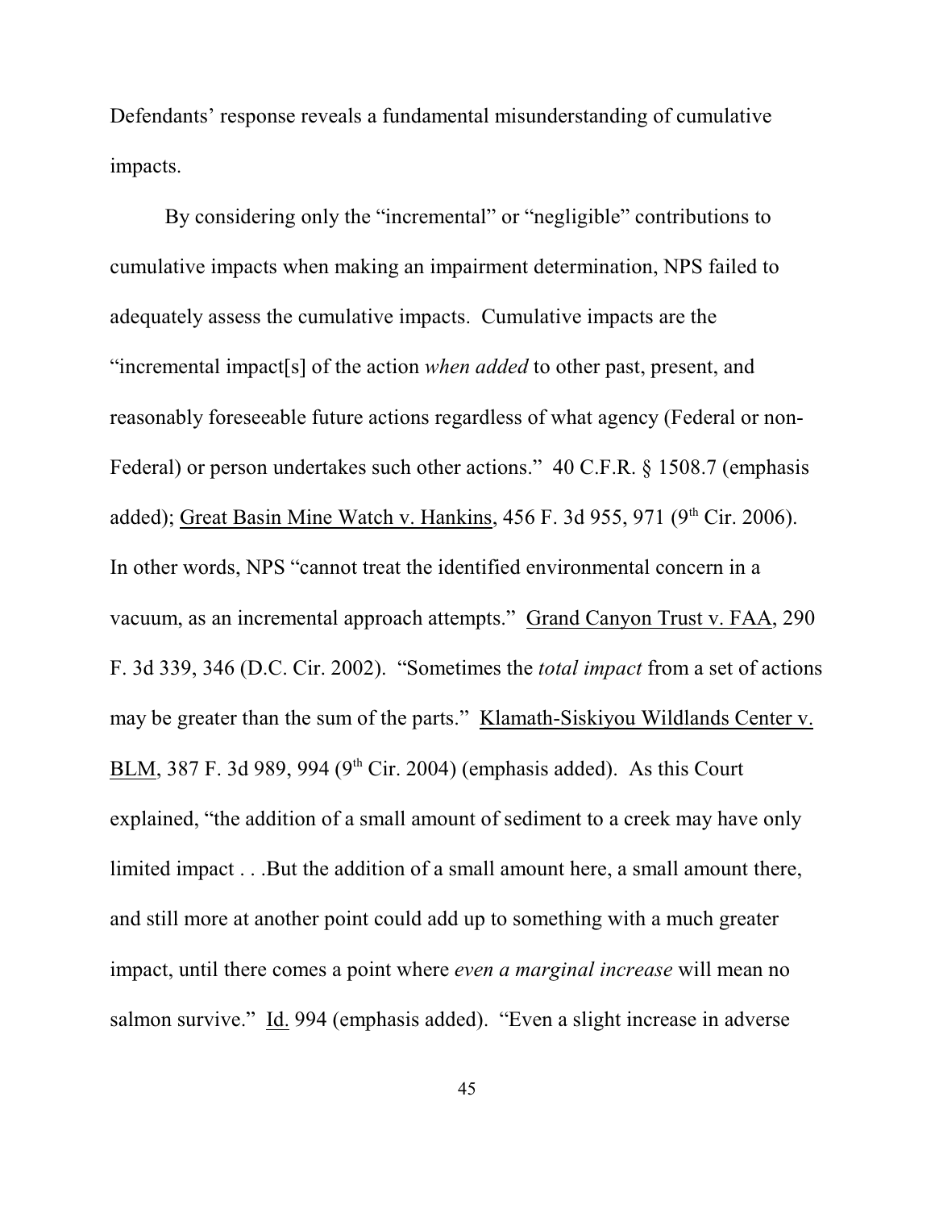Defendants' response reveals a fundamental misunderstanding of cumulative impacts.

By considering only the "incremental" or "negligible" contributions to cumulative impacts when making an impairment determination, NPS failed to adequately assess the cumulative impacts. Cumulative impacts are the "incremental impact[s] of the action *when added* to other past, present, and reasonably foreseeable future actions regardless of what agency (Federal or non-Federal) or person undertakes such other actions." 40 C.F.R. § 1508.7 (emphasis added); Great Basin Mine Watch v. Hankins, 456 F. 3d 955, 971 (9th Cir. 2006). In other words, NPS "cannot treat the identified environmental concern in a vacuum, as an incremental approach attempts." Grand Canyon Trust v. FAA, 290 F. 3d 339, 346 (D.C. Cir. 2002). "Sometimes the *total impact* from a set of actions may be greater than the sum of the parts." Klamath-Siskiyou Wildlands Center v. BLM, 387 F. 3d 989, 994 (9th Cir. 2004) (emphasis added). As this Court explained, "the addition of a small amount of sediment to a creek may have only limited impact . . .But the addition of a small amount here, a small amount there, and still more at another point could add up to something with a much greater impact, until there comes a point where *even a marginal increase* will mean no salmon survive." Id. 994 (emphasis added). "Even a slight increase in adverse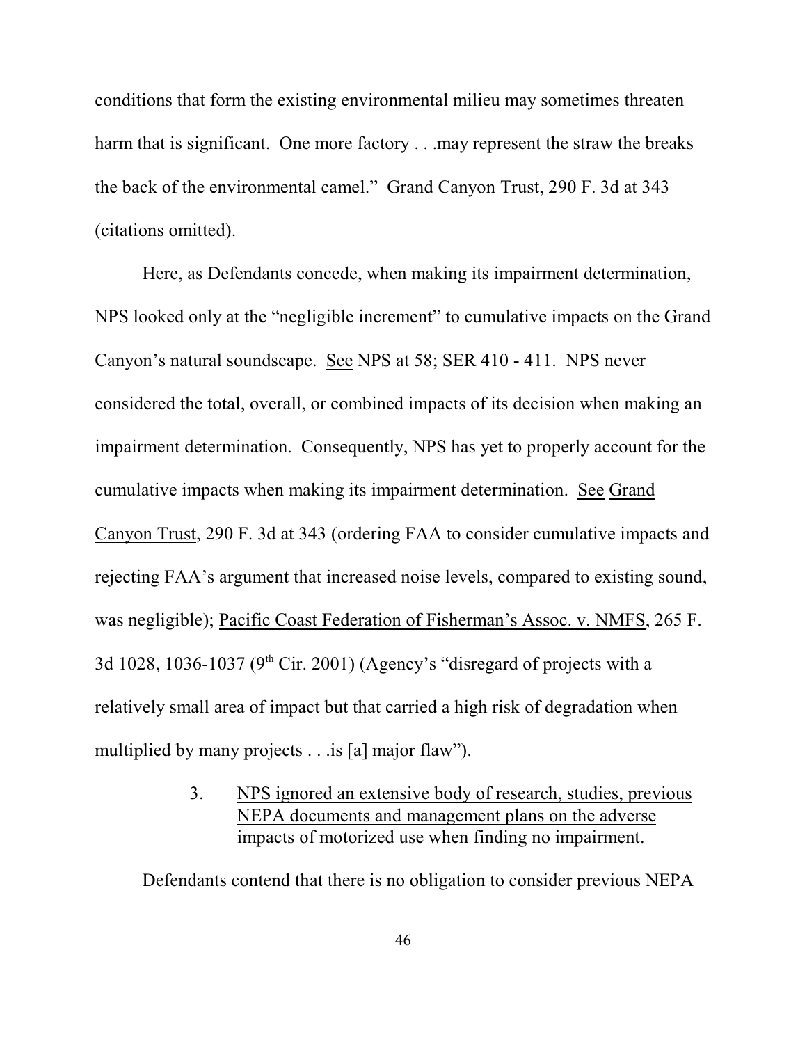conditions that form the existing environmental milieu may sometimes threaten harm that is significant. One more factory . . .may represent the straw the breaks the back of the environmental camel." Grand Canyon Trust, 290 F. 3d at 343 (citations omitted).

Here, as Defendants concede, when making its impairment determination, NPS looked only at the "negligible increment" to cumulative impacts on the Grand Canyon's natural soundscape. See NPS at 58; SER 410 - 411. NPS never considered the total, overall, or combined impacts of its decision when making an impairment determination. Consequently, NPS has yet to properly account for the cumulative impacts when making its impairment determination. See Grand Canyon Trust, 290 F. 3d at 343 (ordering FAA to consider cumulative impacts and rejecting FAA's argument that increased noise levels, compared to existing sound, was negligible); Pacific Coast Federation of Fisherman's Assoc. v. NMFS, 265 F. 3d 1028, 1036-1037 (9th Cir. 2001) (Agency's "disregard of projects with a relatively small area of impact but that carried a high risk of degradation when multiplied by many projects . . .is [a] major flaw").

3. NPS ignored an extensive body of research, studies, previous NEPA documents and management plans on the adverse impacts of motorized use when finding no impairment.

Defendants contend that there is no obligation to consider previous NEPA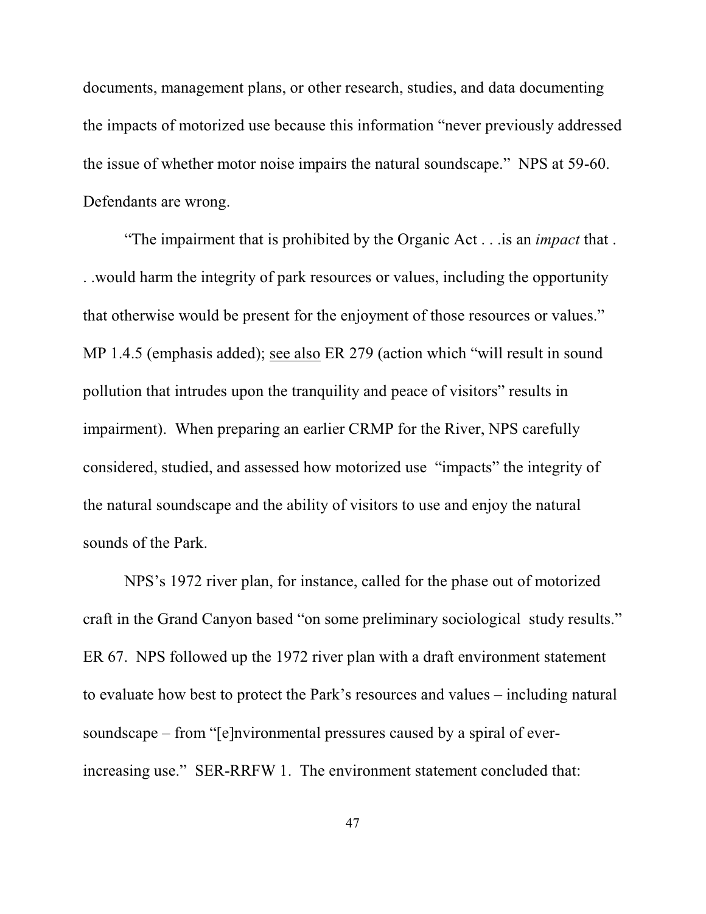documents, management plans, or other research, studies, and data documenting the impacts of motorized use because this information "never previously addressed the issue of whether motor noise impairs the natural soundscape." NPS at 59-60. Defendants are wrong.

"The impairment that is prohibited by the Organic Act . . .is an *impact* that . . .would harm the integrity of park resources or values, including the opportunity that otherwise would be present for the enjoyment of those resources or values." MP 1.4.5 (emphasis added); see also ER 279 (action which "will result in sound pollution that intrudes upon the tranquility and peace of visitors" results in impairment). When preparing an earlier CRMP for the River, NPS carefully considered, studied, and assessed how motorized use "impacts" the integrity of the natural soundscape and the ability of visitors to use and enjoy the natural sounds of the Park.

NPS's 1972 river plan, for instance, called for the phase out of motorized craft in the Grand Canyon based "on some preliminary sociological study results." ER 67. NPS followed up the 1972 river plan with a draft environment statement to evaluate how best to protect the Park's resources and values – including natural soundscape – from "[e]nvironmental pressures caused by a spiral of ever-increasing use." SER-RRFW 1. The environment statement concluded that: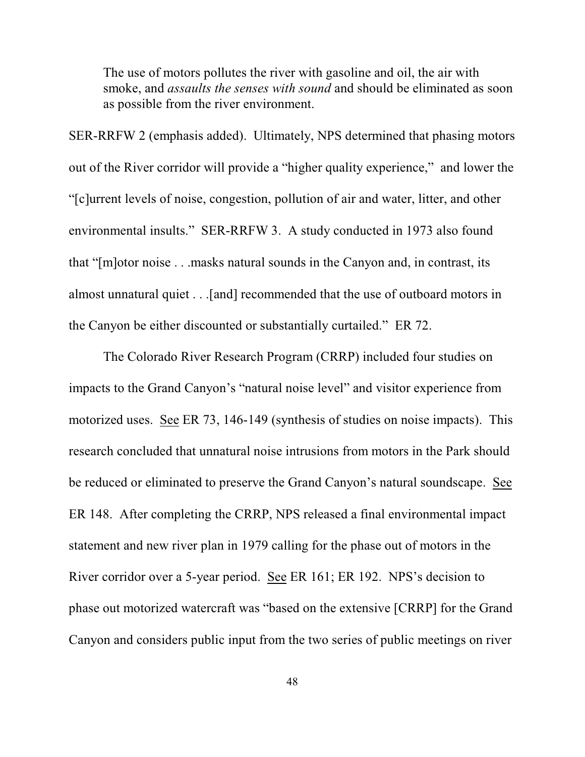> The use of motors pollutes the river with gasoline and oil, the air with smoke, and *assaults the senses with sound* and should be eliminated as soon as possible from the river environment.

SER-RRFW 2 (emphasis added). Ultimately, NPS determined that phasing motors out of the River corridor will provide a "higher quality experience," and lower the "[c]urrent levels of noise, congestion, pollution of air and water, litter, and other environmental insults." SER-RRFW 3. A study conducted in 1973 also found that "[m]otor noise . . .masks natural sounds in the Canyon and, in contrast, its almost unnatural quiet . . .[and] recommended that the use of outboard motors in the Canyon be either discounted or substantially curtailed." ER 72.

The Colorado River Research Program (CRRP) included four studies on impacts to the Grand Canyon's "natural noise level" and visitor experience from motorized uses. See ER 73, 146-149 (synthesis of studies on noise impacts). This research concluded that unnatural noise intrusions from motors in the Park should be reduced or eliminated to preserve the Grand Canyon's natural soundscape. See ER 148. After completing the CRRP, NPS released a final environmental impact statement and new river plan in 1979 calling for the phase out of motors in the River corridor over a 5-year period. See ER 161; ER 192. NPS's decision to phase out motorized watercraft was "based on the extensive [CRRP] for the Grand Canyon and considers public input from the two series of public meetings on river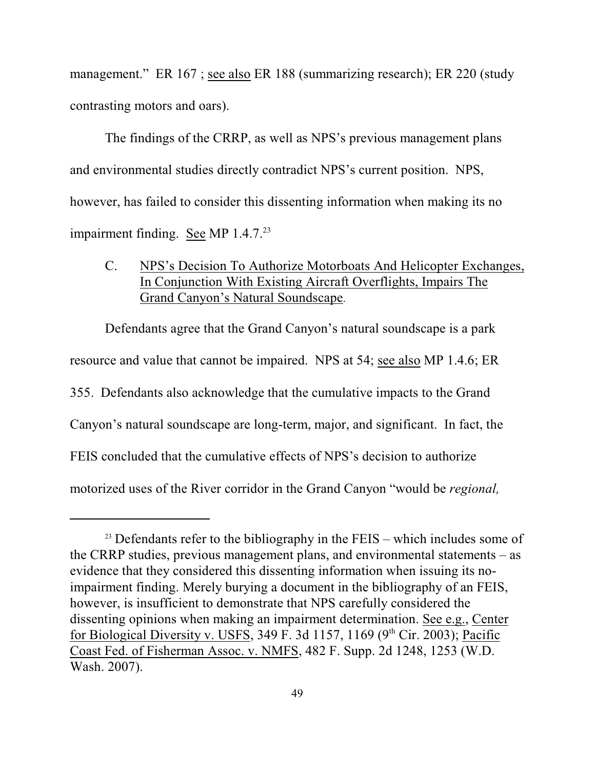management." ER 167 ; see also ER 188 (summarizing research); ER 220 (study contrasting motors and oars).

The findings of the CRRP, as well as NPS's previous management plans and environmental studies directly contradict NPS's current position. NPS, however, has failed to consider this dissenting information when making its no impairment finding. See MP 1.4.7.[23]

C. NPS's Decision To Authorize Motorboats And Helicopter Exchanges, In Conjunction With Existing Aircraft Overflights, Impairs The Grand Canyon's Natural Soundscape.

Defendants agree that the Grand Canyon's natural soundscape is a park resource and value that cannot be impaired. NPS at 54; see also MP 1.4.6; ER 355. Defendants also acknowledge that the cumulative impacts to the Grand Canyon's natural soundscape are long-term, major, and significant. In fact, the FEIS concluded that the cumulative effects of NPS's decision to authorize motorized uses of the River corridor in the Grand Canyon "would be *regional,*

---

[23] Defendants refer to the bibliography in the FEIS – which includes some of the CRRP studies, previous management plans, and environmental statements – as evidence that they considered this dissenting information when issuing its no-impairment finding. Merely burying a document in the bibliography of an FEIS, however, is insufficient to demonstrate that NPS carefully considered the dissenting opinions when making an impairment determination. See e.g., Center for Biological Diversity v. USFS, 349 F. 3d 1157, 1169 (9th Cir. 2003); Pacific Coast Fed. of Fisherman Assoc. v. NMFS, 482 F. Supp. 2d 1248, 1253 (W.D. Wash. 2007).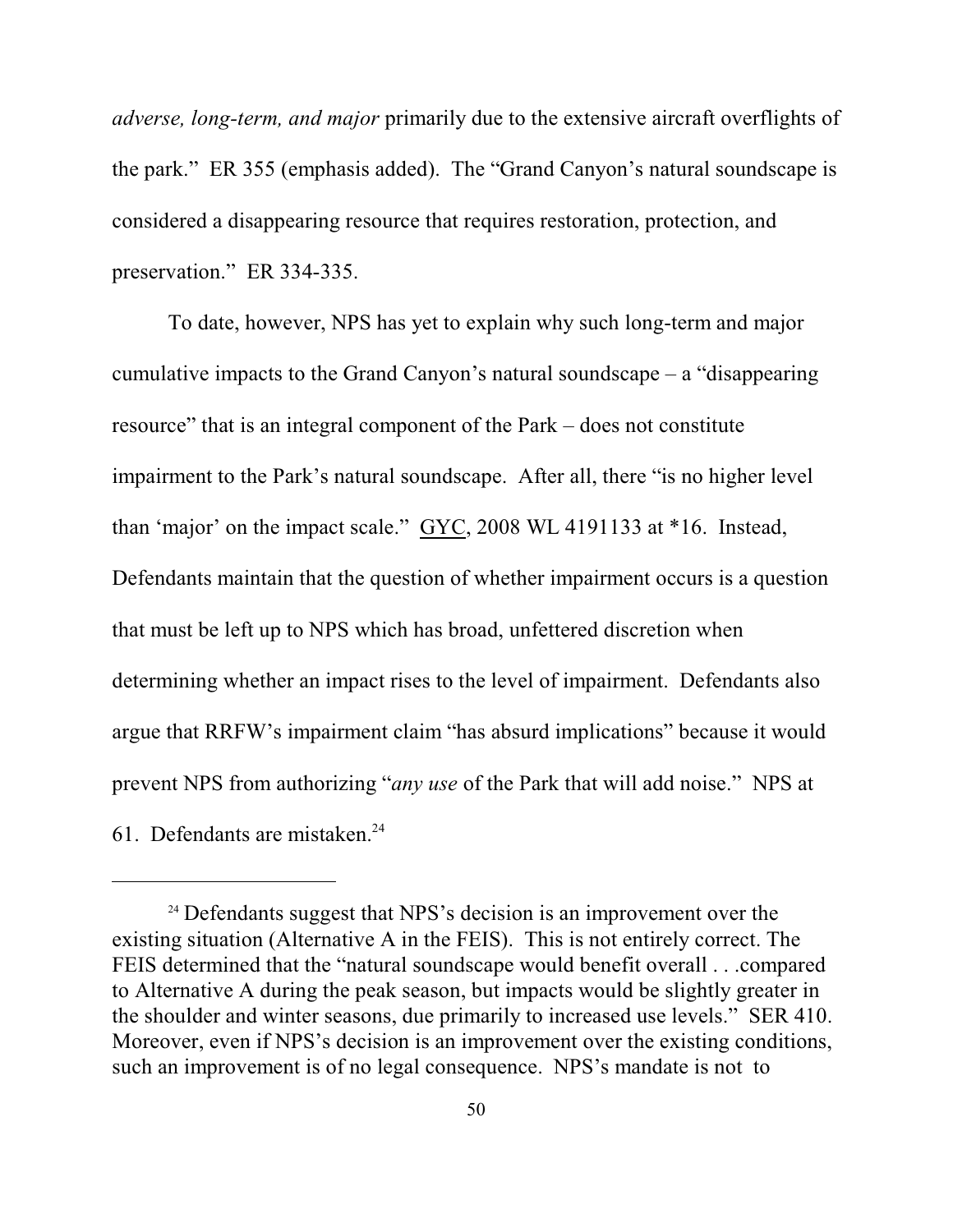*adverse, long-term, and major* primarily due to the extensive aircraft overflights of the park." ER 355 (emphasis added). The "Grand Canyon's natural soundscape is considered a disappearing resource that requires restoration, protection, and preservation." ER 334-335.

To date, however, NPS has yet to explain why such long-term and major cumulative impacts to the Grand Canyon's natural soundscape – a "disappearing resource" that is an integral component of the Park – does not constitute impairment to the Park's natural soundscape. After all, there "is no higher level than 'major' on the impact scale." GYC, 2008 WL 4191133 at *16. Instead, Defendants maintain that the question of whether impairment occurs is a question that must be left up to NPS which has broad, unfettered discretion when determining whether an impact rises to the level of impairment. Defendants also argue that RRFW's impairment claim "has absurd implications" because it would prevent NPS from authorizing "*any use* of the Park that will add noise." NPS at 61. Defendants are mistaken.[24]

[24] Defendants suggest that NPS's decision is an improvement over the existing situation (Alternative A in the FEIS). This is not entirely correct. The FEIS determined that the "natural soundscape would benefit overall . . .compared to Alternative A during the peak season, but impacts would be slightly greater in the shoulder and winter seasons, due primarily to increased use levels." SER 410. Moreover, even if NPS's decision is an improvement over the existing conditions, such an improvement is of no legal consequence. NPS's mandate is not to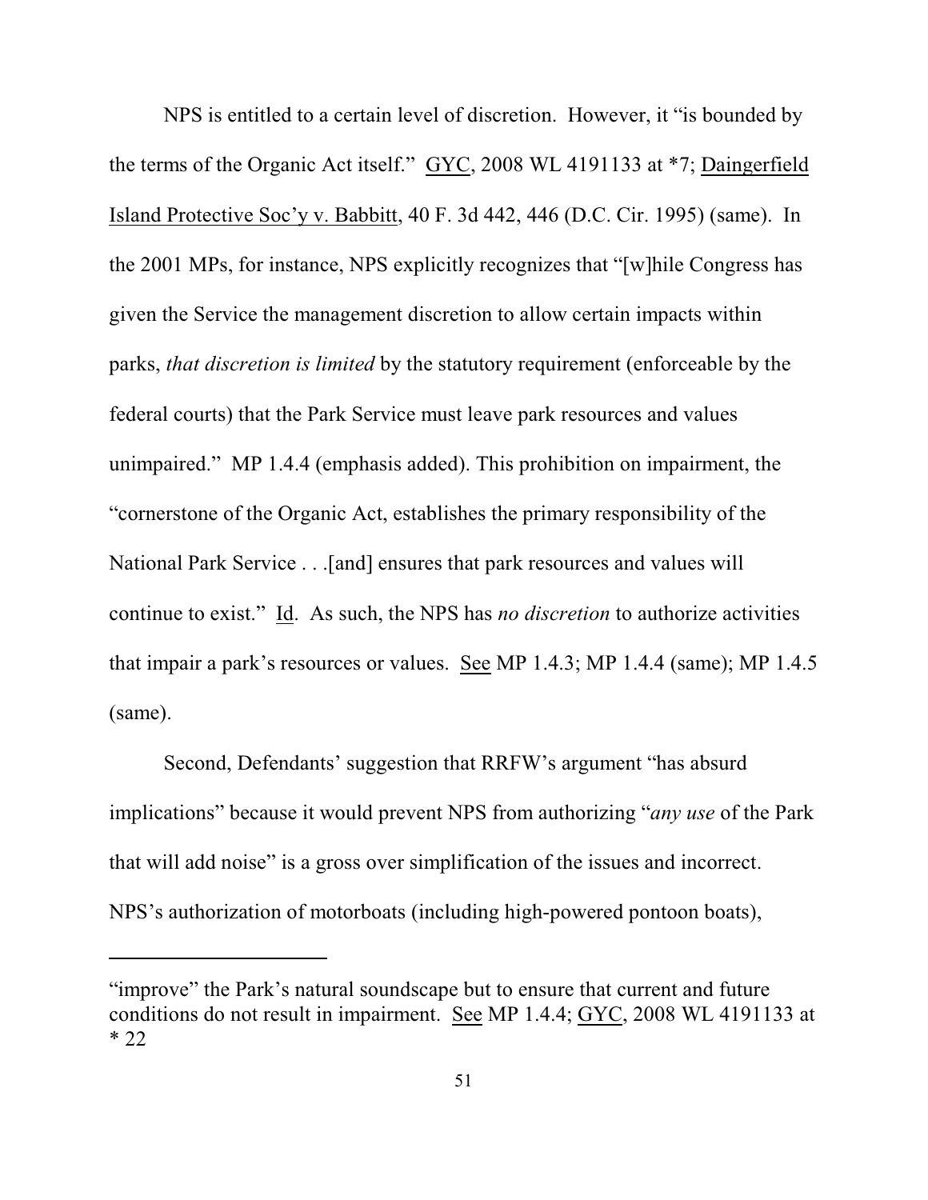NPS is entitled to a certain level of discretion. However, it "is bounded by the terms of the Organic Act itself." GYC, 2008 WL 4191133 at *7; Daingerfield Island Protective Soc'y v. Babbitt, 40 F. 3d 442, 446 (D.C. Cir. 1995) (same). In the 2001 MPs, for instance, NPS explicitly recognizes that "[w]hile Congress has given the Service the management discretion to allow certain impacts within parks, *that discretion is limited* by the statutory requirement (enforceable by the federal courts) that the Park Service must leave park resources and values unimpaired." MP 1.4.4 (emphasis added). This prohibition on impairment, the "cornerstone of the Organic Act, establishes the primary responsibility of the National Park Service . . .[and] ensures that park resources and values will continue to exist." Id. As such, the NPS has *no discretion* to authorize activities that impair a park's resources or values. See MP 1.4.3; MP 1.4.4 (same); MP 1.4.5 (same).

Second, Defendants' suggestion that RRFW's argument "has absurd implications" because it would prevent NPS from authorizing "*any use* of the Park that will add noise" is a gross over simplification of the issues and incorrect. NPS's authorization of motorboats (including high-powered pontoon boats),

---

"improve" the Park's natural soundscape but to ensure that current and future conditions do not result in impairment. See MP 1.4.4; GYC, 2008 WL 4191133 at * 22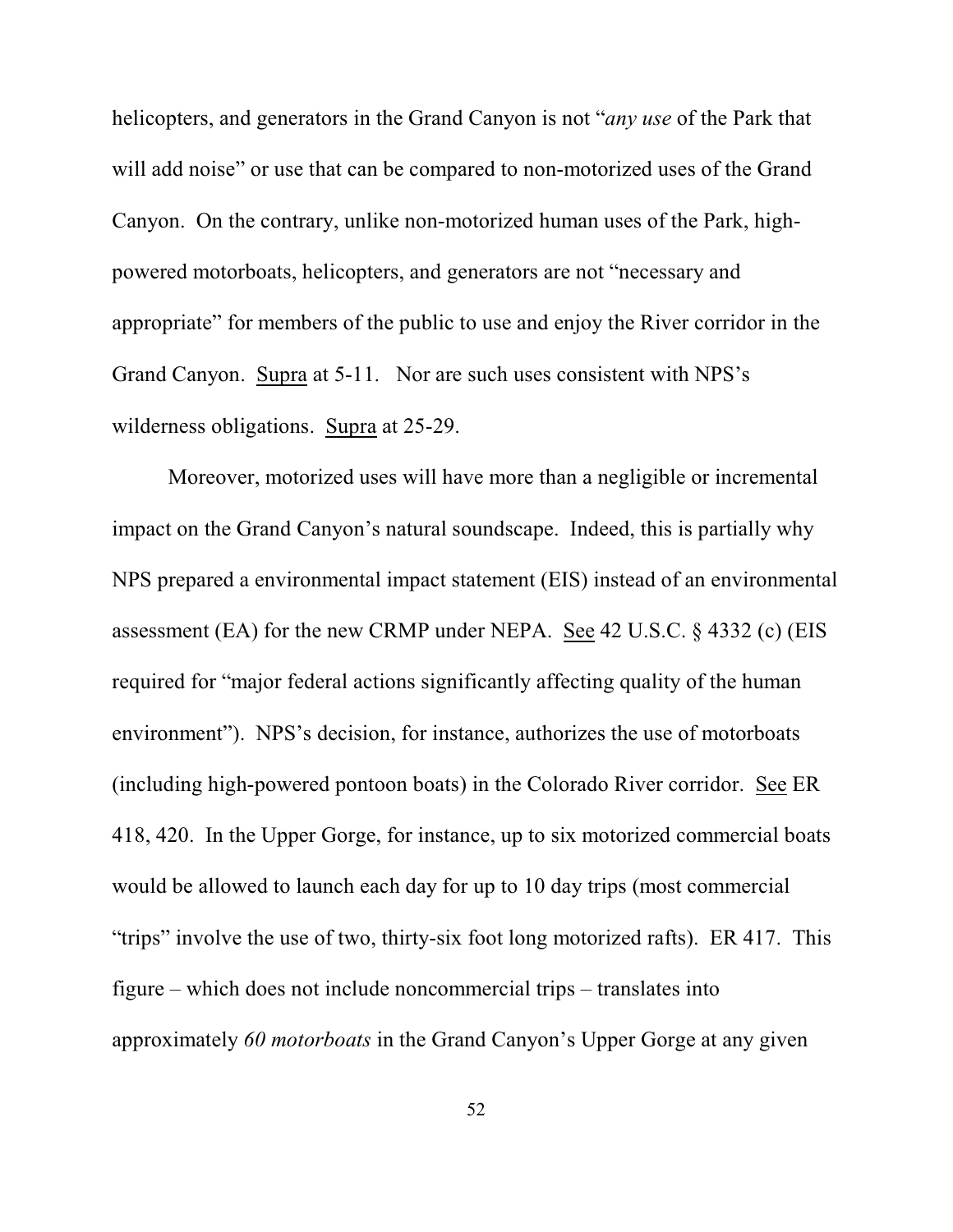helicopters, and generators in the Grand Canyon is not "*any use* of the Park that will add noise" or use that can be compared to non-motorized uses of the Grand Canyon. On the contrary, unlike non-motorized human uses of the Park, high-powered motorboats, helicopters, and generators are not "necessary and appropriate" for members of the public to use and enjoy the River corridor in the Grand Canyon. Supra at 5-11. Nor are such uses consistent with NPS's wilderness obligations. Supra at 25-29.

Moreover, motorized uses will have more than a negligible or incremental impact on the Grand Canyon's natural soundscape. Indeed, this is partially why NPS prepared a environmental impact statement (EIS) instead of an environmental assessment (EA) for the new CRMP under NEPA. See 42 U.S.C. § 4332 (c) (EIS required for "major federal actions significantly affecting quality of the human environment"). NPS's decision, for instance, authorizes the use of motorboats (including high-powered pontoon boats) in the Colorado River corridor. See ER 418, 420. In the Upper Gorge, for instance, up to six motorized commercial boats would be allowed to launch each day for up to 10 day trips (most commercial "trips" involve the use of two, thirty-six foot long motorized rafts). ER 417. This figure – which does not include noncommercial trips – translates into approximately *60 motorboats* in the Grand Canyon's Upper Gorge at any given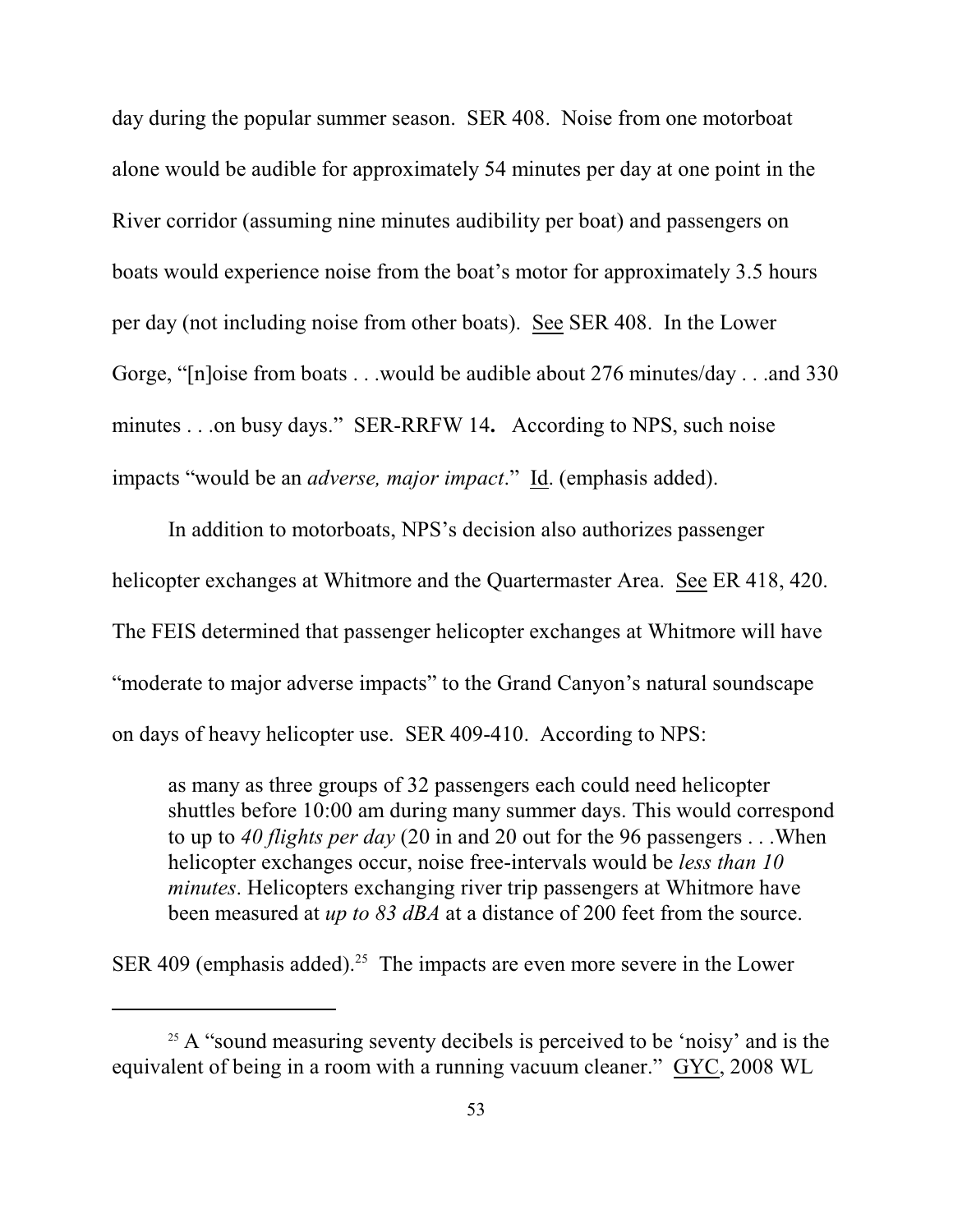day during the popular summer season. SER 408. Noise from one motorboat alone would be audible for approximately 54 minutes per day at one point in the River corridor (assuming nine minutes audibility per boat) and passengers on boats would experience noise from the boat's motor for approximately 3.5 hours per day (not including noise from other boats). See SER 408. In the Lower Gorge, "[n]oise from boats . . .would be audible about 276 minutes/day . . .and 330 minutes . . .on busy days." SER-RRFW 14**.** According to NPS, such noise impacts "would be an *adverse, major impact*." Id. (emphasis added).

In addition to motorboats, NPS's decision also authorizes passenger helicopter exchanges at Whitmore and the Quartermaster Area. See ER 418, 420. The FEIS determined that passenger helicopter exchanges at Whitmore will have "moderate to major adverse impacts" to the Grand Canyon's natural soundscape on days of heavy helicopter use. SER 409-410. According to NPS:

> as many as three groups of 32 passengers each could need helicopter shuttles before 10:00 am during many summer days. This would correspond to up to *40 flights per day* (20 in and 20 out for the 96 passengers . . .When helicopter exchanges occur, noise free-intervals would be *less than 10 minutes*. Helicopters exchanging river trip passengers at Whitmore have been measured at *up to 83 dBA* at a distance of 200 feet from the source.

SER 409 (emphasis added).[25] The impacts are even more severe in the Lower

---

[25] A "sound measuring seventy decibels is perceived to be 'noisy' and is the equivalent of being in a room with a running vacuum cleaner." GYC, 2008 WL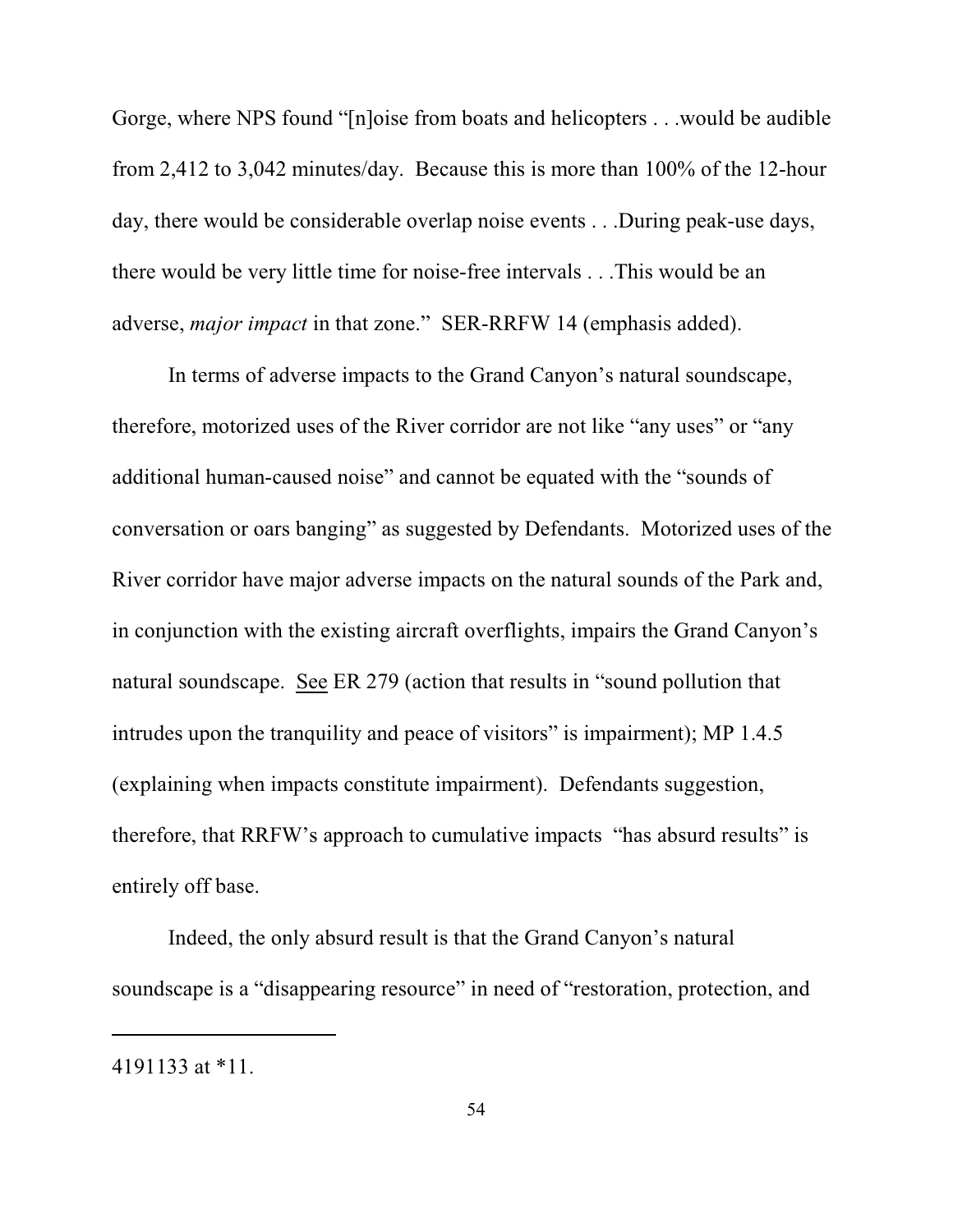Gorge, where NPS found "[n]oise from boats and helicopters . . .would be audible from 2,412 to 3,042 minutes/day. Because this is more than 100% of the 12-hour day, there would be considerable overlap noise events . . .During peak-use days, there would be very little time for noise-free intervals . . .This would be an adverse, *major impact* in that zone." SER-RRFW 14 (emphasis added).

In terms of adverse impacts to the Grand Canyon's natural soundscape, therefore, motorized uses of the River corridor are not like "any uses" or "any additional human-caused noise" and cannot be equated with the "sounds of conversation or oars banging" as suggested by Defendants. Motorized uses of the River corridor have major adverse impacts on the natural sounds of the Park and, in conjunction with the existing aircraft overflights, impairs the Grand Canyon's natural soundscape. <u>See</u> ER 279 (action that results in "sound pollution that intrudes upon the tranquility and peace of visitors" is impairment); MP 1.4.5 (explaining when impacts constitute impairment). Defendants suggestion, therefore, that RRFW's approach to cumulative impacts "has absurd results" is entirely off base.

Indeed, the only absurd result is that the Grand Canyon's natural soundscape is a "disappearing resource" in need of "restoration, protection, and

---

4191133 at *11.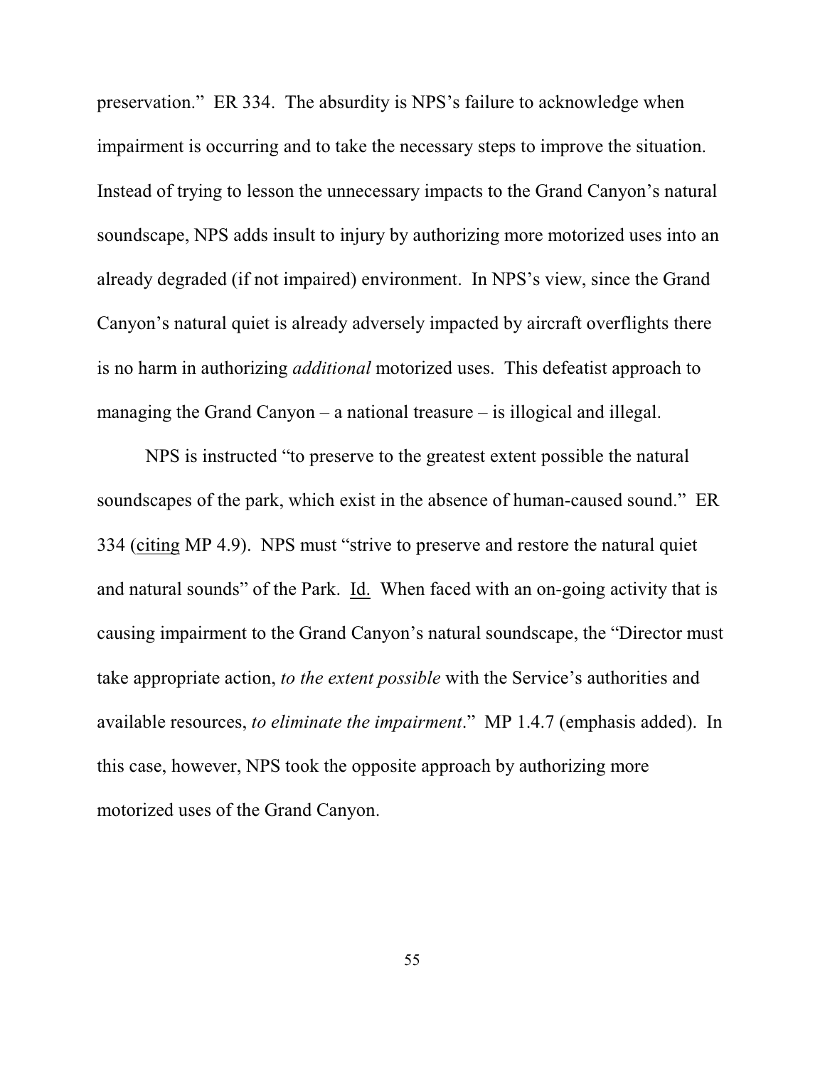preservation." ER 334. The absurdity is NPS's failure to acknowledge when impairment is occurring and to take the necessary steps to improve the situation. Instead of trying to lesson the unnecessary impacts to the Grand Canyon's natural soundscape, NPS adds insult to injury by authorizing more motorized uses into an already degraded (if not impaired) environment. In NPS's view, since the Grand Canyon's natural quiet is already adversely impacted by aircraft overflights there is no harm in authorizing *additional* motorized uses. This defeatist approach to managing the Grand Canyon – a national treasure – is illogical and illegal.

NPS is instructed "to preserve to the greatest extent possible the natural soundscapes of the park, which exist in the absence of human-caused sound." ER 334 (citing MP 4.9). NPS must "strive to preserve and restore the natural quiet and natural sounds" of the Park. Id. When faced with an on-going activity that is causing impairment to the Grand Canyon's natural soundscape, the "Director must take appropriate action, *to the extent possible* with the Service's authorities and available resources, *to eliminate the impairment*." MP 1.4.7 (emphasis added). In this case, however, NPS took the opposite approach by authorizing more motorized uses of the Grand Canyon.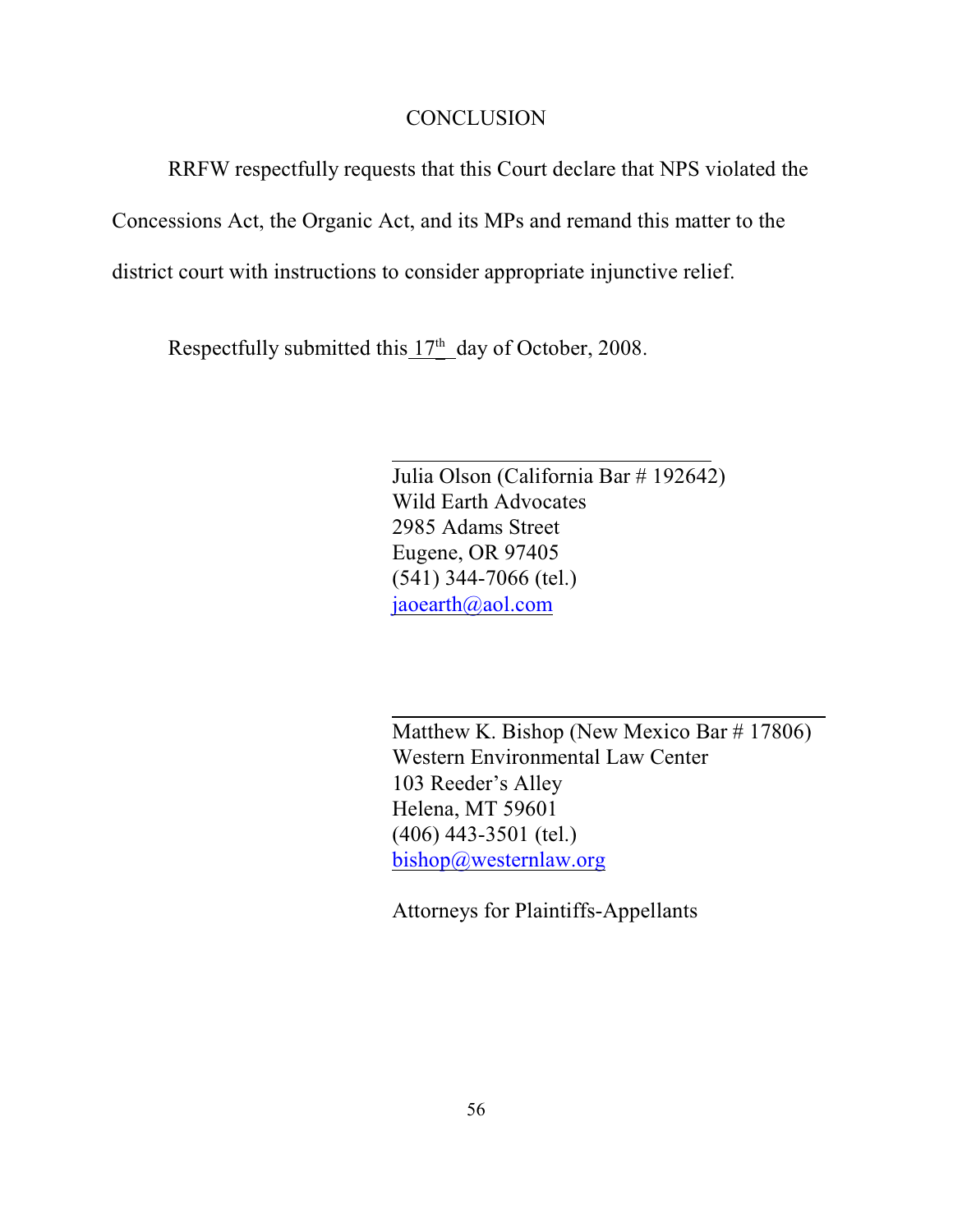## CONCLUSION

RRFW respectfully requests that this Court declare that NPS violated the Concessions Act, the Organic Act, and its MPs and remand this matter to the district court with instructions to consider appropriate injunctive relief.

Respectfully submitted this 17th day of October, 2008.

\_\_\_\_\_\_\_\_\_\_\_\_\_\_\_\_\_\_\_\_\_\_\_\_\_\_\_\_\_\_

Julia Olson (California Bar # 192642)
Wild Earth Advocates
2985 Adams Street
Eugene, OR 97405
(541) 344-7066 (tel.)
jaoearth@aol.com

\_\_\_\_\_\_\_\_\_\_\_\_\_\_\_\_\_\_\_\_\_\_\_\_\_\_\_\_\_\_

Matthew K. Bishop (New Mexico Bar # 17806)
Western Environmental Law Center
103 Reeder's Alley
Helena, MT 59601
(406) 443-3501 (tel.)
bishop@westernlaw.org

Attorneys for Plaintiffs-Appellants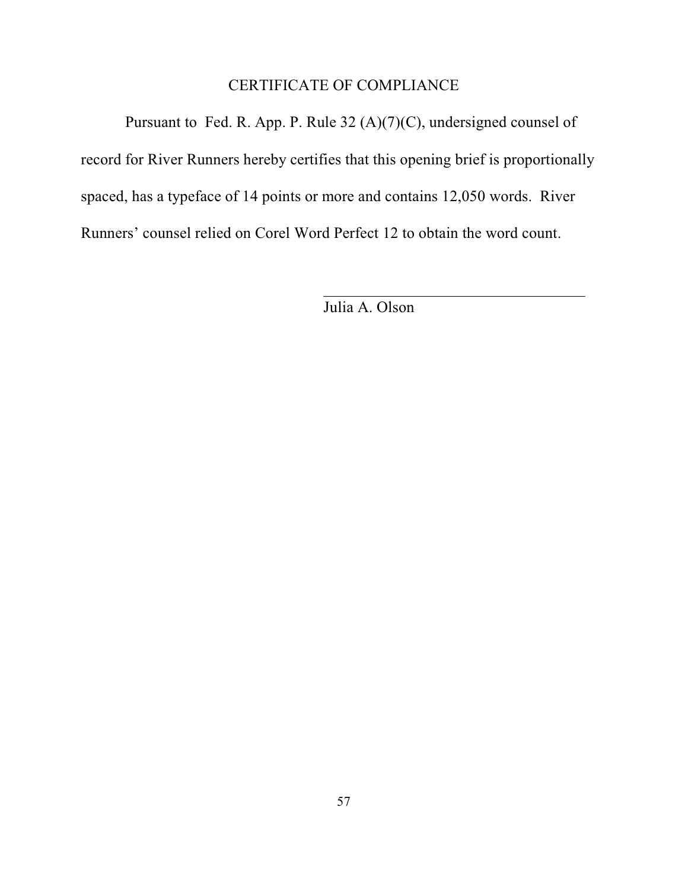# CERTIFICATE OF COMPLIANCE

Pursuant to Fed. R. App. P. Rule 32 (A)(7)(C), undersigned counsel of record for River Runners hereby certifies that this opening brief is proportionally spaced, has a typeface of 14 points or more and contains 12,050 words. River Runners' counsel relied on Corel Word Perfect 12 to obtain the word count.

\_\_\_\_\_\_\_\_\_\_\_\_\_\_\_\_\_\_\_\_\_\_\_\_\_\_\_\_\_\_\_\_\_\_\_\_

Julia A. Olson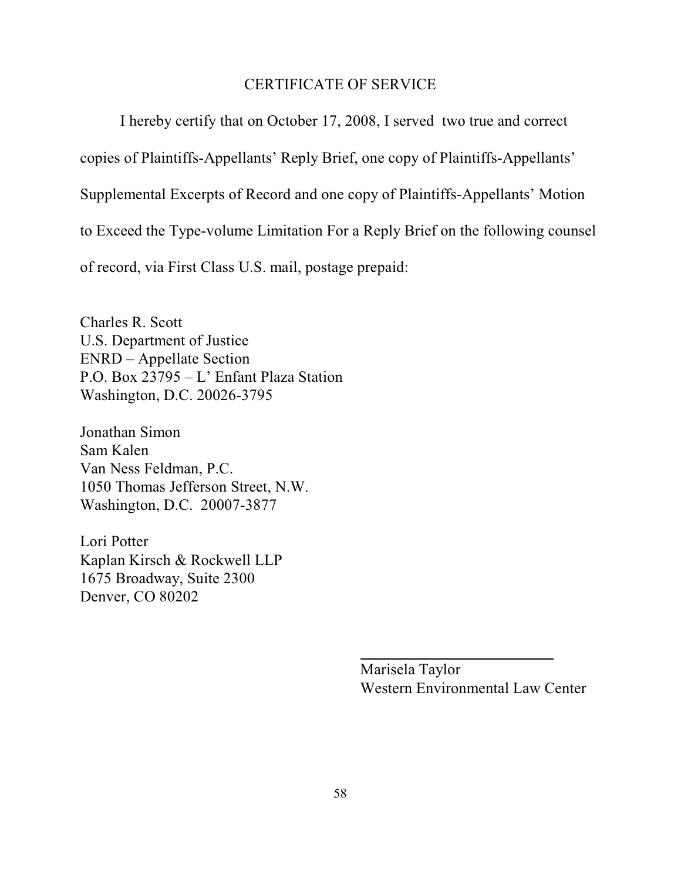# CERTIFICATE OF SERVICE

I hereby certify that on October 17, 2008, I served two true and correct copies of Plaintiffs-Appellants' Reply Brief, one copy of Plaintiffs-Appellants' Supplemental Excerpts of Record and one copy of Plaintiffs-Appellants' Motion to Exceed the Type-volume Limitation For a Reply Brief on the following counsel of record, via First Class U.S. mail, postage prepaid:

Charles R. Scott
U.S. Department of Justice
ENRD – Appellate Section
P.O. Box 23795 – L' Enfant Plaza Station
Washington, D.C. 20026-3795

Jonathan Simon
Sam Kalen
Van Ness Feldman, P.C.
1050 Thomas Jefferson Street, N.W.
Washington, D.C. 20007-3877

Lori Potter
Kaplan Kirsch & Rockwell LLP
1675 Broadway, Suite 2300
Denver, CO 80202

Marisela Taylor
Western Environmental Law Center